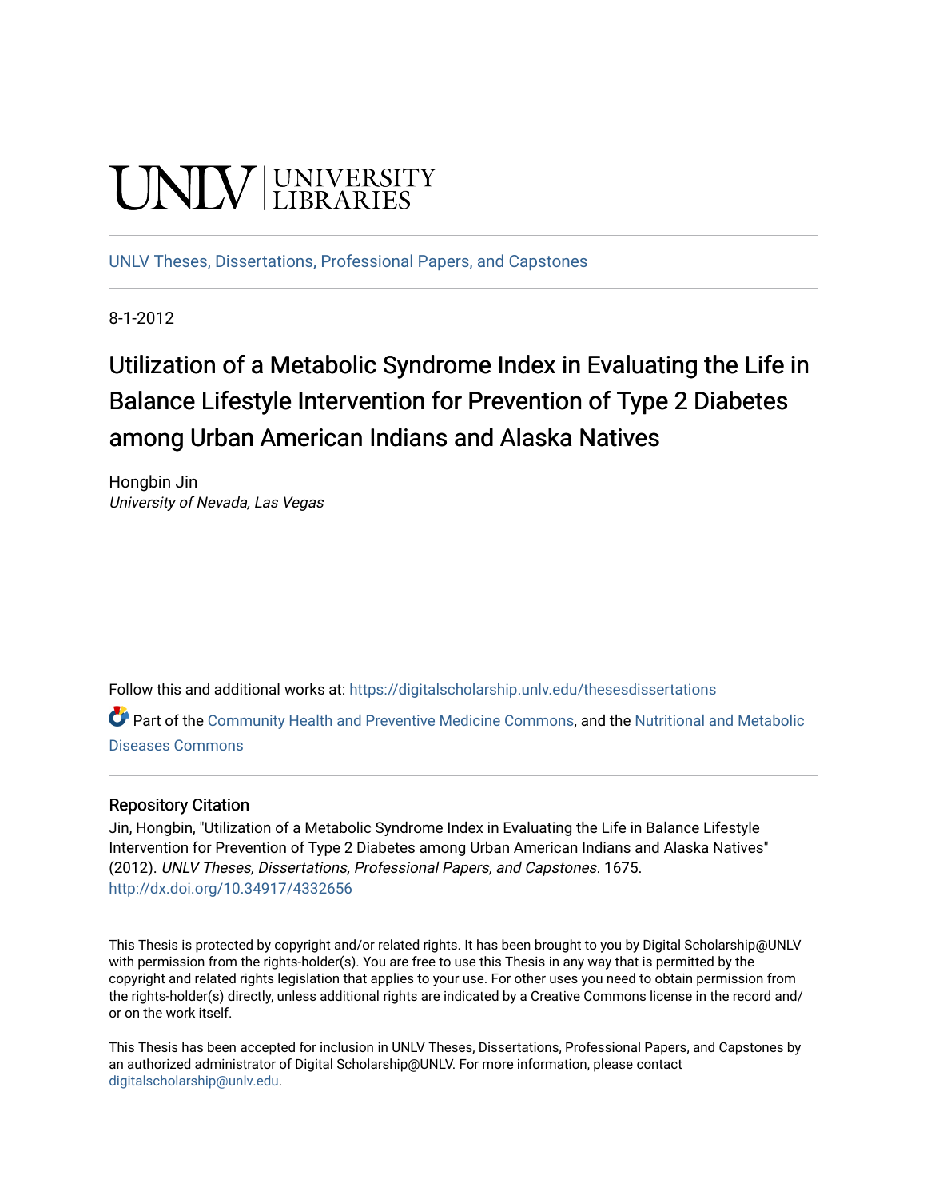UNLV | UNIVERSITY LIBRARIES

UNLV Theses, Dissertations, Professional Papers, and Capstones

8-1-2012

# Utilization of a Metabolic Syndrome Index in Evaluating the Life in Balance Lifestyle Intervention for Prevention of Type 2 Diabetes among Urban American Indians and Alaska Natives

Hongbin Jin
*University of Nevada, Las Vegas*

Follow this and additional works at: https://digitalscholarship.unlv.edu/thesesdissertations

Part of the Community Health and Preventive Medicine Commons, and the Nutritional and Metabolic Diseases Commons

## Repository Citation

Jin, Hongbin, "Utilization of a Metabolic Syndrome Index in Evaluating the Life in Balance Lifestyle Intervention for Prevention of Type 2 Diabetes among Urban American Indians and Alaska Natives" (2012). *UNLV Theses, Dissertations, Professional Papers, and Capstones*. 1675.
http://dx.doi.org/10.34917/4332656

This Thesis is protected by copyright and/or related rights. It has been brought to you by Digital Scholarship@UNLV with permission from the rights-holder(s). You are free to use this Thesis in any way that is permitted by the copyright and related rights legislation that applies to your use. For other uses you need to obtain permission from the rights-holder(s) directly, unless additional rights are indicated by a Creative Commons license in the record and/or on the work itself.

This Thesis has been accepted for inclusion in UNLV Theses, Dissertations, Professional Papers, and Capstones by an authorized administrator of Digital Scholarship@UNLV. For more information, please contact digitalscholarship@unlv.edu.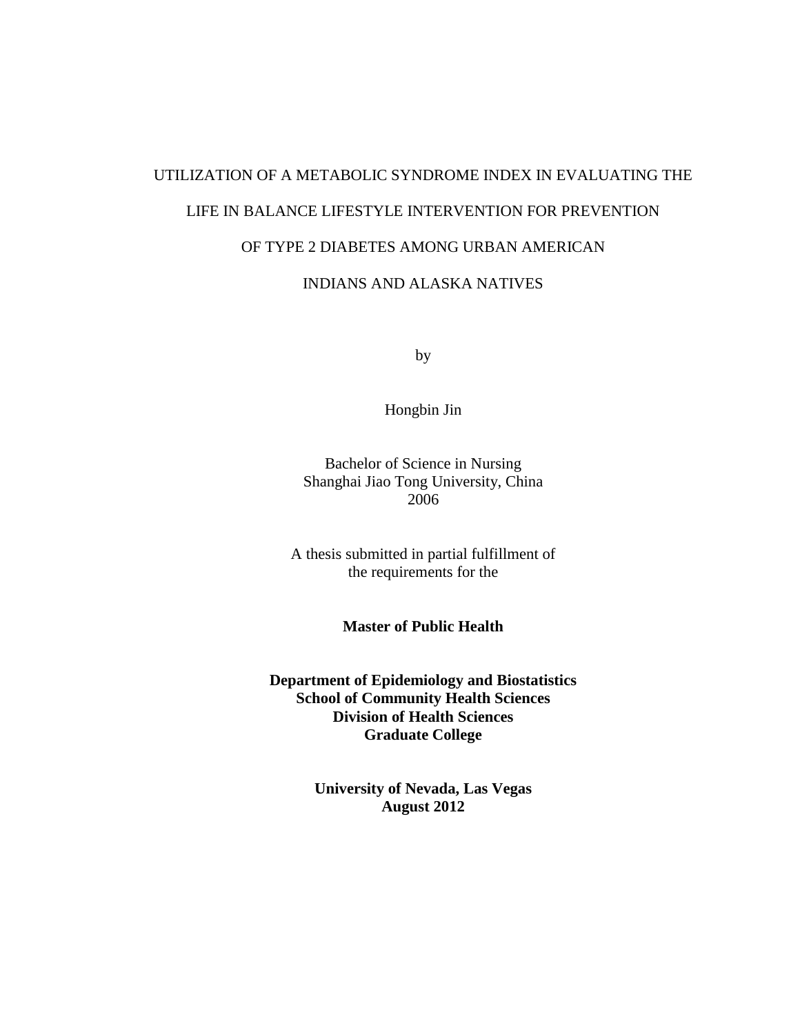UTILIZATION OF A METABOLIC SYNDROME INDEX IN EVALUATING THE LIFE IN BALANCE LIFESTYLE INTERVENTION FOR PREVENTION OF TYPE 2 DIABETES AMONG URBAN AMERICAN INDIANS AND ALASKA NATIVES

by

Hongbin Jin

Bachelor of Science in Nursing
Shanghai Jiao Tong University, China
2006

A thesis submitted in partial fulfillment of
the requirements for the

**Master of Public Health**

**Department of Epidemiology and Biostatistics**
**School of Community Health Sciences**
**Division of Health Sciences**
**Graduate College**

**University of Nevada, Las Vegas**
**August 2012**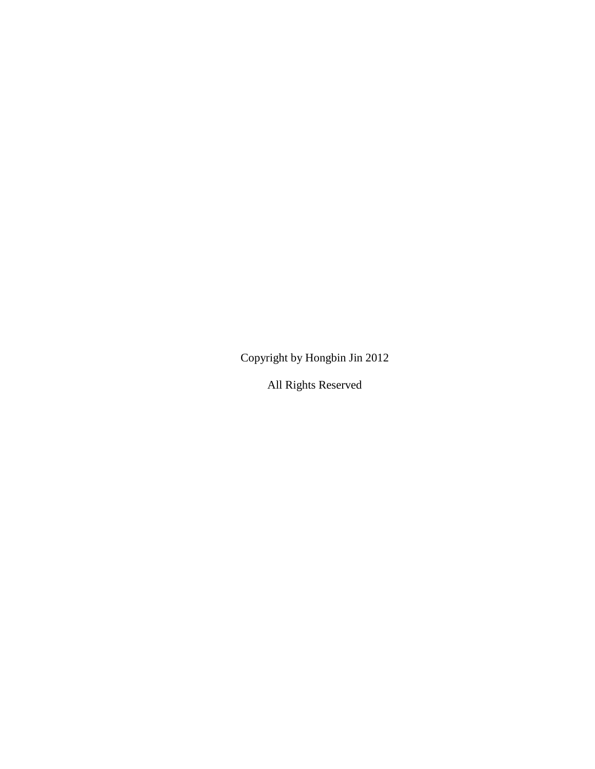Copyright by Hongbin Jin 2012

All Rights Reserved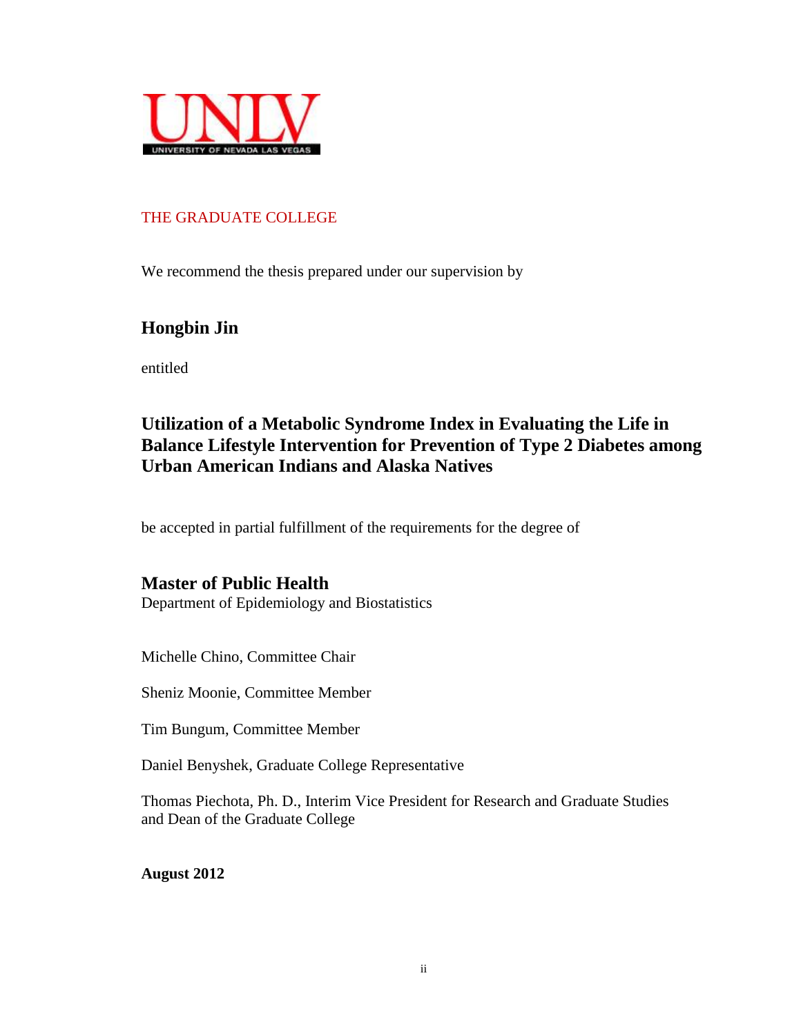UNLV
UNIVERSITY OF NEVADA LAS VEGAS

THE GRADUATE COLLEGE

We recommend the thesis prepared under our supervision by

**Hongbin Jin**

entitled

**Utilization of a Metabolic Syndrome Index in Evaluating the Life in Balance Lifestyle Intervention for Prevention of Type 2 Diabetes among Urban American Indians and Alaska Natives**

be accepted in partial fulfillment of the requirements for the degree of

**Master of Public Health**
Department of Epidemiology and Biostatistics

Michelle Chino, Committee Chair

Sheniz Moonie, Committee Member

Tim Bungum, Committee Member

Daniel Benyshek, Graduate College Representative

Thomas Piechota, Ph. D., Interim Vice President for Research and Graduate Studies and Dean of the Graduate College

**August 2012**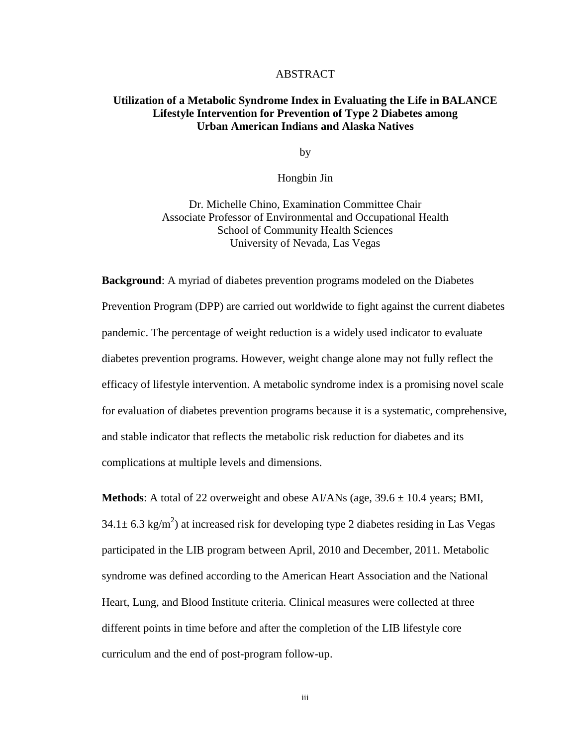# ABSTRACT

## Utilization of a Metabolic Syndrome Index in Evaluating the Life in BALANCE Lifestyle Intervention for Prevention of Type 2 Diabetes among Urban American Indians and Alaska Natives

by

Hongbin Jin

Dr. Michelle Chino, Examination Committee Chair
Associate Professor of Environmental and Occupational Health
School of Community Health Sciences
University of Nevada, Las Vegas

**Background**: A myriad of diabetes prevention programs modeled on the Diabetes Prevention Program (DPP) are carried out worldwide to fight against the current diabetes pandemic. The percentage of weight reduction is a widely used indicator to evaluate diabetes prevention programs. However, weight change alone may not fully reflect the efficacy of lifestyle intervention. A metabolic syndrome index is a promising novel scale for evaluation of diabetes prevention programs because it is a systematic, comprehensive, and stable indicator that reflects the metabolic risk reduction for diabetes and its complications at multiple levels and dimensions.

**Methods**: A total of 22 overweight and obese AI/ANs (age, $39.6 \pm 10.4$ years; BMI, $34.1 \pm 6.3$ kg/m$^2$) at increased risk for developing type 2 diabetes residing in Las Vegas participated in the LIB program between April, 2010 and December, 2011. Metabolic syndrome was defined according to the American Heart Association and the National Heart, Lung, and Blood Institute criteria. Clinical measures were collected at three different points in time before and after the completion of the LIB lifestyle core curriculum and the end of post-program follow-up.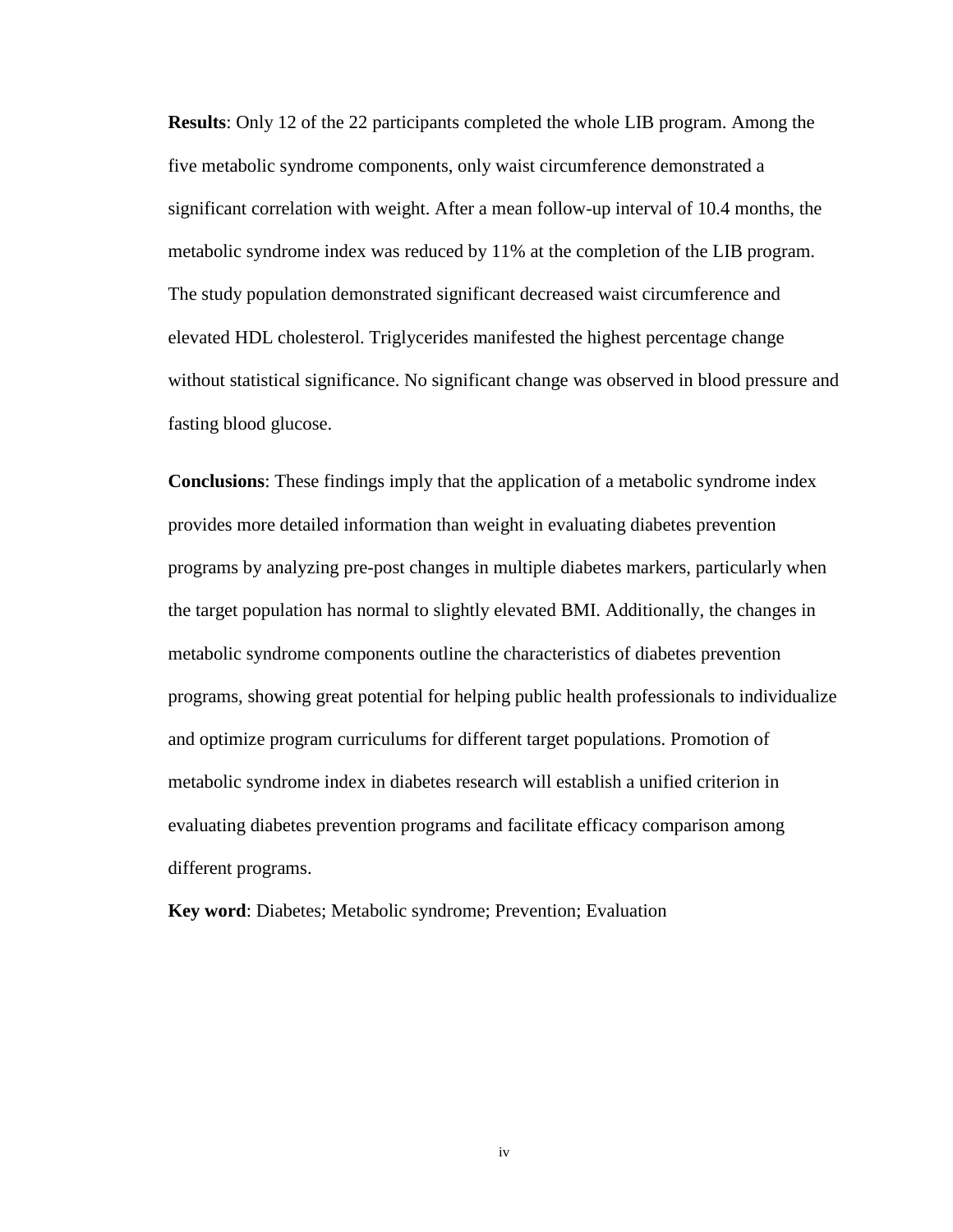**Results**: Only 12 of the 22 participants completed the whole LIB program. Among the five metabolic syndrome components, only waist circumference demonstrated a significant correlation with weight. After a mean follow-up interval of 10.4 months, the metabolic syndrome index was reduced by 11% at the completion of the LIB program. The study population demonstrated significant decreased waist circumference and elevated HDL cholesterol. Triglycerides manifested the highest percentage change without statistical significance. No significant change was observed in blood pressure and fasting blood glucose.

**Conclusions**: These findings imply that the application of a metabolic syndrome index provides more detailed information than weight in evaluating diabetes prevention programs by analyzing pre-post changes in multiple diabetes markers, particularly when the target population has normal to slightly elevated BMI. Additionally, the changes in metabolic syndrome components outline the characteristics of diabetes prevention programs, showing great potential for helping public health professionals to individualize and optimize program curriculums for different target populations. Promotion of metabolic syndrome index in diabetes research will establish a unified criterion in evaluating diabetes prevention programs and facilitate efficacy comparison among different programs.

**Key word**: Diabetes; Metabolic syndrome; Prevention; Evaluation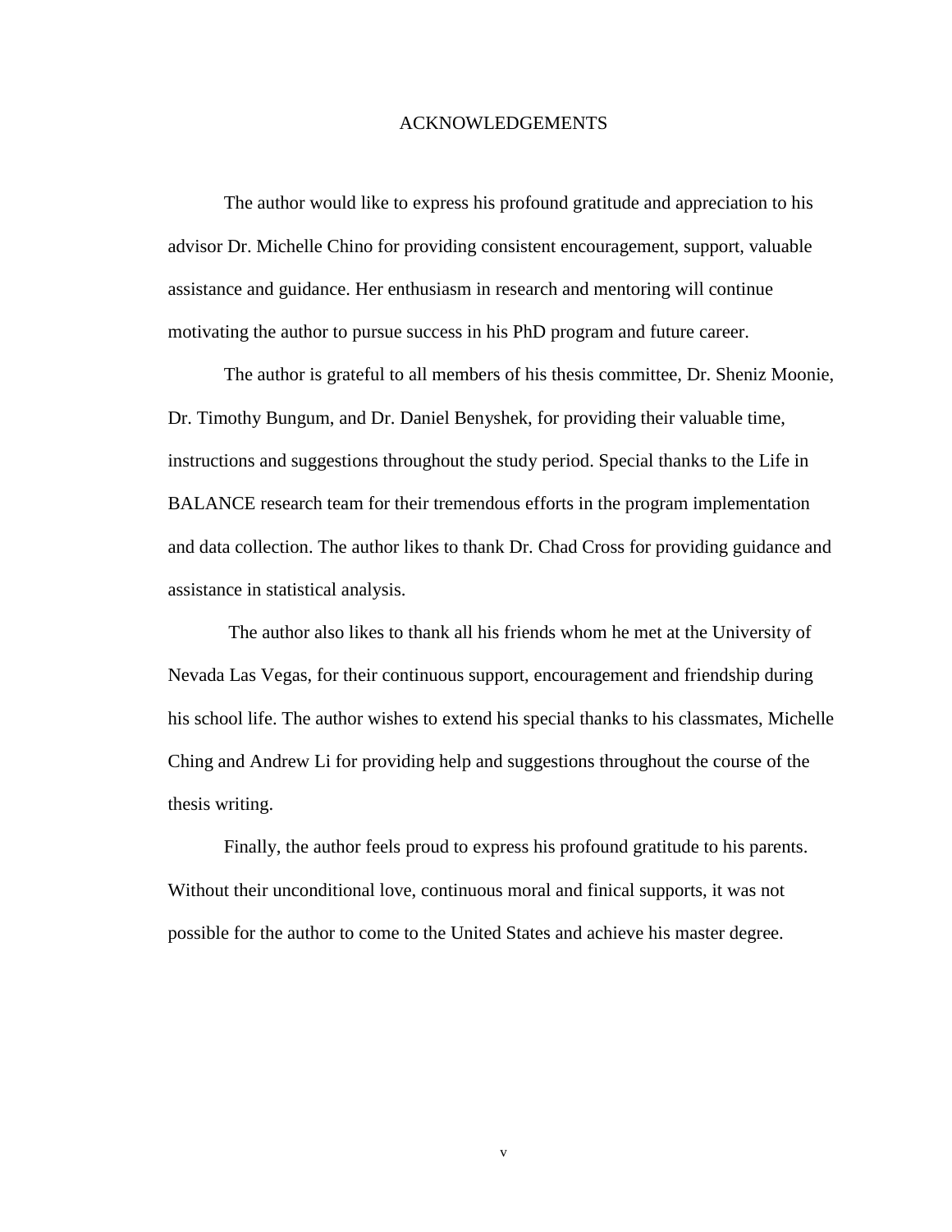# ACKNOWLEDGEMENTS

The author would like to express his profound gratitude and appreciation to his advisor Dr. Michelle Chino for providing consistent encouragement, support, valuable assistance and guidance. Her enthusiasm in research and mentoring will continue motivating the author to pursue success in his PhD program and future career.

The author is grateful to all members of his thesis committee, Dr. Sheniz Moonie, Dr. Timothy Bungum, and Dr. Daniel Benyshek, for providing their valuable time, instructions and suggestions throughout the study period. Special thanks to the Life in BALANCE research team for their tremendous efforts in the program implementation and data collection. The author likes to thank Dr. Chad Cross for providing guidance and assistance in statistical analysis.

The author also likes to thank all his friends whom he met at the University of Nevada Las Vegas, for their continuous support, encouragement and friendship during his school life. The author wishes to extend his special thanks to his classmates, Michelle Ching and Andrew Li for providing help and suggestions throughout the course of the thesis writing.

Finally, the author feels proud to express his profound gratitude to his parents. Without their unconditional love, continuous moral and finical supports, it was not possible for the author to come to the United States and achieve his master degree.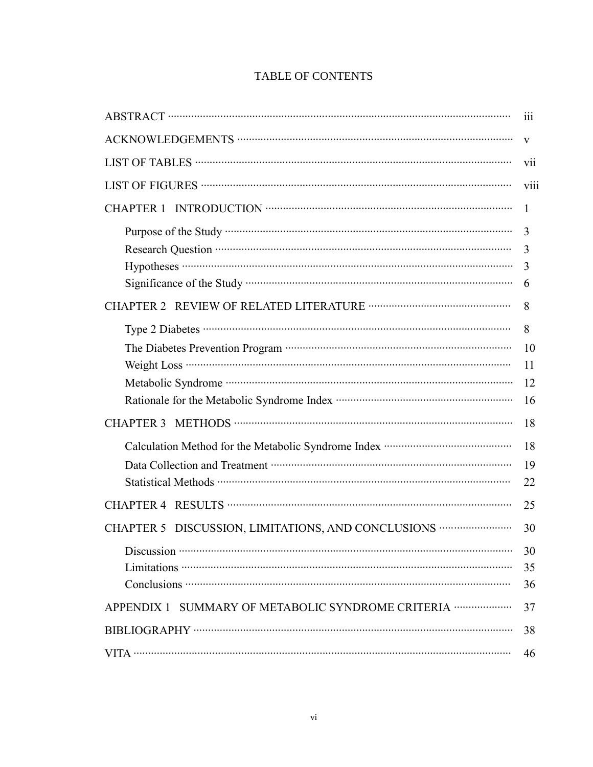# TABLE OF CONTENTS

| | |
|---|---|
| ABSTRACT | iii |
| ACKNOWLEDGEMENTS | v |
| LIST OF TABLES | vii |
| LIST OF FIGURES | viii |
| CHAPTER 1 INTRODUCTION | 1 |
| Purpose of the Study | 3 |
| Research Question | 3 |
| Hypotheses | 3 |
| Significance of the Study | 6 |
| CHAPTER 2 REVIEW OF RELATED LITERATURE | 8 |
| Type 2 Diabetes | 8 |
| The Diabetes Prevention Program | 10 |
| Weight Loss | 11 |
| Metabolic Syndrome | 12 |
| Rationale for the Metabolic Syndrome Index | 16 |
| CHAPTER 3 METHODS | 18 |
| Calculation Method for the Metabolic Syndrome Index | 18 |
| Data Collection and Treatment | 19 |
| Statistical Methods | 22 |
| CHAPTER 4 RESULTS | 25 |
| CHAPTER 5 DISCUSSION, LIMITATIONS, AND CONCLUSIONS | 30 |
| Discussion | 30 |
| Limitations | 35 |
| Conclusions | 36 |
| APPENDIX 1 SUMMARY OF METABOLIC SYNDROME CRITERIA | 37 |
| BIBLIOGRAPHY | 38 |
| VITA | 46 |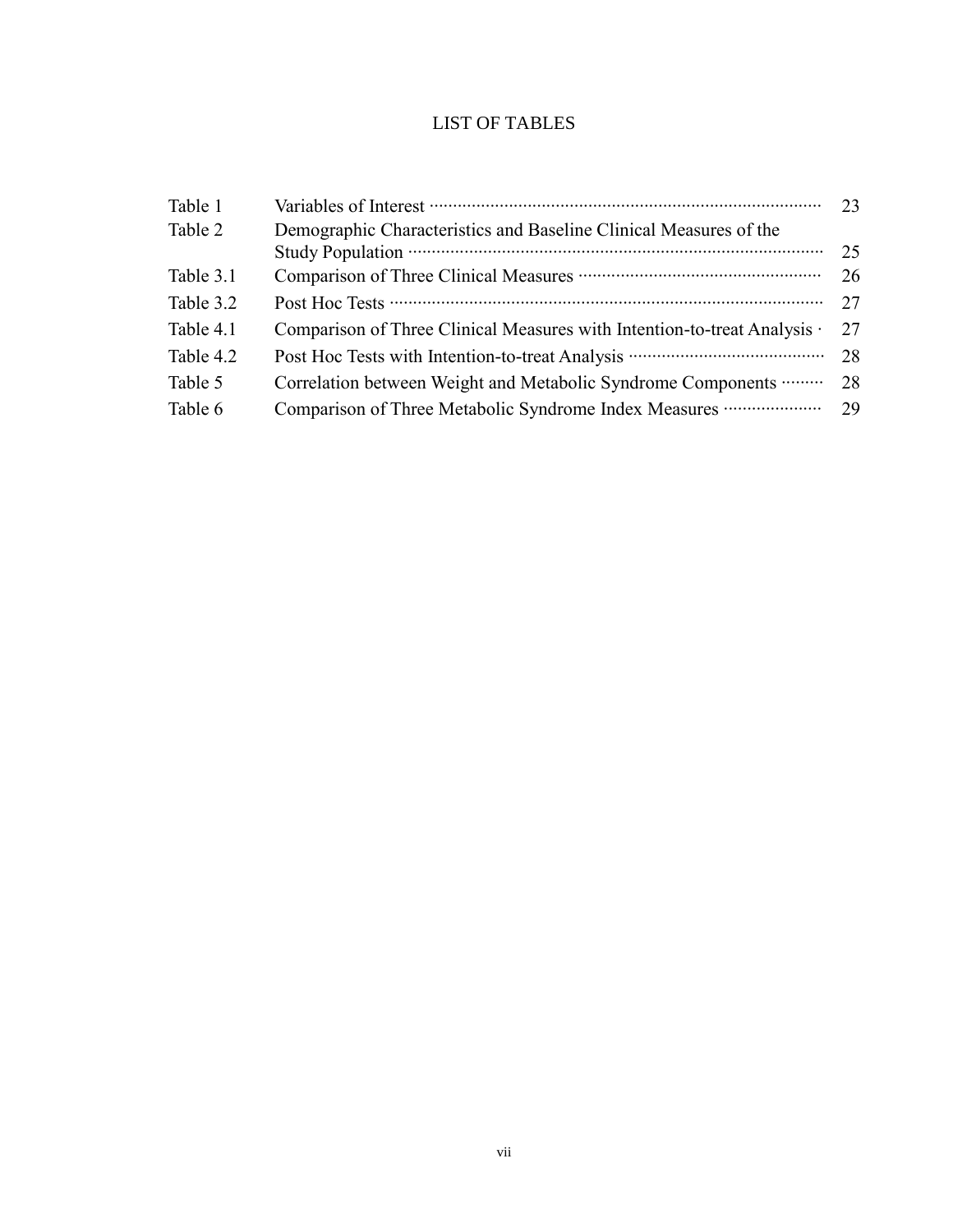# LIST OF TABLES

| | | |
|---|---|---|
| Table 1 | Variables of Interest | 23 |
| Table 2 | Demographic Characteristics and Baseline Clinical Measures of the Study Population | 25 |
| Table 3.1 | Comparison of Three Clinical Measures | 26 |
| Table 3.2 | Post Hoc Tests | 27 |
| Table 4.1 | Comparison of Three Clinical Measures with Intention-to-treat Analysis | 27 |
| Table 4.2 | Post Hoc Tests with Intention-to-treat Analysis | 28 |
| Table 5 | Correlation between Weight and Metabolic Syndrome Components | 28 |
| Table 6 | Comparison of Three Metabolic Syndrome Index Measures | 29 |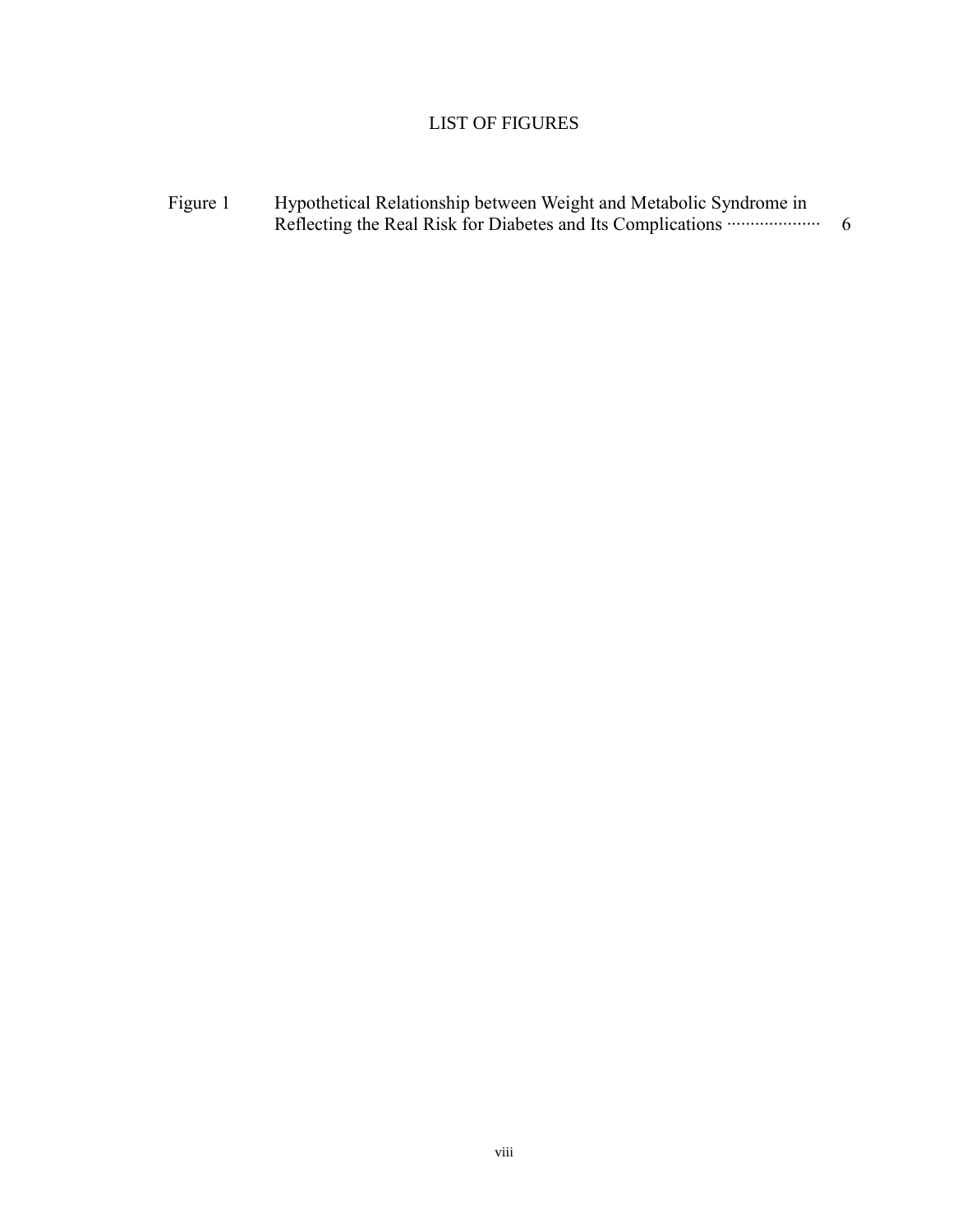# LIST OF FIGURES

| | | |
|---|---|---|
| Figure 1 | Hypothetical Relationship between Weight and Metabolic Syndrome in Reflecting the Real Risk for Diabetes and Its Complications | 6 |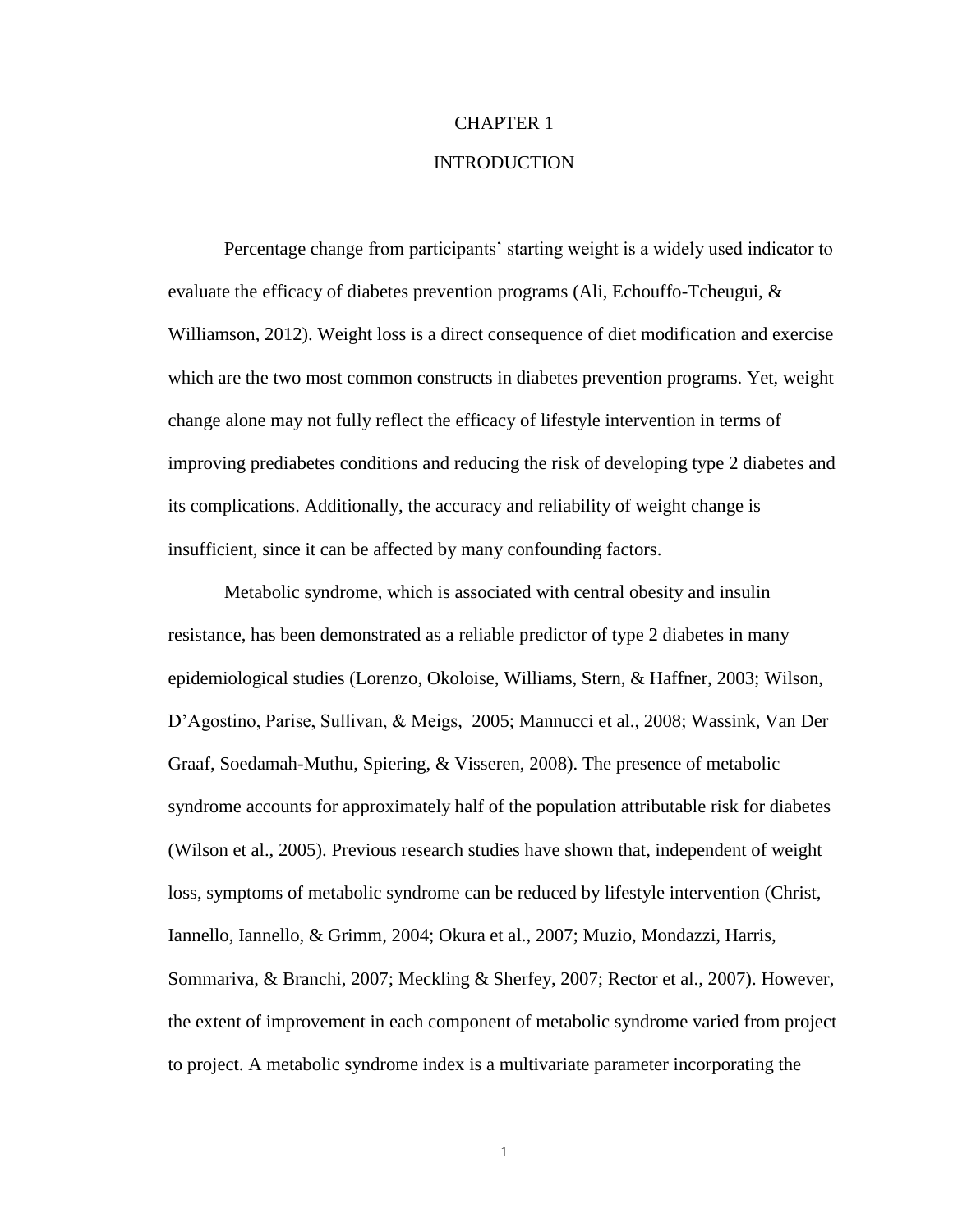# CHAPTER 1

# INTRODUCTION

Percentage change from participants' starting weight is a widely used indicator to evaluate the efficacy of diabetes prevention programs (Ali, Echouffo-Tcheugui, & Williamson, 2012). Weight loss is a direct consequence of diet modification and exercise which are the two most common constructs in diabetes prevention programs. Yet, weight change alone may not fully reflect the efficacy of lifestyle intervention in terms of improving prediabetes conditions and reducing the risk of developing type 2 diabetes and its complications. Additionally, the accuracy and reliability of weight change is insufficient, since it can be affected by many confounding factors.

Metabolic syndrome, which is associated with central obesity and insulin resistance, has been demonstrated as a reliable predictor of type 2 diabetes in many epidemiological studies (Lorenzo, Okoloise, Williams, Stern, & Haffner, 2003; Wilson, D'Agostino, Parise, Sullivan, & Meigs, 2005; Mannucci et al., 2008; Wassink, Van Der Graaf, Soedamah-Muthu, Spiering, & Visseren, 2008). The presence of metabolic syndrome accounts for approximately half of the population attributable risk for diabetes (Wilson et al., 2005). Previous research studies have shown that, independent of weight loss, symptoms of metabolic syndrome can be reduced by lifestyle intervention (Christ, Iannello, Iannello, & Grimm, 2004; Okura et al., 2007; Muzio, Mondazzi, Harris, Sommariva, & Branchi, 2007; Meckling & Sherfey, 2007; Rector et al., 2007). However, the extent of improvement in each component of metabolic syndrome varied from project to project. A metabolic syndrome index is a multivariate parameter incorporating the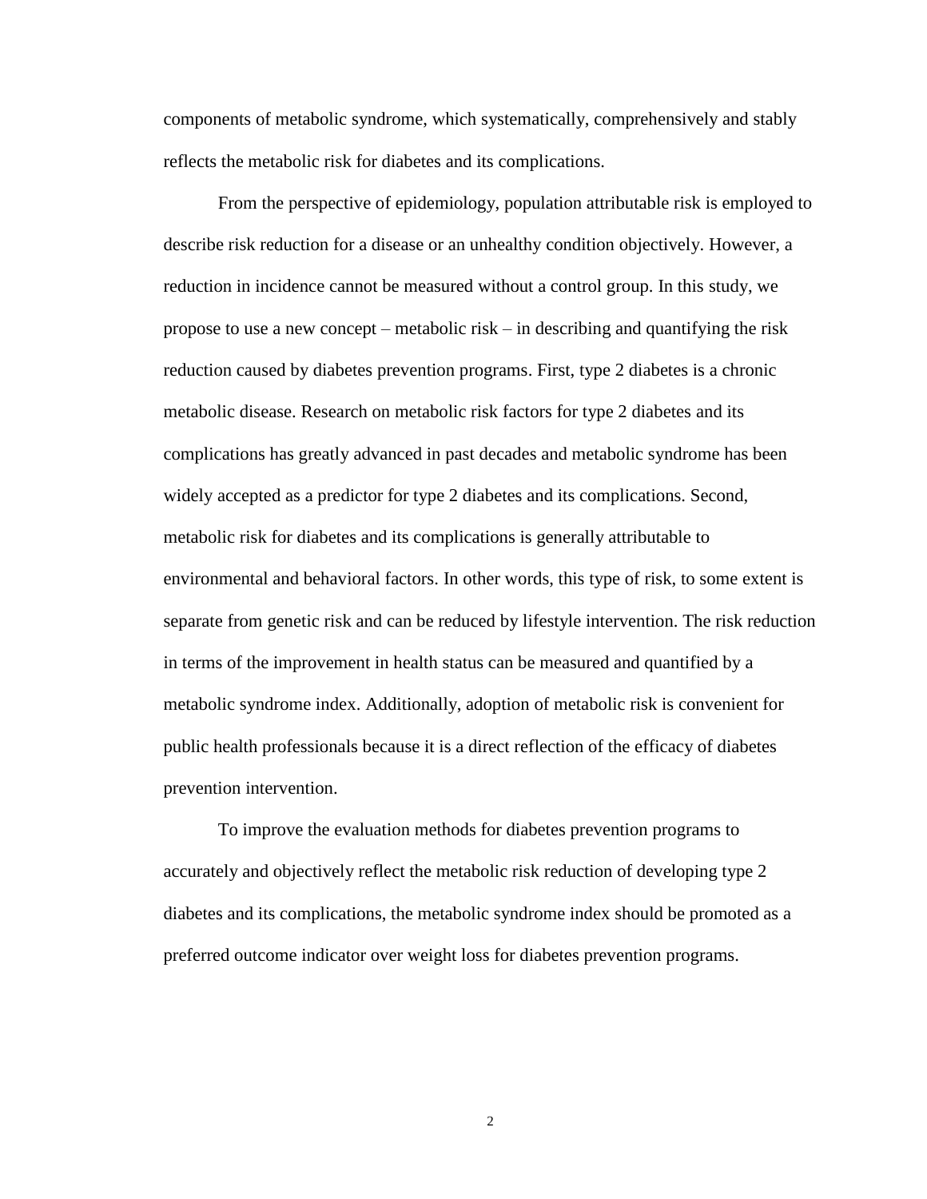components of metabolic syndrome, which systematically, comprehensively and stably reflects the metabolic risk for diabetes and its complications.

From the perspective of epidemiology, population attributable risk is employed to describe risk reduction for a disease or an unhealthy condition objectively. However, a reduction in incidence cannot be measured without a control group. In this study, we propose to use a new concept – metabolic risk – in describing and quantifying the risk reduction caused by diabetes prevention programs. First, type 2 diabetes is a chronic metabolic disease. Research on metabolic risk factors for type 2 diabetes and its complications has greatly advanced in past decades and metabolic syndrome has been widely accepted as a predictor for type 2 diabetes and its complications. Second, metabolic risk for diabetes and its complications is generally attributable to environmental and behavioral factors. In other words, this type of risk, to some extent is separate from genetic risk and can be reduced by lifestyle intervention. The risk reduction in terms of the improvement in health status can be measured and quantified by a metabolic syndrome index. Additionally, adoption of metabolic risk is convenient for public health professionals because it is a direct reflection of the efficacy of diabetes prevention intervention.

To improve the evaluation methods for diabetes prevention programs to accurately and objectively reflect the metabolic risk reduction of developing type 2 diabetes and its complications, the metabolic syndrome index should be promoted as a preferred outcome indicator over weight loss for diabetes prevention programs.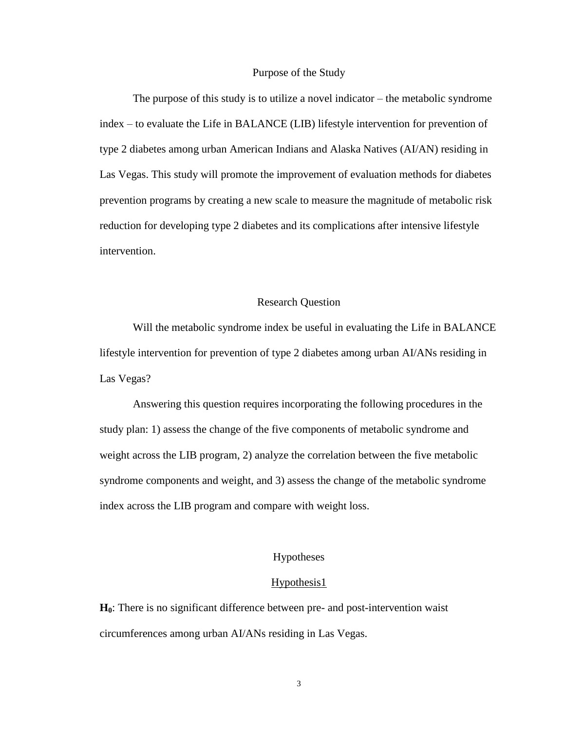## Purpose of the Study

The purpose of this study is to utilize a novel indicator – the metabolic syndrome index – to evaluate the Life in BALANCE (LIB) lifestyle intervention for prevention of type 2 diabetes among urban American Indians and Alaska Natives (AI/AN) residing in Las Vegas. This study will promote the improvement of evaluation methods for diabetes prevention programs by creating a new scale to measure the magnitude of metabolic risk reduction for developing type 2 diabetes and its complications after intensive lifestyle intervention.

## Research Question

Will the metabolic syndrome index be useful in evaluating the Life in BALANCE lifestyle intervention for prevention of type 2 diabetes among urban AI/ANs residing in Las Vegas?

Answering this question requires incorporating the following procedures in the study plan: 1) assess the change of the five components of metabolic syndrome and weight across the LIB program, 2) analyze the correlation between the five metabolic syndrome components and weight, and 3) assess the change of the metabolic syndrome index across the LIB program and compare with weight loss.

## Hypotheses

### Hypothesis1

**$H_0$**: There is no significant difference between pre- and post-intervention waist circumferences among urban AI/ANs residing in Las Vegas.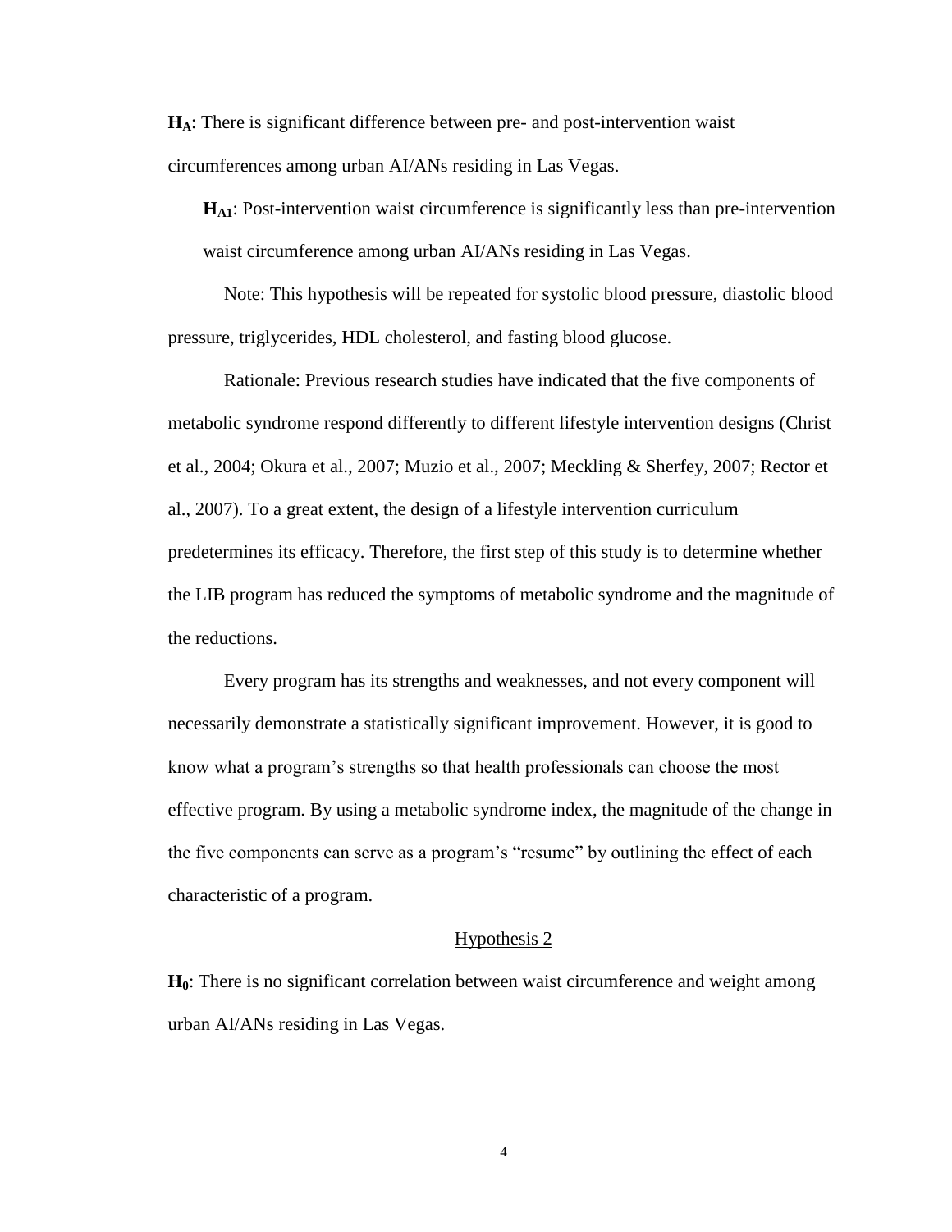**$H_A$**: There is significant difference between pre- and post-intervention waist circumferences among urban AI/ANs residing in Las Vegas.

**$H_{A1}$**: Post-intervention waist circumference is significantly less than pre-intervention waist circumference among urban AI/ANs residing in Las Vegas.

Note: This hypothesis will be repeated for systolic blood pressure, diastolic blood pressure, triglycerides, HDL cholesterol, and fasting blood glucose.

Rationale: Previous research studies have indicated that the five components of metabolic syndrome respond differently to different lifestyle intervention designs (Christ et al., 2004; Okura et al., 2007; Muzio et al., 2007; Meckling & Sherfey, 2007; Rector et al., 2007). To a great extent, the design of a lifestyle intervention curriculum predetermines its efficacy. Therefore, the first step of this study is to determine whether the LIB program has reduced the symptoms of metabolic syndrome and the magnitude of the reductions.

Every program has its strengths and weaknesses, and not every component will necessarily demonstrate a statistically significant improvement. However, it is good to know what a program's strengths so that health professionals can choose the most effective program. By using a metabolic syndrome index, the magnitude of the change in the five components can serve as a program's "resume" by outlining the effect of each characteristic of a program.

### Hypothesis 2

**$H_0$**: There is no significant correlation between waist circumference and weight among urban AI/ANs residing in Las Vegas.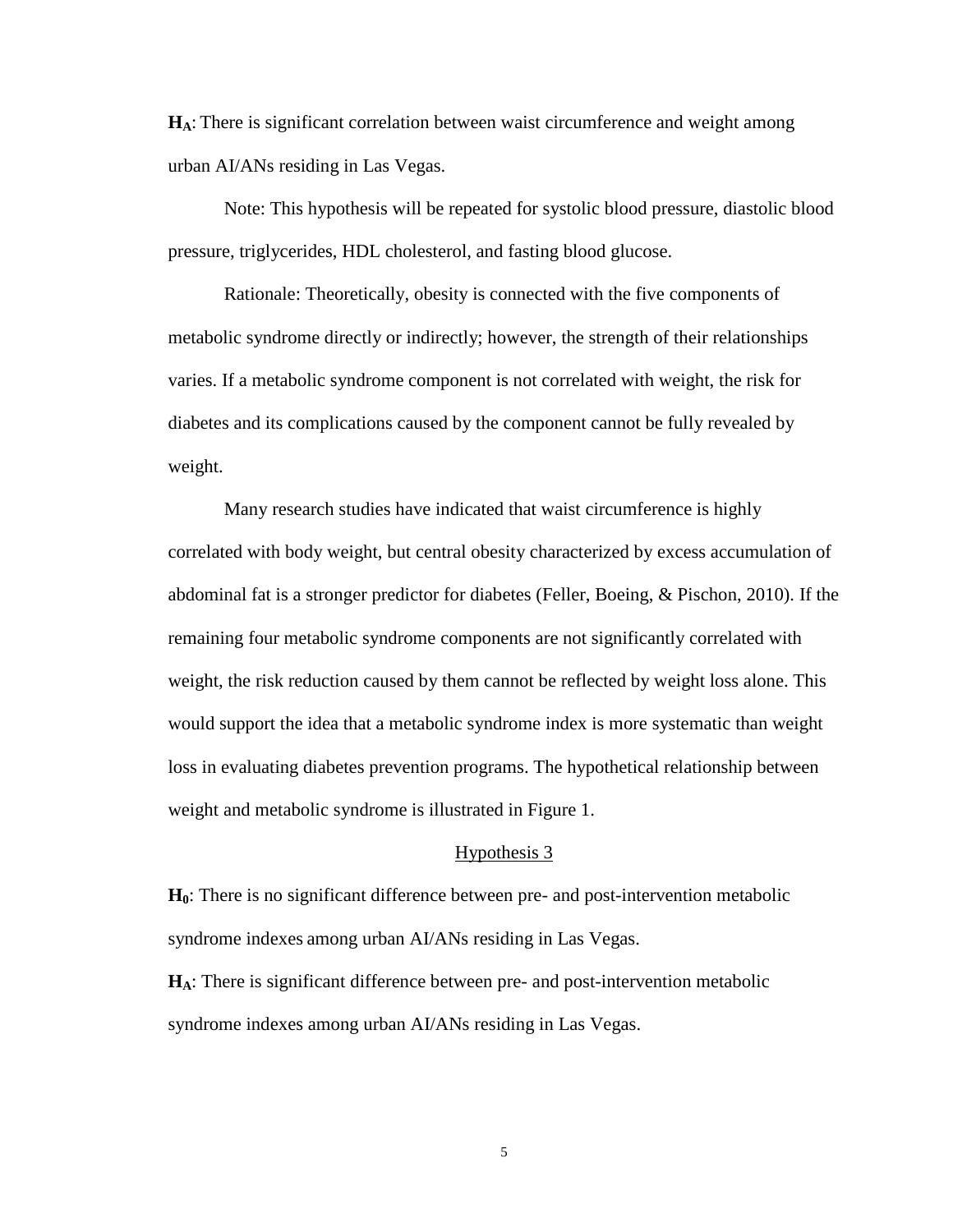**$H_A$**: There is significant correlation between waist circumference and weight among urban AI/ANs residing in Las Vegas.

Note: This hypothesis will be repeated for systolic blood pressure, diastolic blood pressure, triglycerides, HDL cholesterol, and fasting blood glucose.

Rationale: Theoretically, obesity is connected with the five components of metabolic syndrome directly or indirectly; however, the strength of their relationships varies. If a metabolic syndrome component is not correlated with weight, the risk for diabetes and its complications caused by the component cannot be fully revealed by weight.

Many research studies have indicated that waist circumference is highly correlated with body weight, but central obesity characterized by excess accumulation of abdominal fat is a stronger predictor for diabetes (Feller, Boeing, & Pischon, 2010). If the remaining four metabolic syndrome components are not significantly correlated with weight, the risk reduction caused by them cannot be reflected by weight loss alone. This would support the idea that a metabolic syndrome index is more systematic than weight loss in evaluating diabetes prevention programs. The hypothetical relationship between weight and metabolic syndrome is illustrated in Figure 1.

### Hypothesis 3

**$H_0$**: There is no significant difference between pre- and post-intervention metabolic syndrome indexes among urban AI/ANs residing in Las Vegas.

**$H_A$**: There is significant difference between pre- and post-intervention metabolic syndrome indexes among urban AI/ANs residing in Las Vegas.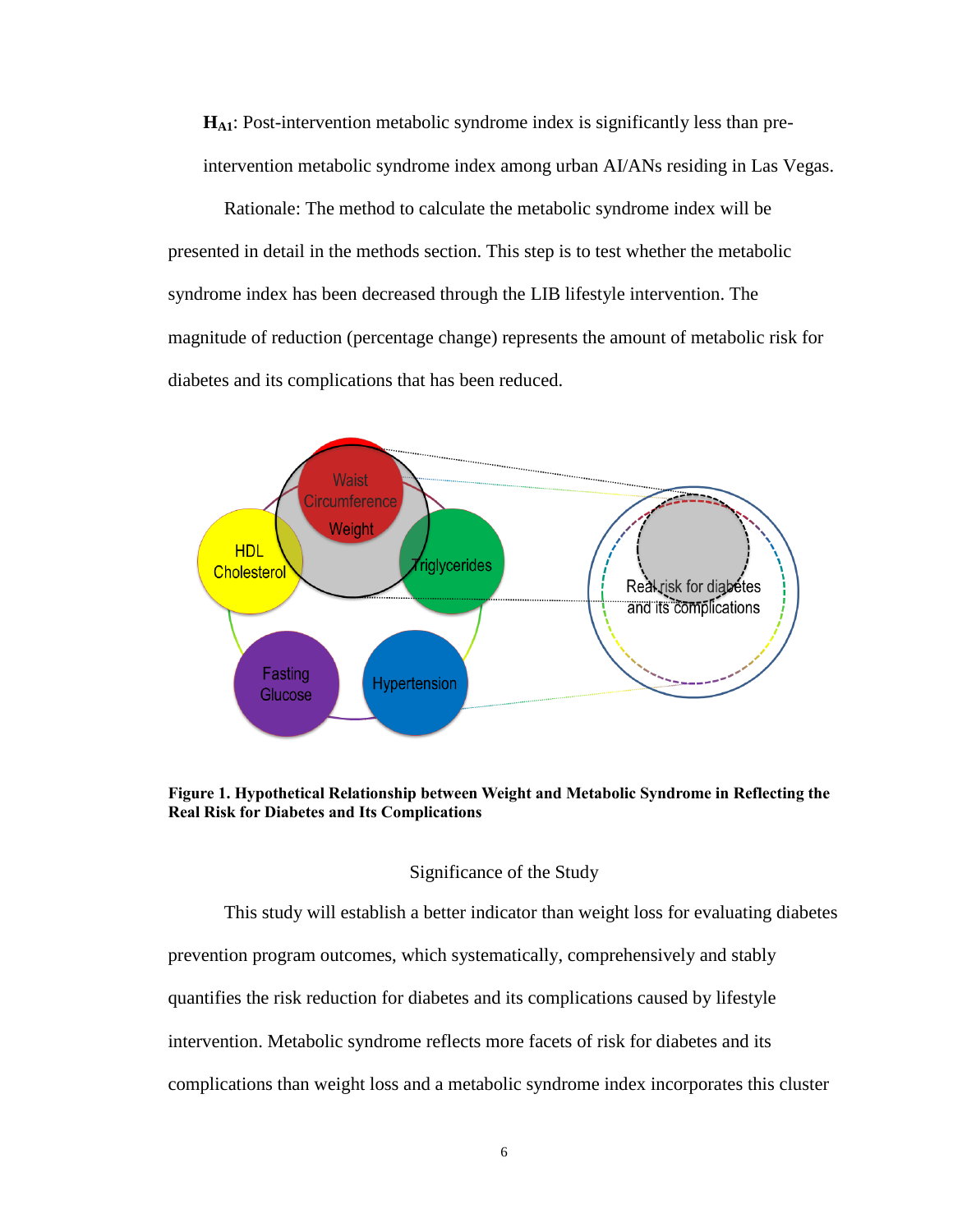**$H_{A1}$**: Post-intervention metabolic syndrome index is significantly less than pre-intervention metabolic syndrome index among urban AI/ANs residing in Las Vegas.

Rationale: The method to calculate the metabolic syndrome index will be presented in detail in the methods section. This step is to test whether the metabolic syndrome index has been decreased through the LIB lifestyle intervention. The magnitude of reduction (percentage change) represents the amount of metabolic risk for diabetes and its complications that has been reduced.

**Figure 1. Hypothetical Relationship between Weight and Metabolic Syndrome in Reflecting the Real Risk for Diabetes and Its Complications**

## Significance of the Study

This study will establish a better indicator than weight loss for evaluating diabetes prevention program outcomes, which systematically, comprehensively and stably quantifies the risk reduction for diabetes and its complications caused by lifestyle intervention. Metabolic syndrome reflects more facets of risk for diabetes and its complications than weight loss and a metabolic syndrome index incorporates this cluster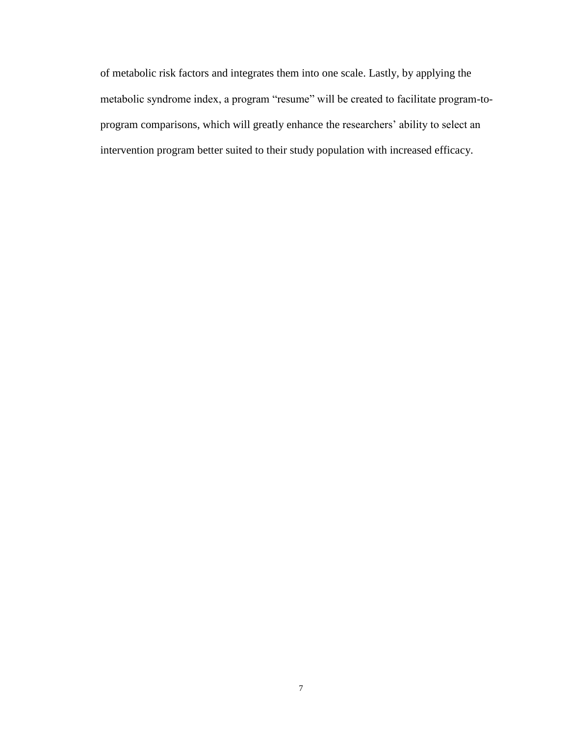of metabolic risk factors and integrates them into one scale. Lastly, by applying the metabolic syndrome index, a program "resume" will be created to facilitate program-to-program comparisons, which will greatly enhance the researchers' ability to select an intervention program better suited to their study population with increased efficacy.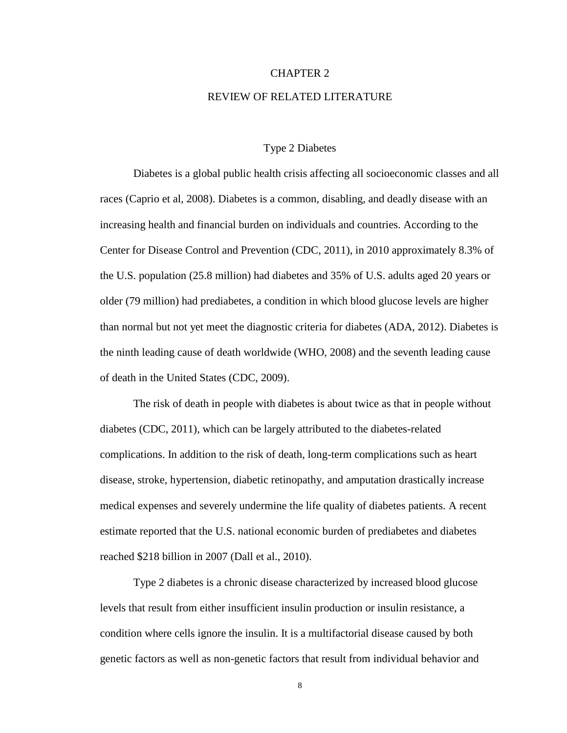# CHAPTER 2

# REVIEW OF RELATED LITERATURE

## Type 2 Diabetes

Diabetes is a global public health crisis affecting all socioeconomic classes and all races (Caprio et al, 2008). Diabetes is a common, disabling, and deadly disease with an increasing health and financial burden on individuals and countries. According to the Center for Disease Control and Prevention (CDC, 2011), in 2010 approximately 8.3% of the U.S. population (25.8 million) had diabetes and 35% of U.S. adults aged 20 years or older (79 million) had prediabetes, a condition in which blood glucose levels are higher than normal but not yet meet the diagnostic criteria for diabetes (ADA, 2012). Diabetes is the ninth leading cause of death worldwide (WHO, 2008) and the seventh leading cause of death in the United States (CDC, 2009).

The risk of death in people with diabetes is about twice as that in people without diabetes (CDC, 2011), which can be largely attributed to the diabetes-related complications. In addition to the risk of death, long-term complications such as heart disease, stroke, hypertension, diabetic retinopathy, and amputation drastically increase medical expenses and severely undermine the life quality of diabetes patients. A recent estimate reported that the U.S. national economic burden of prediabetes and diabetes reached $218 billion in 2007 (Dall et al., 2010).

Type 2 diabetes is a chronic disease characterized by increased blood glucose levels that result from either insufficient insulin production or insulin resistance, a condition where cells ignore the insulin. It is a multifactorial disease caused by both genetic factors as well as non-genetic factors that result from individual behavior and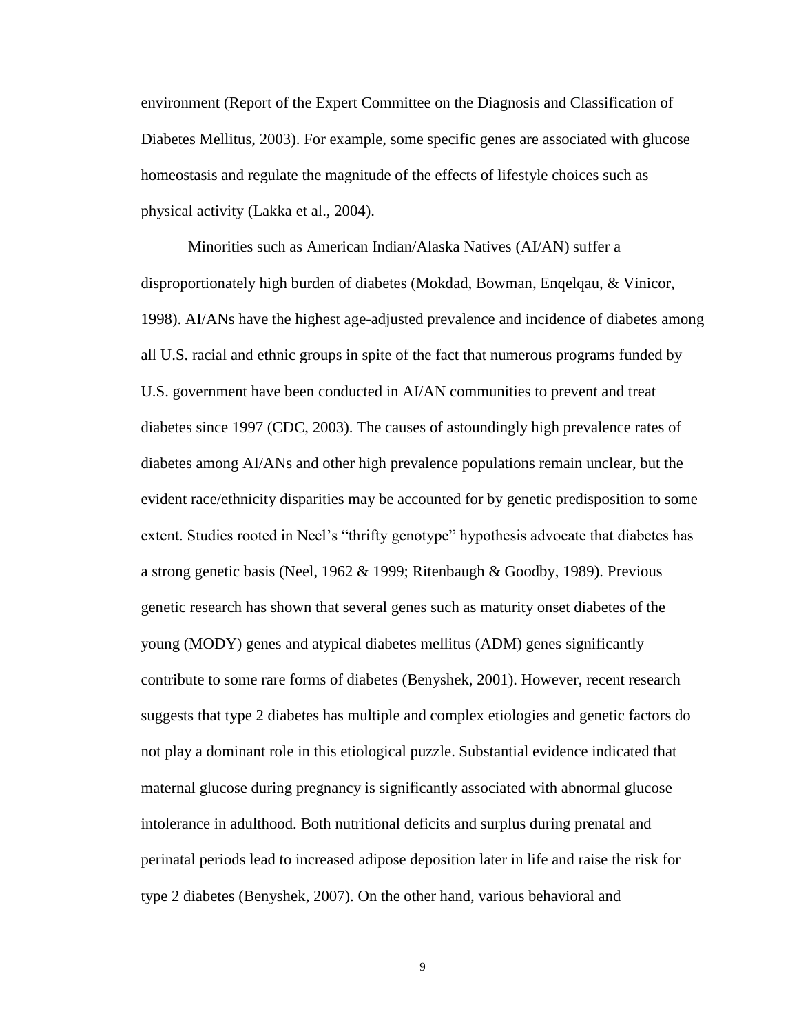environment (Report of the Expert Committee on the Diagnosis and Classification of Diabetes Mellitus, 2003). For example, some specific genes are associated with glucose homeostasis and regulate the magnitude of the effects of lifestyle choices such as physical activity (Lakka et al., 2004).

Minorities such as American Indian/Alaska Natives (AI/AN) suffer a disproportionately high burden of diabetes (Mokdad, Bowman, Enqelqau, & Vinicor, 1998). AI/ANs have the highest age-adjusted prevalence and incidence of diabetes among all U.S. racial and ethnic groups in spite of the fact that numerous programs funded by U.S. government have been conducted in AI/AN communities to prevent and treat diabetes since 1997 (CDC, 2003). The causes of astoundingly high prevalence rates of diabetes among AI/ANs and other high prevalence populations remain unclear, but the evident race/ethnicity disparities may be accounted for by genetic predisposition to some extent. Studies rooted in Neel's "thrifty genotype" hypothesis advocate that diabetes has a strong genetic basis (Neel, 1962 & 1999; Ritenbaugh & Goodby, 1989). Previous genetic research has shown that several genes such as maturity onset diabetes of the young (MODY) genes and atypical diabetes mellitus (ADM) genes significantly contribute to some rare forms of diabetes (Benyshek, 2001). However, recent research suggests that type 2 diabetes has multiple and complex etiologies and genetic factors do not play a dominant role in this etiological puzzle. Substantial evidence indicated that maternal glucose during pregnancy is significantly associated with abnormal glucose intolerance in adulthood. Both nutritional deficits and surplus during prenatal and perinatal periods lead to increased adipose deposition later in life and raise the risk for type 2 diabetes (Benyshek, 2007). On the other hand, various behavioral and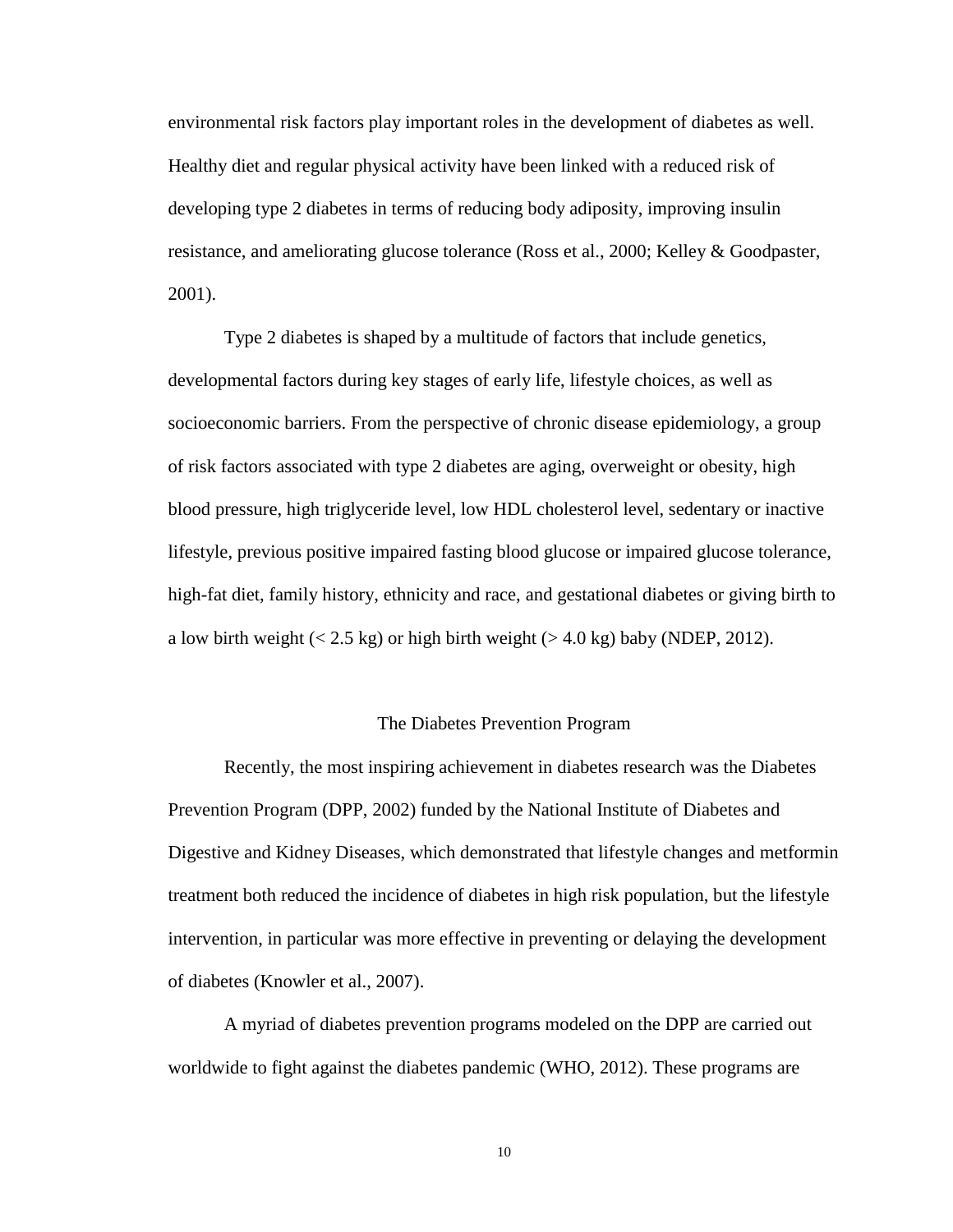environmental risk factors play important roles in the development of diabetes as well. Healthy diet and regular physical activity have been linked with a reduced risk of developing type 2 diabetes in terms of reducing body adiposity, improving insulin resistance, and ameliorating glucose tolerance (Ross et al., 2000; Kelley & Goodpaster, 2001).

Type 2 diabetes is shaped by a multitude of factors that include genetics, developmental factors during key stages of early life, lifestyle choices, as well as socioeconomic barriers. From the perspective of chronic disease epidemiology, a group of risk factors associated with type 2 diabetes are aging, overweight or obesity, high blood pressure, high triglyceride level, low HDL cholesterol level, sedentary or inactive lifestyle, previous positive impaired fasting blood glucose or impaired glucose tolerance, high-fat diet, family history, ethnicity and race, and gestational diabetes or giving birth to a low birth weight (< 2.5 kg) or high birth weight (> 4.0 kg) baby (NDEP, 2012).

## The Diabetes Prevention Program

Recently, the most inspiring achievement in diabetes research was the Diabetes Prevention Program (DPP, 2002) funded by the National Institute of Diabetes and Digestive and Kidney Diseases, which demonstrated that lifestyle changes and metformin treatment both reduced the incidence of diabetes in high risk population, but the lifestyle intervention, in particular was more effective in preventing or delaying the development of diabetes (Knowler et al., 2007).

A myriad of diabetes prevention programs modeled on the DPP are carried out worldwide to fight against the diabetes pandemic (WHO, 2012). These programs are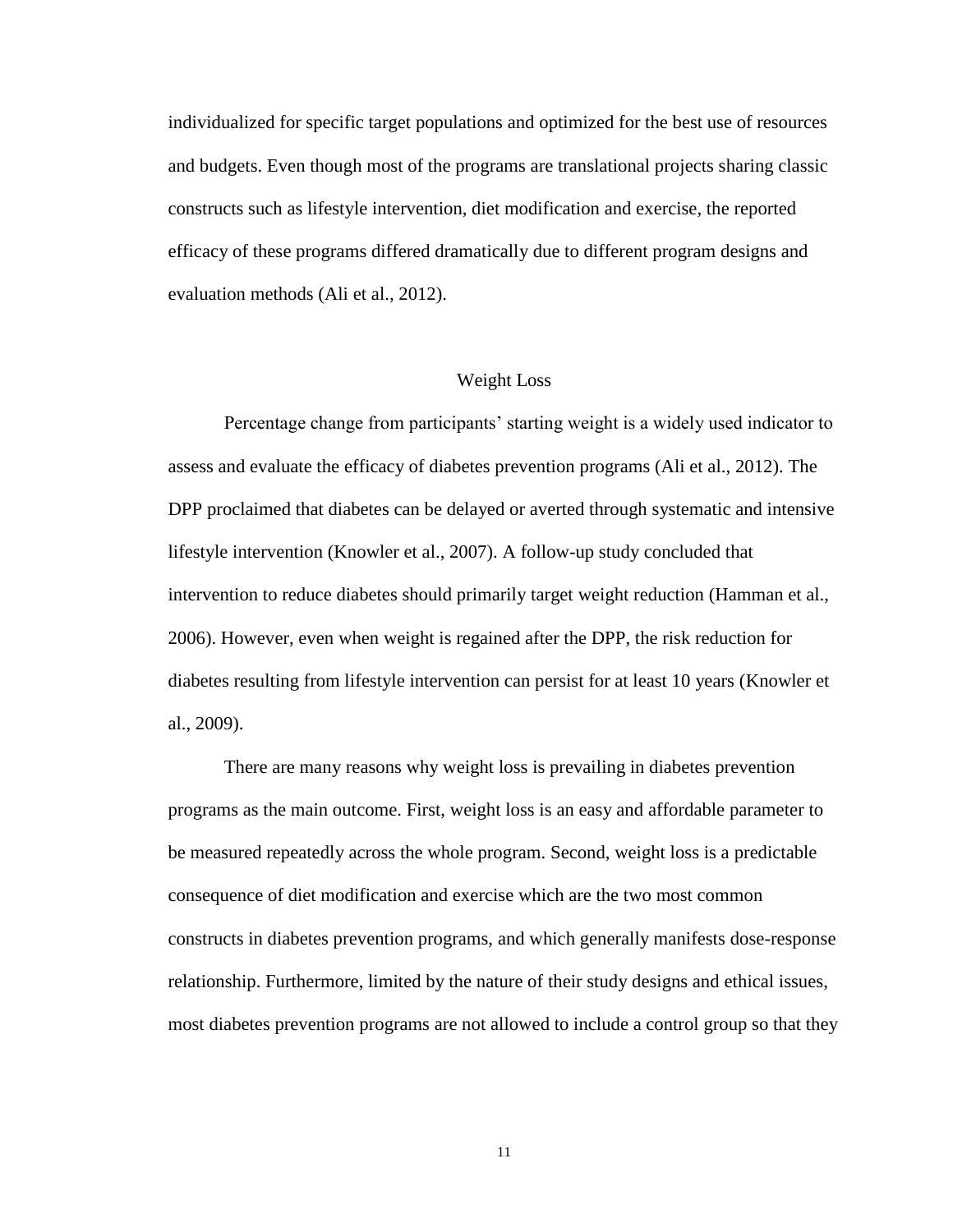individualized for specific target populations and optimized for the best use of resources and budgets. Even though most of the programs are translational projects sharing classic constructs such as lifestyle intervention, diet modification and exercise, the reported efficacy of these programs differed dramatically due to different program designs and evaluation methods (Ali et al., 2012).

## Weight Loss

Percentage change from participants' starting weight is a widely used indicator to assess and evaluate the efficacy of diabetes prevention programs (Ali et al., 2012). The DPP proclaimed that diabetes can be delayed or averted through systematic and intensive lifestyle intervention (Knowler et al., 2007). A follow-up study concluded that intervention to reduce diabetes should primarily target weight reduction (Hamman et al., 2006). However, even when weight is regained after the DPP, the risk reduction for diabetes resulting from lifestyle intervention can persist for at least 10 years (Knowler et al., 2009).

There are many reasons why weight loss is prevailing in diabetes prevention programs as the main outcome. First, weight loss is an easy and affordable parameter to be measured repeatedly across the whole program. Second, weight loss is a predictable consequence of diet modification and exercise which are the two most common constructs in diabetes prevention programs, and which generally manifests dose-response relationship. Furthermore, limited by the nature of their study designs and ethical issues, most diabetes prevention programs are not allowed to include a control group so that they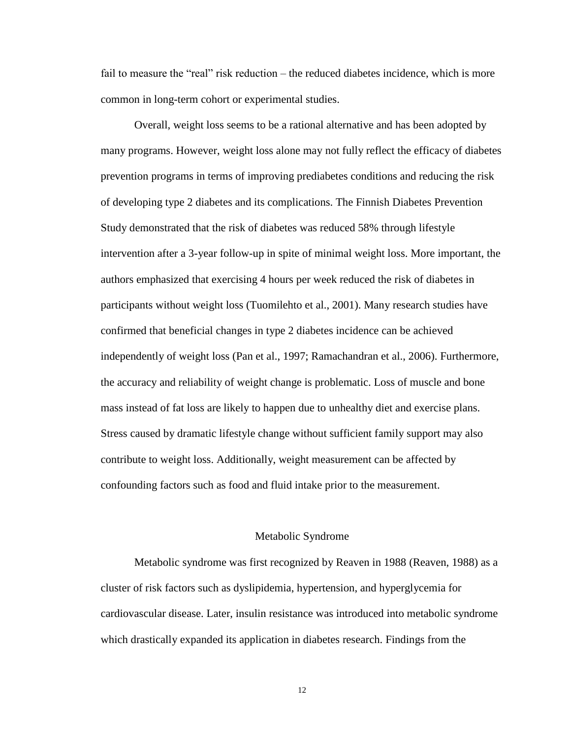fail to measure the "real" risk reduction – the reduced diabetes incidence, which is more common in long-term cohort or experimental studies.

Overall, weight loss seems to be a rational alternative and has been adopted by many programs. However, weight loss alone may not fully reflect the efficacy of diabetes prevention programs in terms of improving prediabetes conditions and reducing the risk of developing type 2 diabetes and its complications. The Finnish Diabetes Prevention Study demonstrated that the risk of diabetes was reduced 58% through lifestyle intervention after a 3-year follow-up in spite of minimal weight loss. More important, the authors emphasized that exercising 4 hours per week reduced the risk of diabetes in participants without weight loss (Tuomilehto et al., 2001). Many research studies have confirmed that beneficial changes in type 2 diabetes incidence can be achieved independently of weight loss (Pan et al., 1997; Ramachandran et al., 2006). Furthermore, the accuracy and reliability of weight change is problematic. Loss of muscle and bone mass instead of fat loss are likely to happen due to unhealthy diet and exercise plans. Stress caused by dramatic lifestyle change without sufficient family support may also contribute to weight loss. Additionally, weight measurement can be affected by confounding factors such as food and fluid intake prior to the measurement.

## Metabolic Syndrome

Metabolic syndrome was first recognized by Reaven in 1988 (Reaven, 1988) as a cluster of risk factors such as dyslipidemia, hypertension, and hyperglycemia for cardiovascular disease. Later, insulin resistance was introduced into metabolic syndrome which drastically expanded its application in diabetes research. Findings from the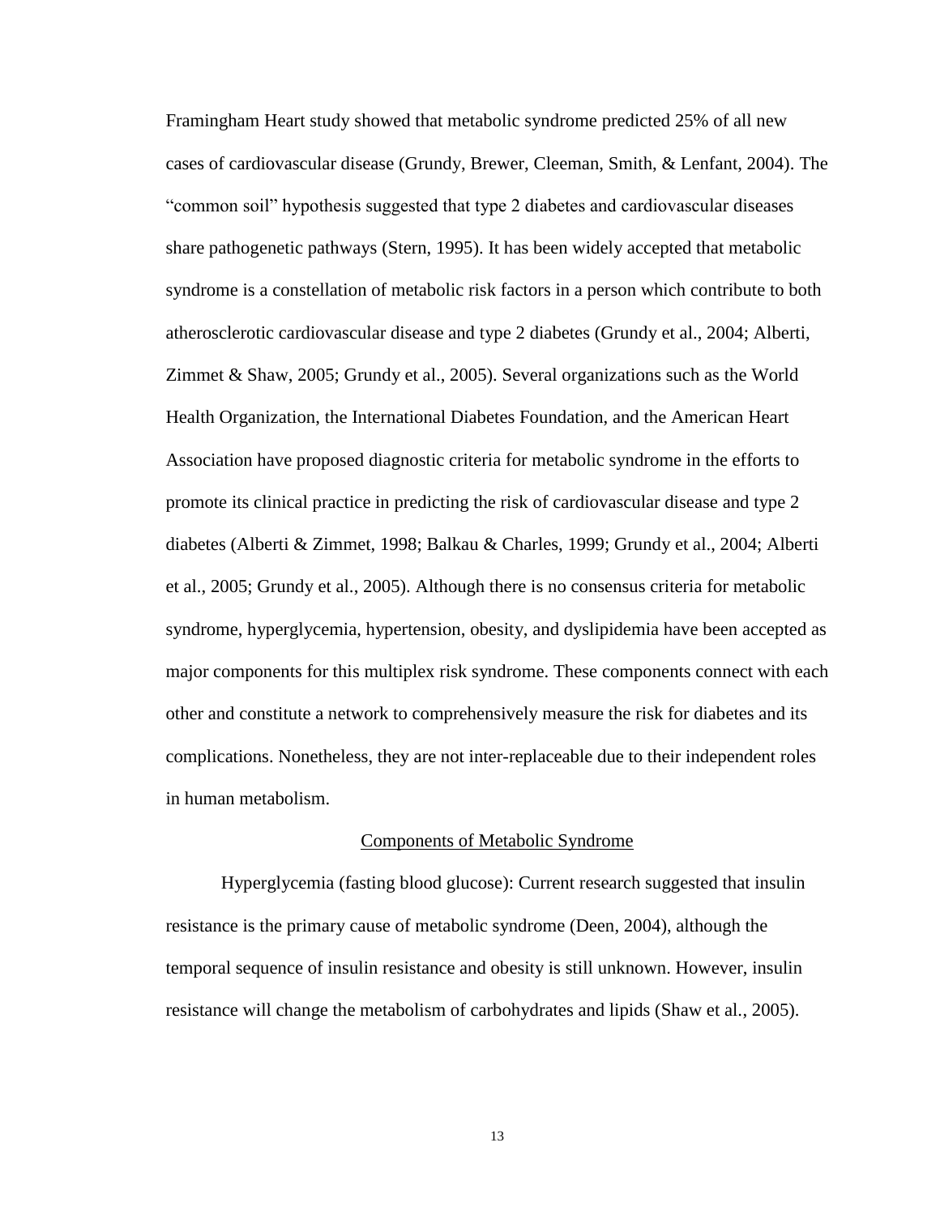Framingham Heart study showed that metabolic syndrome predicted 25% of all new cases of cardiovascular disease (Grundy, Brewer, Cleeman, Smith, & Lenfant, 2004). The "common soil" hypothesis suggested that type 2 diabetes and cardiovascular diseases share pathogenetic pathways (Stern, 1995). It has been widely accepted that metabolic syndrome is a constellation of metabolic risk factors in a person which contribute to both atherosclerotic cardiovascular disease and type 2 diabetes (Grundy et al., 2004; Alberti, Zimmet & Shaw, 2005; Grundy et al., 2005). Several organizations such as the World Health Organization, the International Diabetes Foundation, and the American Heart Association have proposed diagnostic criteria for metabolic syndrome in the efforts to promote its clinical practice in predicting the risk of cardiovascular disease and type 2 diabetes (Alberti & Zimmet, 1998; Balkau & Charles, 1999; Grundy et al., 2004; Alberti et al., 2005; Grundy et al., 2005). Although there is no consensus criteria for metabolic syndrome, hyperglycemia, hypertension, obesity, and dyslipidemia have been accepted as major components for this multiplex risk syndrome. These components connect with each other and constitute a network to comprehensively measure the risk for diabetes and its complications. Nonetheless, they are not inter-replaceable due to their independent roles in human metabolism.

## Components of Metabolic Syndrome

Hyperglycemia (fasting blood glucose): Current research suggested that insulin resistance is the primary cause of metabolic syndrome (Deen, 2004), although the temporal sequence of insulin resistance and obesity is still unknown. However, insulin resistance will change the metabolism of carbohydrates and lipids (Shaw et al., 2005).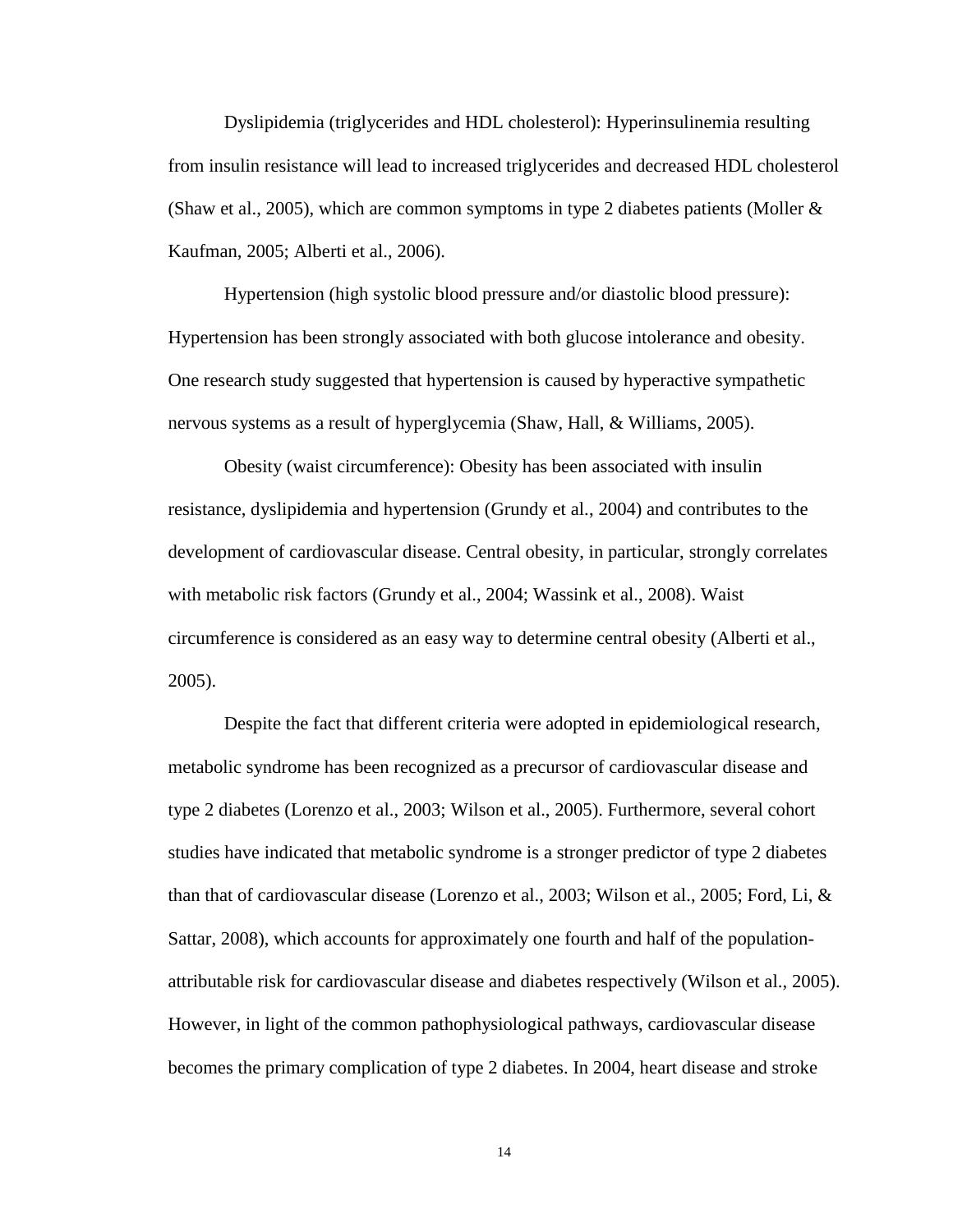Dyslipidemia (triglycerides and HDL cholesterol): Hyperinsulinemia resulting from insulin resistance will lead to increased triglycerides and decreased HDL cholesterol (Shaw et al., 2005), which are common symptoms in type 2 diabetes patients (Moller & Kaufman, 2005; Alberti et al., 2006).

Hypertension (high systolic blood pressure and/or diastolic blood pressure): Hypertension has been strongly associated with both glucose intolerance and obesity. One research study suggested that hypertension is caused by hyperactive sympathetic nervous systems as a result of hyperglycemia (Shaw, Hall, & Williams, 2005).

Obesity (waist circumference): Obesity has been associated with insulin resistance, dyslipidemia and hypertension (Grundy et al., 2004) and contributes to the development of cardiovascular disease. Central obesity, in particular, strongly correlates with metabolic risk factors (Grundy et al., 2004; Wassink et al., 2008). Waist circumference is considered as an easy way to determine central obesity (Alberti et al., 2005).

Despite the fact that different criteria were adopted in epidemiological research, metabolic syndrome has been recognized as a precursor of cardiovascular disease and type 2 diabetes (Lorenzo et al., 2003; Wilson et al., 2005). Furthermore, several cohort studies have indicated that metabolic syndrome is a stronger predictor of type 2 diabetes than that of cardiovascular disease (Lorenzo et al., 2003; Wilson et al., 2005; Ford, Li, & Sattar, 2008), which accounts for approximately one fourth and half of the population-attributable risk for cardiovascular disease and diabetes respectively (Wilson et al., 2005). However, in light of the common pathophysiological pathways, cardiovascular disease becomes the primary complication of type 2 diabetes. In 2004, heart disease and stroke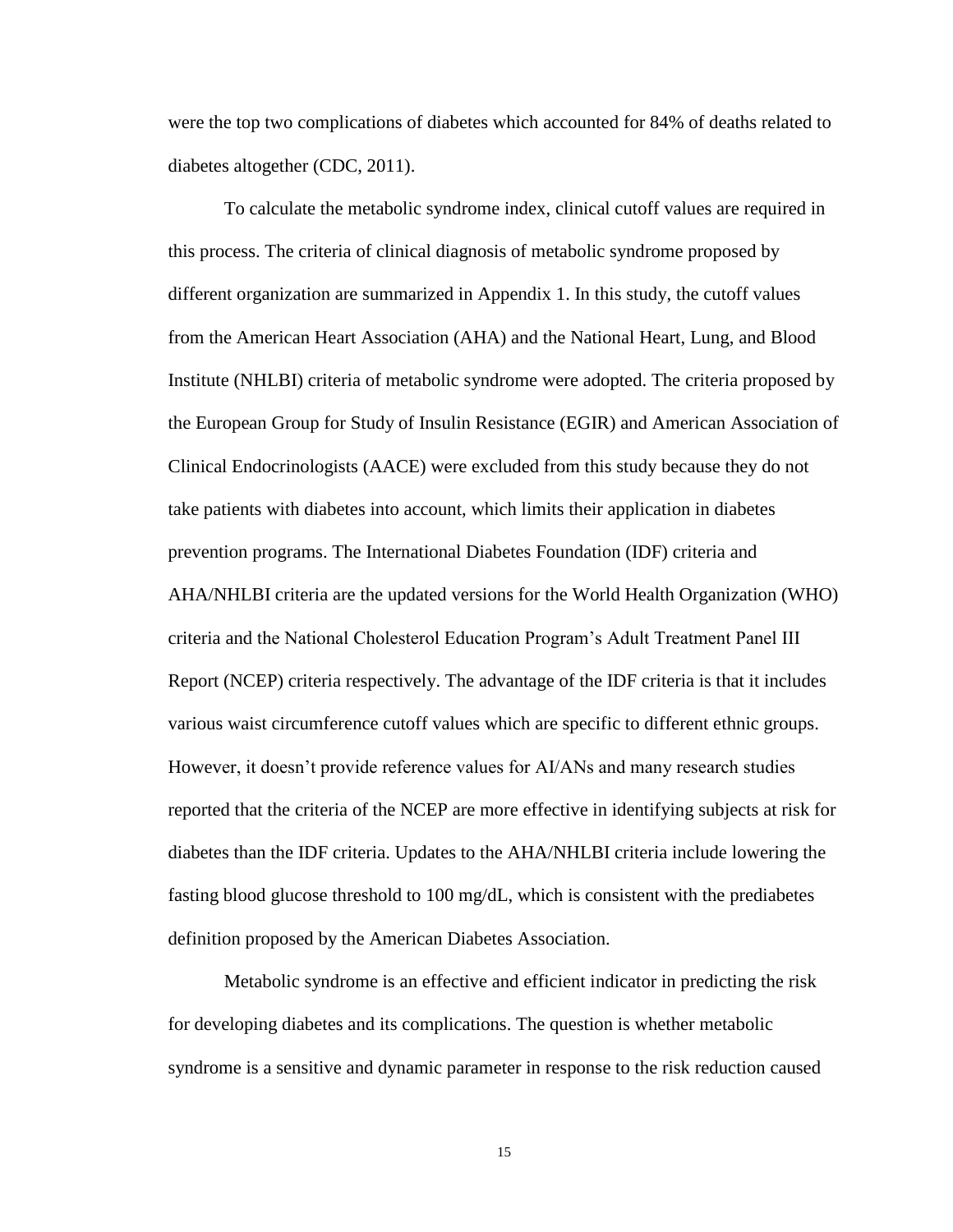were the top two complications of diabetes which accounted for 84% of deaths related to diabetes altogether (CDC, 2011).

To calculate the metabolic syndrome index, clinical cutoff values are required in this process. The criteria of clinical diagnosis of metabolic syndrome proposed by different organization are summarized in Appendix 1. In this study, the cutoff values from the American Heart Association (AHA) and the National Heart, Lung, and Blood Institute (NHLBI) criteria of metabolic syndrome were adopted. The criteria proposed by the European Group for Study of Insulin Resistance (EGIR) and American Association of Clinical Endocrinologists (AACE) were excluded from this study because they do not take patients with diabetes into account, which limits their application in diabetes prevention programs. The International Diabetes Foundation (IDF) criteria and AHA/NHLBI criteria are the updated versions for the World Health Organization (WHO) criteria and the National Cholesterol Education Program's Adult Treatment Panel III Report (NCEP) criteria respectively. The advantage of the IDF criteria is that it includes various waist circumference cutoff values which are specific to different ethnic groups. However, it doesn't provide reference values for AI/ANs and many research studies reported that the criteria of the NCEP are more effective in identifying subjects at risk for diabetes than the IDF criteria. Updates to the AHA/NHLBI criteria include lowering the fasting blood glucose threshold to 100 mg/dL, which is consistent with the prediabetes definition proposed by the American Diabetes Association.

Metabolic syndrome is an effective and efficient indicator in predicting the risk for developing diabetes and its complications. The question is whether metabolic syndrome is a sensitive and dynamic parameter in response to the risk reduction caused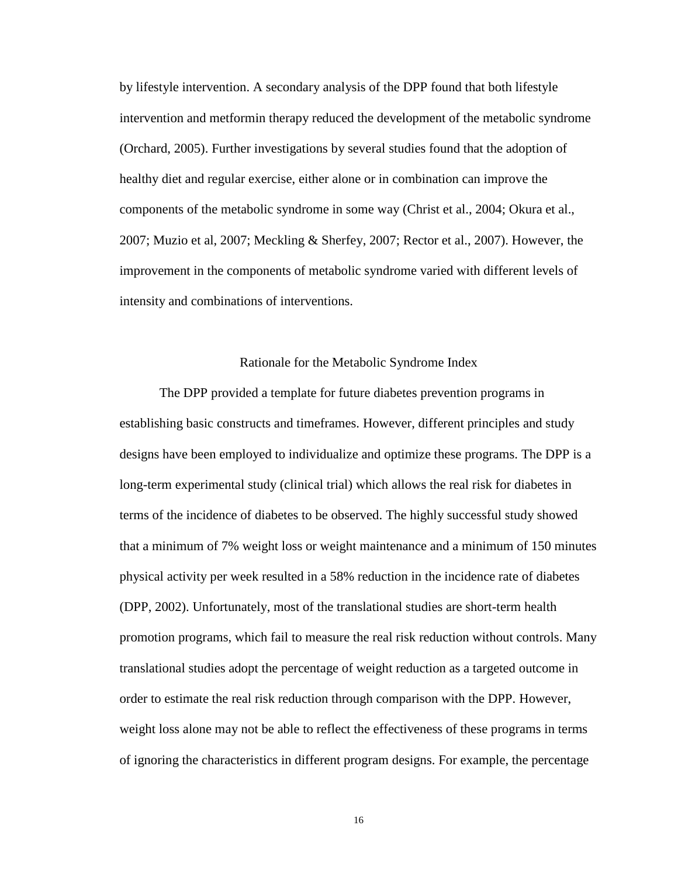by lifestyle intervention. A secondary analysis of the DPP found that both lifestyle intervention and metformin therapy reduced the development of the metabolic syndrome (Orchard, 2005). Further investigations by several studies found that the adoption of healthy diet and regular exercise, either alone or in combination can improve the components of the metabolic syndrome in some way (Christ et al., 2004; Okura et al., 2007; Muzio et al, 2007; Meckling & Sherfey, 2007; Rector et al., 2007). However, the improvement in the components of metabolic syndrome varied with different levels of intensity and combinations of interventions.

## Rationale for the Metabolic Syndrome Index

The DPP provided a template for future diabetes prevention programs in establishing basic constructs and timeframes. However, different principles and study designs have been employed to individualize and optimize these programs. The DPP is a long-term experimental study (clinical trial) which allows the real risk for diabetes in terms of the incidence of diabetes to be observed. The highly successful study showed that a minimum of 7% weight loss or weight maintenance and a minimum of 150 minutes physical activity per week resulted in a 58% reduction in the incidence rate of diabetes (DPP, 2002). Unfortunately, most of the translational studies are short-term health promotion programs, which fail to measure the real risk reduction without controls. Many translational studies adopt the percentage of weight reduction as a targeted outcome in order to estimate the real risk reduction through comparison with the DPP. However, weight loss alone may not be able to reflect the effectiveness of these programs in terms of ignoring the characteristics in different program designs. For example, the percentage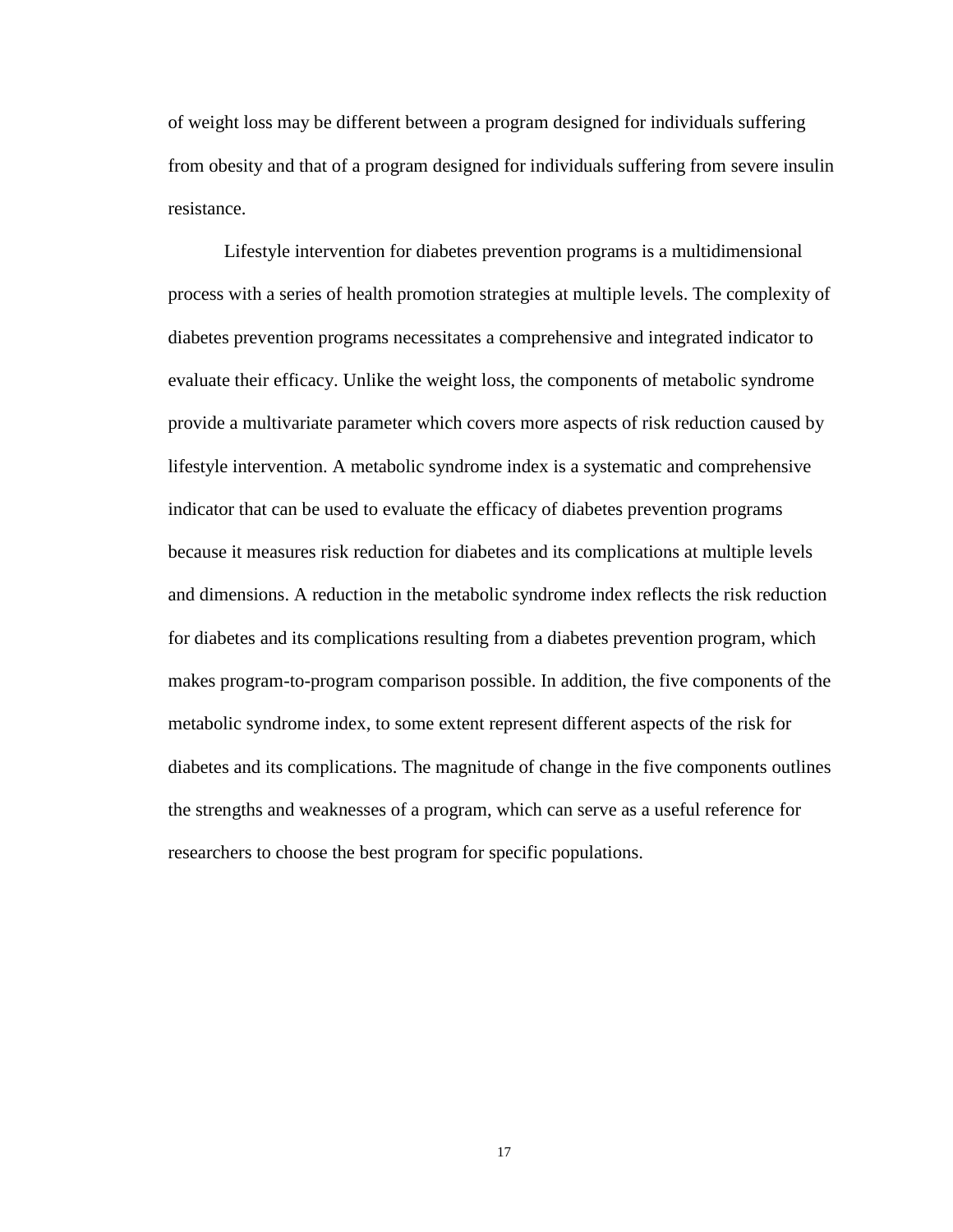of weight loss may be different between a program designed for individuals suffering from obesity and that of a program designed for individuals suffering from severe insulin resistance.

Lifestyle intervention for diabetes prevention programs is a multidimensional process with a series of health promotion strategies at multiple levels. The complexity of diabetes prevention programs necessitates a comprehensive and integrated indicator to evaluate their efficacy. Unlike the weight loss, the components of metabolic syndrome provide a multivariate parameter which covers more aspects of risk reduction caused by lifestyle intervention. A metabolic syndrome index is a systematic and comprehensive indicator that can be used to evaluate the efficacy of diabetes prevention programs because it measures risk reduction for diabetes and its complications at multiple levels and dimensions. A reduction in the metabolic syndrome index reflects the risk reduction for diabetes and its complications resulting from a diabetes prevention program, which makes program-to-program comparison possible. In addition, the five components of the metabolic syndrome index, to some extent represent different aspects of the risk for diabetes and its complications. The magnitude of change in the five components outlines the strengths and weaknesses of a program, which can serve as a useful reference for researchers to choose the best program for specific populations.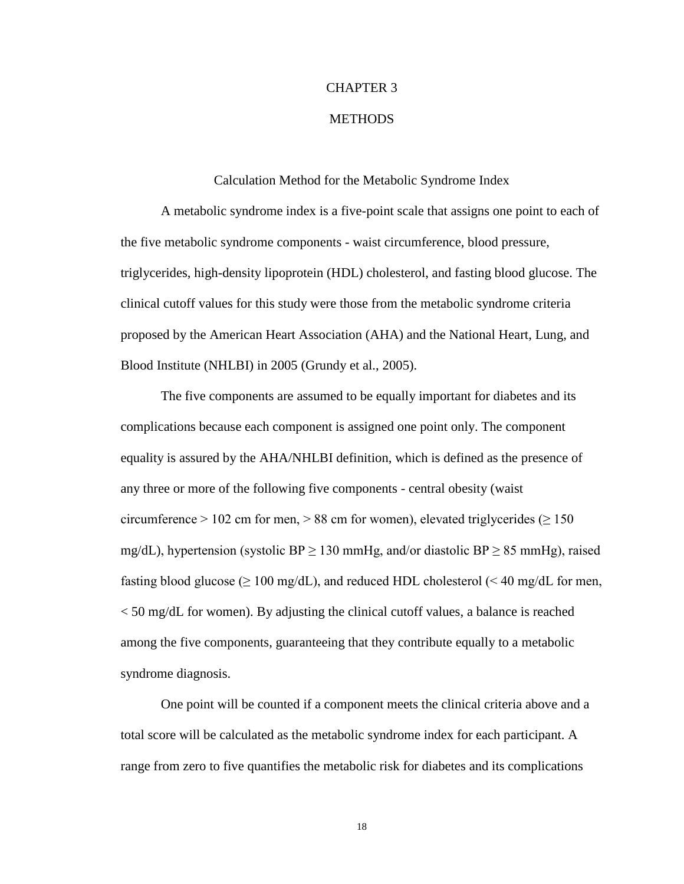# CHAPTER 3

# METHODS

## Calculation Method for the Metabolic Syndrome Index

A metabolic syndrome index is a five-point scale that assigns one point to each of the five metabolic syndrome components - waist circumference, blood pressure, triglycerides, high-density lipoprotein (HDL) cholesterol, and fasting blood glucose. The clinical cutoff values for this study were those from the metabolic syndrome criteria proposed by the American Heart Association (AHA) and the National Heart, Lung, and Blood Institute (NHLBI) in 2005 (Grundy et al., 2005).

The five components are assumed to be equally important for diabetes and its complications because each component is assigned one point only. The component equality is assured by the AHA/NHLBI definition, which is defined as the presence of any three or more of the following five components - central obesity (waist circumference > 102 cm for men, > 88 cm for women), elevated triglycerides (≥ 150 mg/dL), hypertension (systolic BP ≥ 130 mmHg, and/or diastolic BP ≥ 85 mmHg), raised fasting blood glucose (≥ 100 mg/dL), and reduced HDL cholesterol (< 40 mg/dL for men, < 50 mg/dL for women). By adjusting the clinical cutoff values, a balance is reached among the five components, guaranteeing that they contribute equally to a metabolic syndrome diagnosis.

One point will be counted if a component meets the clinical criteria above and a total score will be calculated as the metabolic syndrome index for each participant. A range from zero to five quantifies the metabolic risk for diabetes and its complications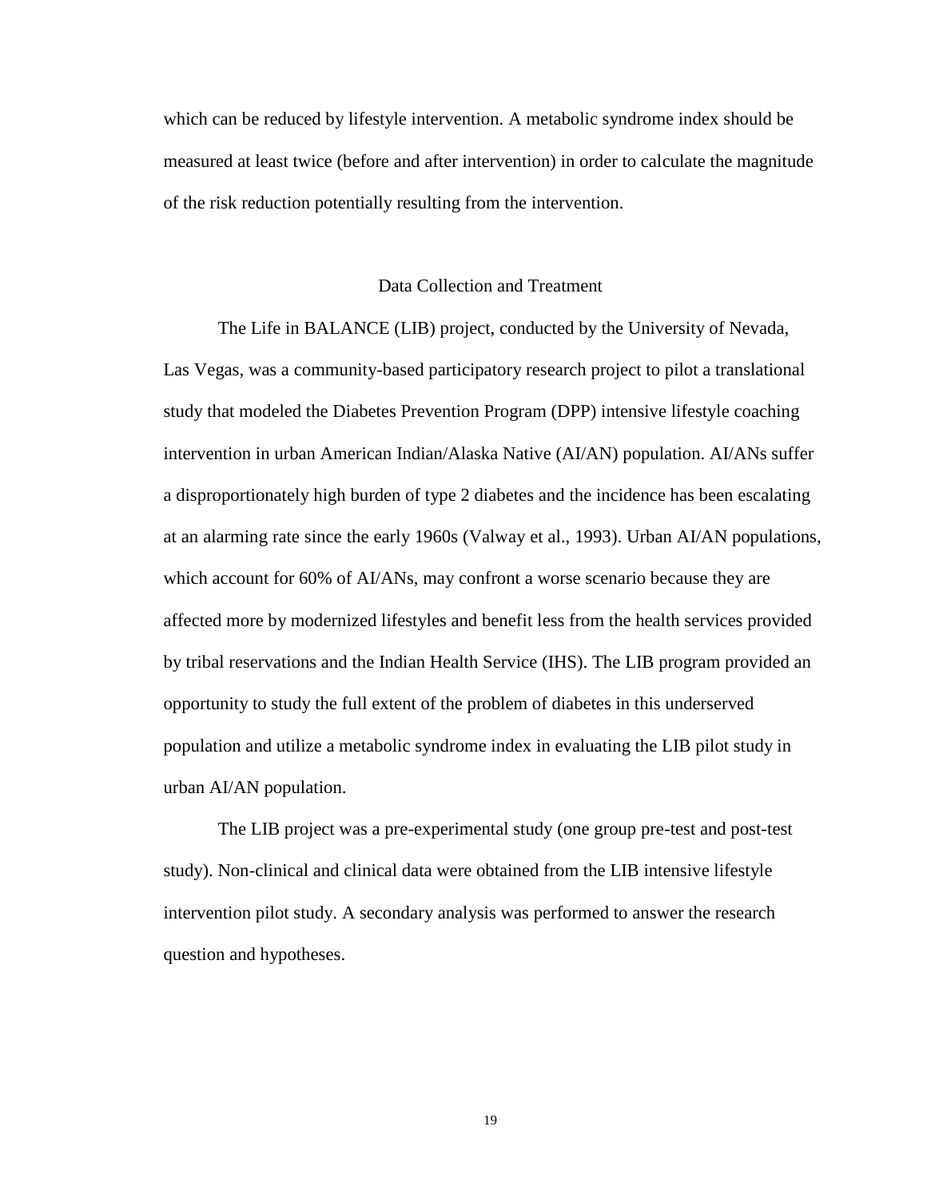which can be reduced by lifestyle intervention. A metabolic syndrome index should be measured at least twice (before and after intervention) in order to calculate the magnitude of the risk reduction potentially resulting from the intervention.

## Data Collection and Treatment

The Life in BALANCE (LIB) project, conducted by the University of Nevada, Las Vegas, was a community-based participatory research project to pilot a translational study that modeled the Diabetes Prevention Program (DPP) intensive lifestyle coaching intervention in urban American Indian/Alaska Native (AI/AN) population. AI/ANs suffer a disproportionately high burden of type 2 diabetes and the incidence has been escalating at an alarming rate since the early 1960s (Valway et al., 1993). Urban AI/AN populations, which account for 60% of AI/ANs, may confront a worse scenario because they are affected more by modernized lifestyles and benefit less from the health services provided by tribal reservations and the Indian Health Service (IHS). The LIB program provided an opportunity to study the full extent of the problem of diabetes in this underserved population and utilize a metabolic syndrome index in evaluating the LIB pilot study in urban AI/AN population.

The LIB project was a pre-experimental study (one group pre-test and post-test study). Non-clinical and clinical data were obtained from the LIB intensive lifestyle intervention pilot study. A secondary analysis was performed to answer the research question and hypotheses.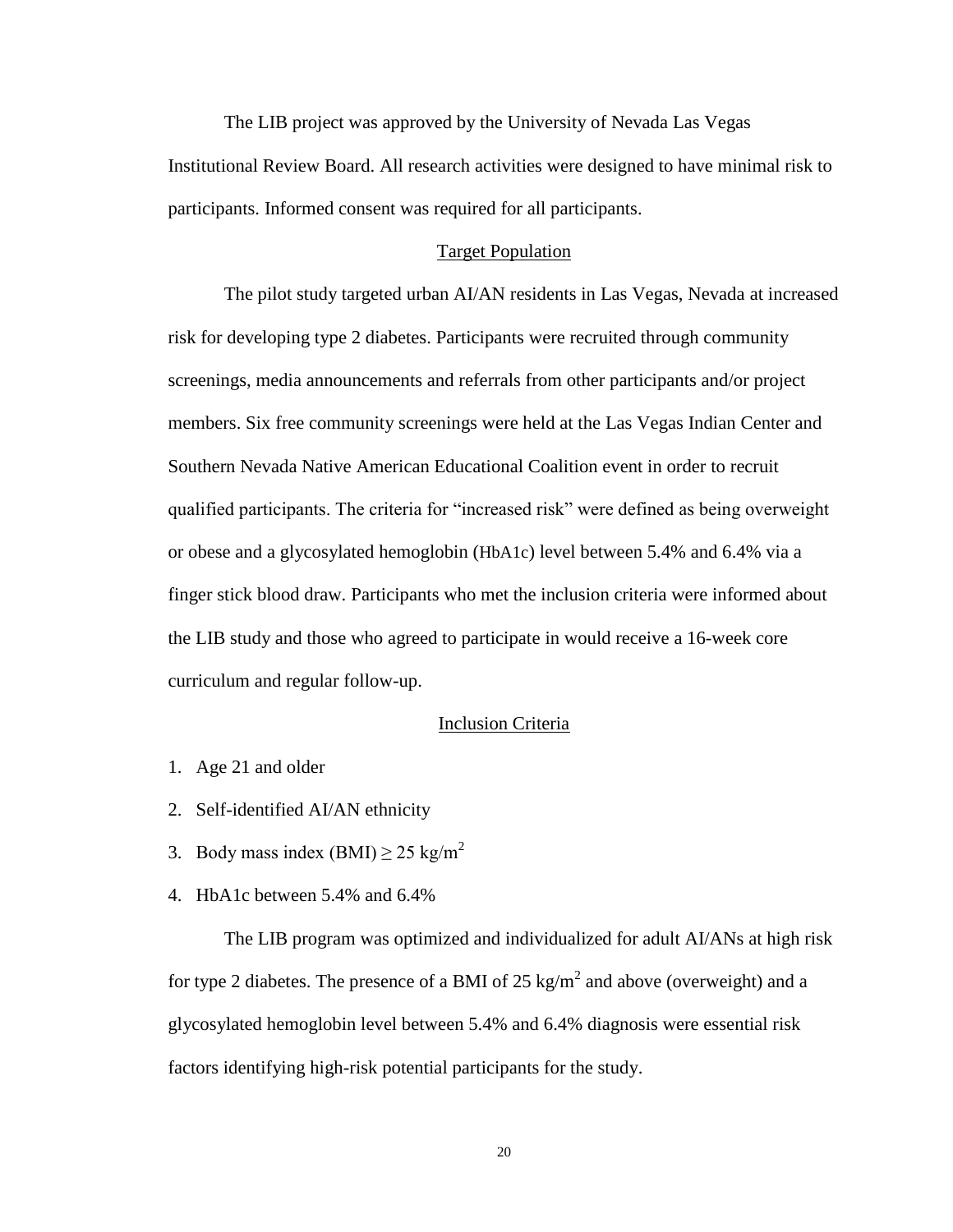The LIB project was approved by the University of Nevada Las Vegas Institutional Review Board. All research activities were designed to have minimal risk to participants. Informed consent was required for all participants.

## Target Population

The pilot study targeted urban AI/AN residents in Las Vegas, Nevada at increased risk for developing type 2 diabetes. Participants were recruited through community screenings, media announcements and referrals from other participants and/or project members. Six free community screenings were held at the Las Vegas Indian Center and Southern Nevada Native American Educational Coalition event in order to recruit qualified participants. The criteria for "increased risk" were defined as being overweight or obese and a glycosylated hemoglobin (HbA1c) level between 5.4% and 6.4% via a finger stick blood draw. Participants who met the inclusion criteria were informed about the LIB study and those who agreed to participate in would receive a 16-week core curriculum and regular follow-up.

## Inclusion Criteria

1. Age 21 and older
2. Self-identified AI/AN ethnicity
3. Body mass index (BMI) $\geq 25$ kg/m$^2$
4. HbA1c between 5.4% and 6.4%

The LIB program was optimized and individualized for adult AI/ANs at high risk for type 2 diabetes. The presence of a BMI of 25 kg/m$^2$ and above (overweight) and a glycosylated hemoglobin level between 5.4% and 6.4% diagnosis were essential risk factors identifying high-risk potential participants for the study.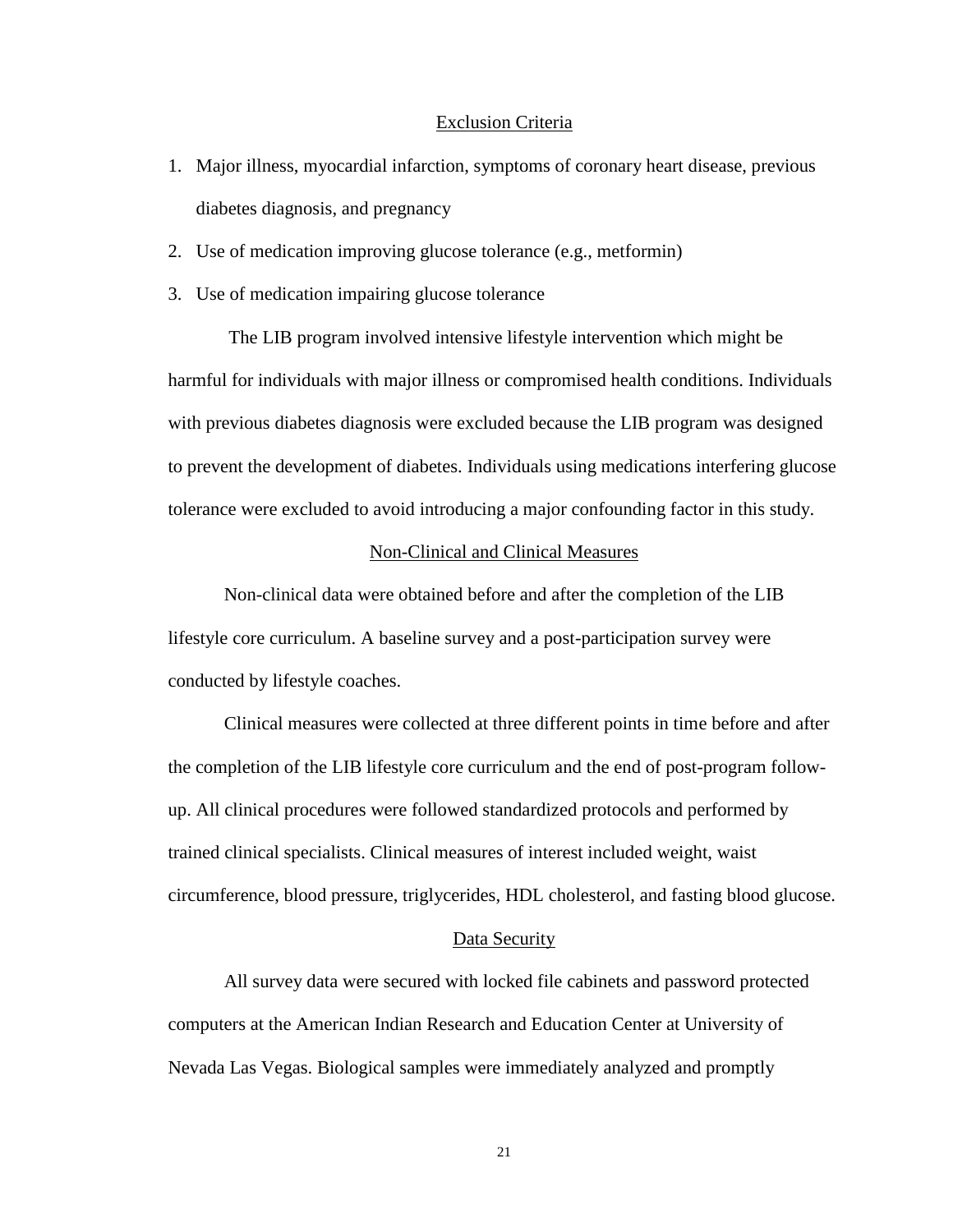## Exclusion Criteria

1. Major illness, myocardial infarction, symptoms of coronary heart disease, previous diabetes diagnosis, and pregnancy
2. Use of medication improving glucose tolerance (e.g., metformin)
3. Use of medication impairing glucose tolerance

The LIB program involved intensive lifestyle intervention which might be harmful for individuals with major illness or compromised health conditions. Individuals with previous diabetes diagnosis were excluded because the LIB program was designed to prevent the development of diabetes. Individuals using medications interfering glucose tolerance were excluded to avoid introducing a major confounding factor in this study.

## Non-Clinical and Clinical Measures

Non-clinical data were obtained before and after the completion of the LIB lifestyle core curriculum. A baseline survey and a post-participation survey were conducted by lifestyle coaches.

Clinical measures were collected at three different points in time before and after the completion of the LIB lifestyle core curriculum and the end of post-program follow-up. All clinical procedures were followed standardized protocols and performed by trained clinical specialists. Clinical measures of interest included weight, waist circumference, blood pressure, triglycerides, HDL cholesterol, and fasting blood glucose.

## Data Security

All survey data were secured with locked file cabinets and password protected computers at the American Indian Research and Education Center at University of Nevada Las Vegas. Biological samples were immediately analyzed and promptly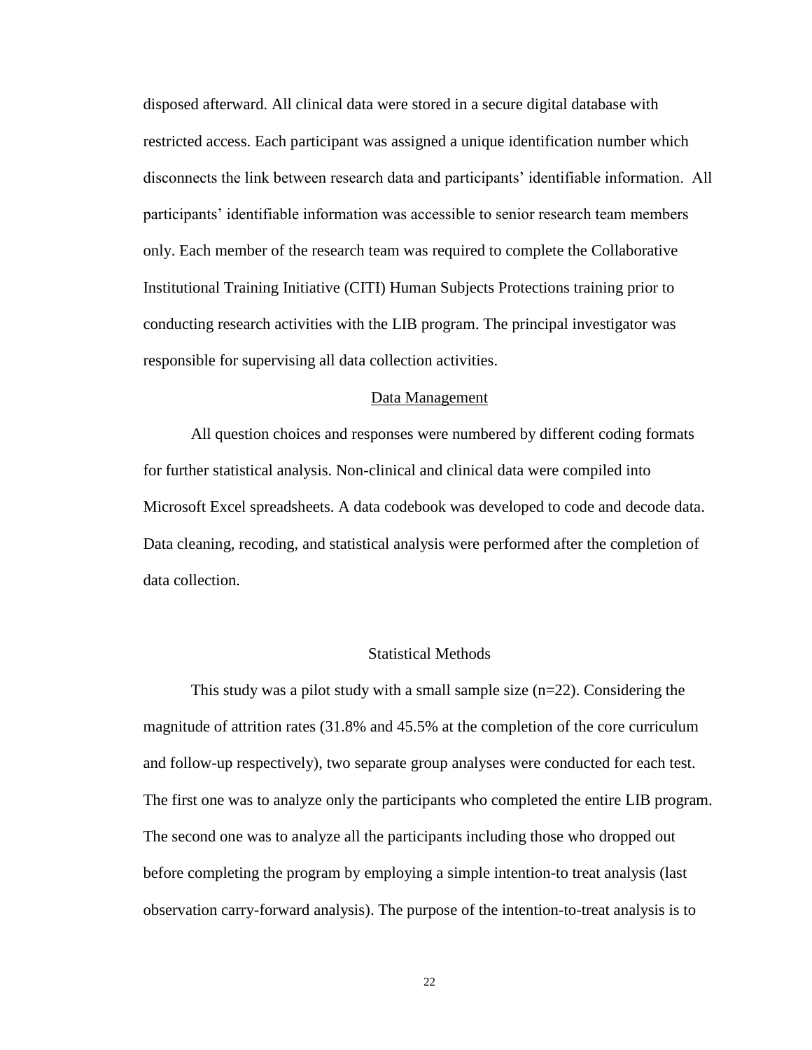disposed afterward. All clinical data were stored in a secure digital database with restricted access. Each participant was assigned a unique identification number which disconnects the link between research data and participants' identifiable information. All participants' identifiable information was accessible to senior research team members only. Each member of the research team was required to complete the Collaborative Institutional Training Initiative (CITI) Human Subjects Protections training prior to conducting research activities with the LIB program. The principal investigator was responsible for supervising all data collection activities.

### Data Management

All question choices and responses were numbered by different coding formats for further statistical analysis. Non-clinical and clinical data were compiled into Microsoft Excel spreadsheets. A data codebook was developed to code and decode data. Data cleaning, recoding, and statistical analysis were performed after the completion of data collection.

## Statistical Methods

This study was a pilot study with a small sample size (n=22). Considering the magnitude of attrition rates (31.8% and 45.5% at the completion of the core curriculum and follow-up respectively), two separate group analyses were conducted for each test. The first one was to analyze only the participants who completed the entire LIB program. The second one was to analyze all the participants including those who dropped out before completing the program by employing a simple intention-to treat analysis (last observation carry-forward analysis). The purpose of the intention-to-treat analysis is to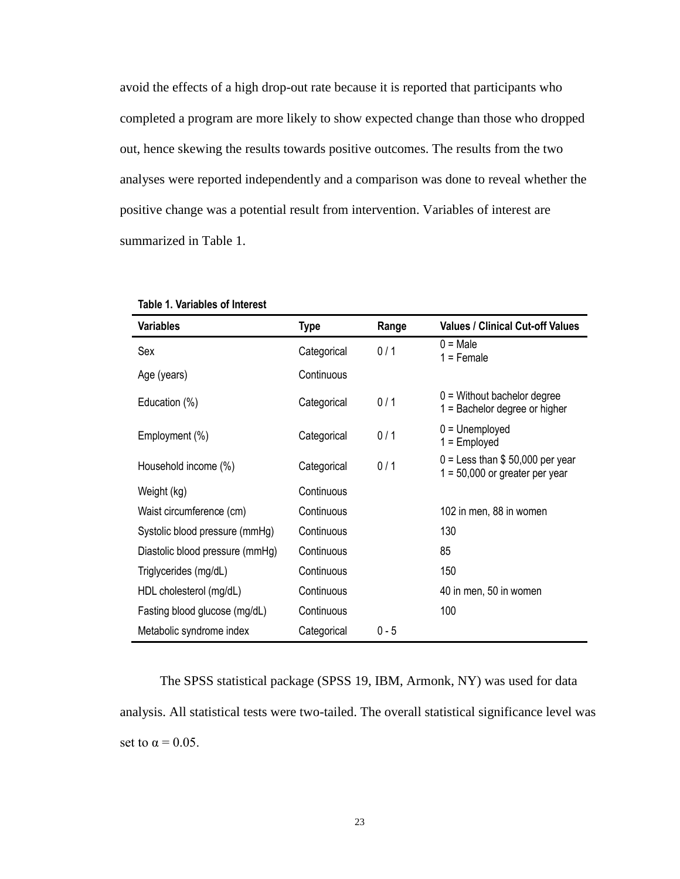avoid the effects of a high drop-out rate because it is reported that participants who completed a program are more likely to show expected change than those who dropped out, hence skewing the results towards positive outcomes. The results from the two analyses were reported independently and a comparison was done to reveal whether the positive change was a potential result from intervention. Variables of interest are summarized in Table 1.

**Table 1. Variables of Interest**

| Variables | Type | Range | Values / Clinical Cut-off Values |
|---|---|---|---|
| Sex | Categorical | 0 / 1 | 0 = Male<br>1 = Female |
| Age (years) | Continuous | | |
| Education (%) | Categorical | 0 / 1 | 0 = Without bachelor degree<br>1 = Bachelor degree or higher |
| Employment (%) | Categorical | 0 / 1 | 0 = Unemployed<br>1 = Employed |
| Household income (%) | Categorical | 0 / 1 | 0 = Less than $ 50,000 per year<br>1 = 50,000 or greater per year |
| Weight (kg) | Continuous | | |
| Waist circumference (cm) | Continuous | | 102 in men, 88 in women |
| Systolic blood pressure (mmHg) | Continuous | | 130 |
| Diastolic blood pressure (mmHg) | Continuous | | 85 |
| Triglycerides (mg/dL) | Continuous | | 150 |
| HDL cholesterol (mg/dL) | Continuous | | 40 in men, 50 in women |
| Fasting blood glucose (mg/dL) | Continuous | | 100 |
| Metabolic syndrome index | Categorical | 0 - 5 | |

The SPSS statistical package (SPSS 19, IBM, Armonk, NY) was used for data analysis. All statistical tests were two-tailed. The overall statistical significance level was set to $\alpha = 0.05$.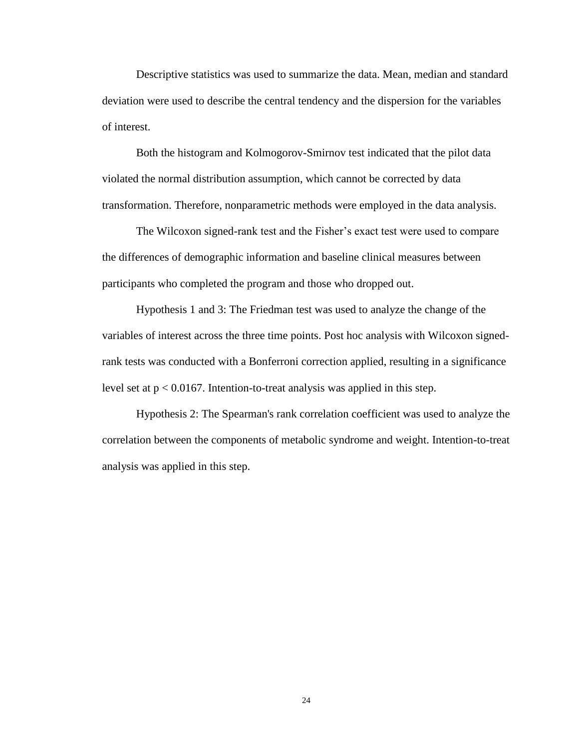Descriptive statistics was used to summarize the data. Mean, median and standard deviation were used to describe the central tendency and the dispersion for the variables of interest.

Both the histogram and Kolmogorov-Smirnov test indicated that the pilot data violated the normal distribution assumption, which cannot be corrected by data transformation. Therefore, nonparametric methods were employed in the data analysis.

The Wilcoxon signed-rank test and the Fisher's exact test were used to compare the differences of demographic information and baseline clinical measures between participants who completed the program and those who dropped out.

Hypothesis 1 and 3: The Friedman test was used to analyze the change of the variables of interest across the three time points. Post hoc analysis with Wilcoxon signed-rank tests was conducted with a Bonferroni correction applied, resulting in a significance level set at $p < 0.0167$. Intention-to-treat analysis was applied in this step.

Hypothesis 2: The Spearman's rank correlation coefficient was used to analyze the correlation between the components of metabolic syndrome and weight. Intention-to-treat analysis was applied in this step.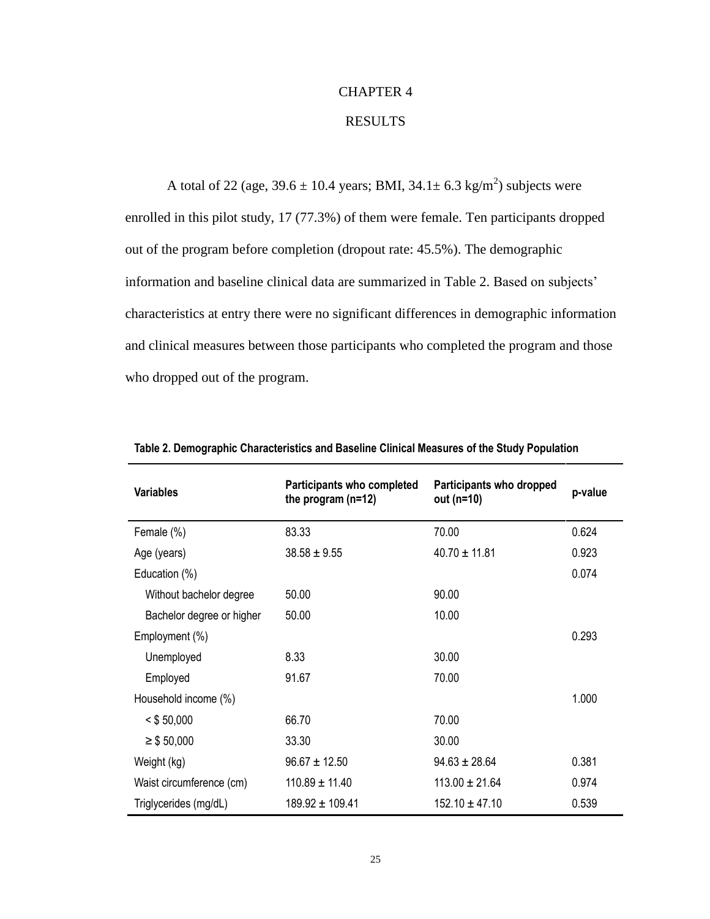# CHAPTER 4

# RESULTS

A total of 22 (age, 39.6 ± 10.4 years; BMI, 34.1± 6.3 kg/$m^2$) subjects were enrolled in this pilot study, 17 (77.3%) of them were female. Ten participants dropped out of the program before completion (dropout rate: 45.5%). The demographic information and baseline clinical data are summarized in Table 2. Based on subjects' characteristics at entry there were no significant differences in demographic information and clinical measures between those participants who completed the program and those who dropped out of the program.

**Table 2. Demographic Characteristics and Baseline Clinical Measures of the Study Population**

| Variables | Participants who completed the program (n=12) | Participants who dropped out (n=10) | p-value |
|---|---|---|---|
| Female (%) | 83.33 | 70.00 | 0.624 |
| Age (years) | 38.58 ± 9.55 | 40.70 ± 11.81 | 0.923 |
| Education (%) | | | 0.074 |
| Without bachelor degree | 50.00 | 90.00 | |
| Bachelor degree or higher | 50.00 | 10.00 | |
| Employment (%) | | | 0.293 |
| Unemployed | 8.33 | 30.00 | |
| Employed | 91.67 | 70.00 | |
| Household income (%) | | | 1.000 |
| < $ 50,000 | 66.70 | 70.00 | |
| ≥ $ 50,000 | 33.30 | 30.00 | |
| Weight (kg) | 96.67 ± 12.50 | 94.63 ± 28.64 | 0.381 |
| Waist circumference (cm) | 110.89 ± 11.40 | 113.00 ± 21.64 | 0.974 |
| Triglycerides (mg/dL) | 189.92 ± 109.41 | 152.10 ± 47.10 | 0.539 |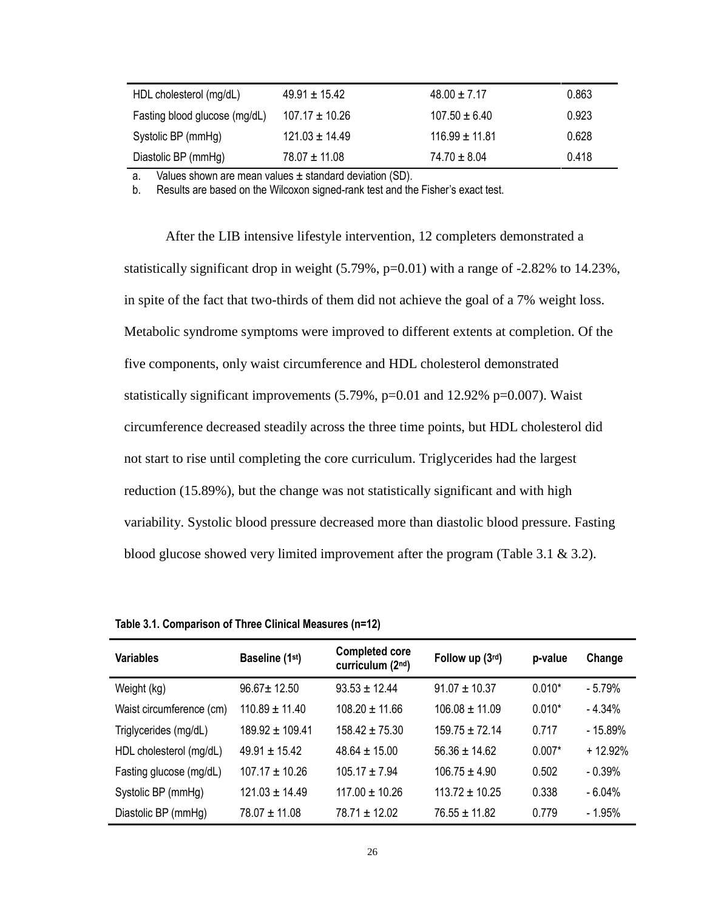| | | | |
|---|---|---|---|
| HDL cholesterol (mg/dL) | 49.91 ± 15.42 | 48.00 ± 7.17 | 0.863 |
| Fasting blood glucose (mg/dL) | 107.17 ± 10.26 | 107.50 ± 6.40 | 0.923 |
| Systolic BP (mmHg) | 121.03 ± 14.49 | 116.99 ± 11.81 | 0.628 |
| Diastolic BP (mmHg) | 78.07 ± 11.08 | 74.70 ± 8.04 | 0.418 |

a. Values shown are mean values ± standard deviation (SD).
b. Results are based on the Wilcoxon signed-rank test and the Fisher's exact test.

After the LIB intensive lifestyle intervention, 12 completers demonstrated a statistically significant drop in weight (5.79%, p=0.01) with a range of -2.82% to 14.23%, in spite of the fact that two-thirds of them did not achieve the goal of a 7% weight loss. Metabolic syndrome symptoms were improved to different extents at completion. Of the five components, only waist circumference and HDL cholesterol demonstrated statistically significant improvements (5.79%, p=0.01 and 12.92% p=0.007). Waist circumference decreased steadily across the three time points, but HDL cholesterol did not start to rise until completing the core curriculum. Triglycerides had the largest reduction (15.89%), but the change was not statistically significant and with high variability. Systolic blood pressure decreased more than diastolic blood pressure. Fasting blood glucose showed very limited improvement after the program (Table 3.1 & 3.2).

**Table 3.1. Comparison of Three Clinical Measures (n=12)**

| Variables | Baseline (1st) | Completed core curriculum (2nd) | Follow up (3rd) | p-value | Change |
|---|---|---|---|---|---|
| Weight (kg) | 96.67± 12.50 | 93.53 ± 12.44 | 91.07 ± 10.37 | 0.010* | - 5.79% |
| Waist circumference (cm) | 110.89 ± 11.40 | 108.20 ± 11.66 | 106.08 ± 11.09 | 0.010* | - 4.34% |
| Triglycerides (mg/dL) | 189.92 ± 109.41 | 158.42 ± 75.30 | 159.75 ± 72.14 | 0.717 | - 15.89% |
| HDL cholesterol (mg/dL) | 49.91 ± 15.42 | 48.64 ± 15.00 | 56.36 ± 14.62 | 0.007* | + 12.92% |
| Fasting glucose (mg/dL) | 107.17 ± 10.26 | 105.17 ± 7.94 | 106.75 ± 4.90 | 0.502 | - 0.39% |
| Systolic BP (mmHg) | 121.03 ± 14.49 | 117.00 ± 10.26 | 113.72 ± 10.25 | 0.338 | - 6.04% |
| Diastolic BP (mmHg) | 78.07 ± 11.08 | 78.71 ± 12.02 | 76.55 ± 11.82 | 0.779 | - 1.95% |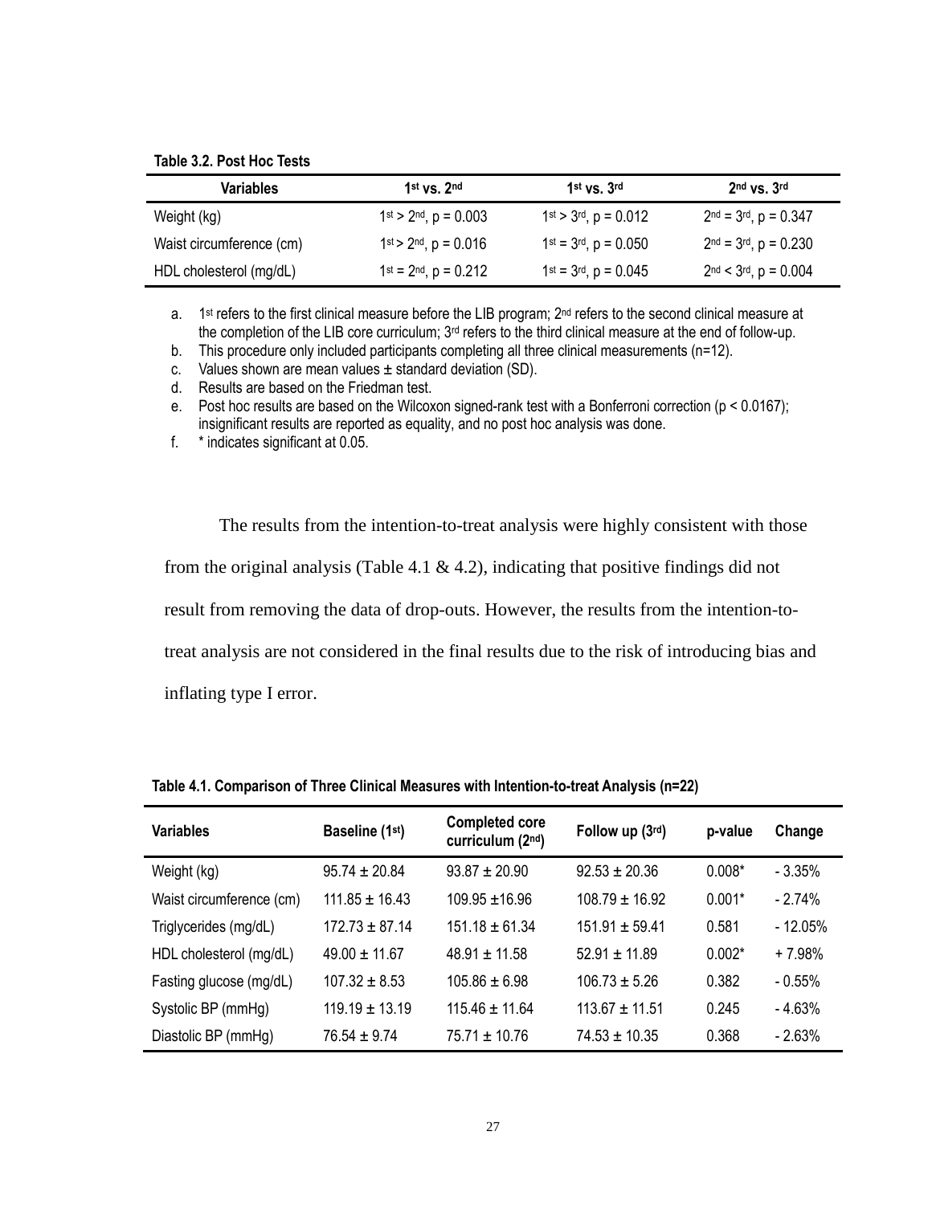**Table 3.2. Post Hoc Tests**

| Variables | 1st vs. 2nd | 1st vs. 3rd | 2nd vs. 3rd |
|---|---|---|---|
| Weight (kg) | 1st > 2nd, p = 0.003 | 1st > 3rd, p = 0.012 | 2nd = 3rd, p = 0.347 |
| Waist circumference (cm) | 1st > 2nd, p = 0.016 | 1st = 3rd, p = 0.050 | 2nd = 3rd, p = 0.230 |
| HDL cholesterol (mg/dL) | 1st = 2nd, p = 0.212 | 1st = 3rd, p = 0.045 | 2nd < 3rd, p = 0.004 |

a. 1st refers to the first clinical measure before the LIB program; 2nd refers to the second clinical measure at the completion of the LIB core curriculum; 3rd refers to the third clinical measure at the end of follow-up.

b. This procedure only included participants completing all three clinical measurements (n=12).

c. Values shown are mean values ± standard deviation (SD).

d. Results are based on the Friedman test.

e. Post hoc results are based on the Wilcoxon signed-rank test with a Bonferroni correction ($p < 0.0167$); insignificant results are reported as equality, and no post hoc analysis was done.

f. * indicates significant at 0.05.

The results from the intention-to-treat analysis were highly consistent with those from the original analysis (Table 4.1 & 4.2), indicating that positive findings did not result from removing the data of drop-outs. However, the results from the intention-to-treat analysis are not considered in the final results due to the risk of introducing bias and inflating type I error.

**Table 4.1. Comparison of Three Clinical Measures with Intention-to-treat Analysis (n=22)**

| Variables | Baseline (1st) | Completed core curriculum (2nd) | Follow up (3rd) | p-value | Change |
|---|---|---|---|---|---|
| Weight (kg) | 95.74 ± 20.84 | 93.87 ± 20.90 | 92.53 ± 20.36 | 0.008* | - 3.35% |
| Waist circumference (cm) | 111.85 ± 16.43 | 109.95 ±16.96 | 108.79 ± 16.92 | 0.001* | - 2.74% |
| Triglycerides (mg/dL) | 172.73 ± 87.14 | 151.18 ± 61.34 | 151.91 ± 59.41 | 0.581 | - 12.05% |
| HDL cholesterol (mg/dL) | 49.00 ± 11.67 | 48.91 ± 11.58 | 52.91 ± 11.89 | 0.002* | + 7.98% |
| Fasting glucose (mg/dL) | 107.32 ± 8.53 | 105.86 ± 6.98 | 106.73 ± 5.26 | 0.382 | - 0.55% |
| Systolic BP (mmHg) | 119.19 ± 13.19 | 115.46 ± 11.64 | 113.67 ± 11.51 | 0.245 | - 4.63% |
| Diastolic BP (mmHg) | 76.54 ± 9.74 | 75.71 ± 10.76 | 74.53 ± 10.35 | 0.368 | - 2.63% |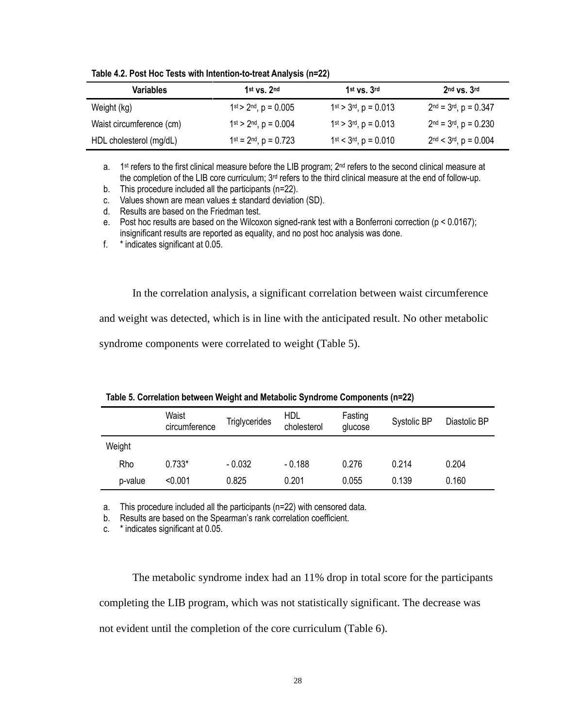**Table 4.2. Post Hoc Tests with Intention-to-treat Analysis (n=22)**

| Variables | 1st vs. 2nd | 1st vs. 3rd | 2nd vs. 3rd |
|---|---|---|---|
| Weight (kg) | 1st > 2nd, p = 0.005 | 1st > 3rd, p = 0.013 | 2nd = 3rd, p = 0.347 |
| Waist circumference (cm) | 1st > 2nd, p = 0.004 | 1st > 3rd, p = 0.013 | 2nd = 3rd, p = 0.230 |
| HDL cholesterol (mg/dL) | 1st = 2nd, p = 0.723 | 1st < 3rd, p = 0.010 | 2nd < 3rd, p = 0.004 |

a. 1st refers to the first clinical measure before the LIB program; 2nd refers to the second clinical measure at the completion of the LIB core curriculum; 3rd refers to the third clinical measure at the end of follow-up.
b. This procedure included all the participants (n=22).
c. Values shown are mean values ± standard deviation (SD).
d. Results are based on the Friedman test.
e. Post hoc results are based on the Wilcoxon signed-rank test with a Bonferroni correction ($p < 0.0167$); insignificant results are reported as equality, and no post hoc analysis was done.
f. * indicates significant at 0.05.

In the correlation analysis, a significant correlation between waist circumference and weight was detected, which is in line with the anticipated result. No other metabolic syndrome components were correlated to weight (Table 5).

**Table 5. Correlation between Weight and Metabolic Syndrome Components (n=22)**

| | Waist circumference | Triglycerides | HDL cholesterol | Fasting glucose | Systolic BP | Diastolic BP |
|---|---|---|---|---|---|---|
| Weight | | | | | | |
| Rho | 0.733* | - 0.032 | - 0.188 | 0.276 | 0.214 | 0.204 |
| p-value | <0.001 | 0.825 | 0.201 | 0.055 | 0.139 | 0.160 |

a. This procedure included all the participants (n=22) with censored data.
b. Results are based on the Spearman's rank correlation coefficient.
c. * indicates significant at 0.05.

The metabolic syndrome index had an 11% drop in total score for the participants completing the LIB program, which was not statistically significant. The decrease was not evident until the completion of the core curriculum (Table 6).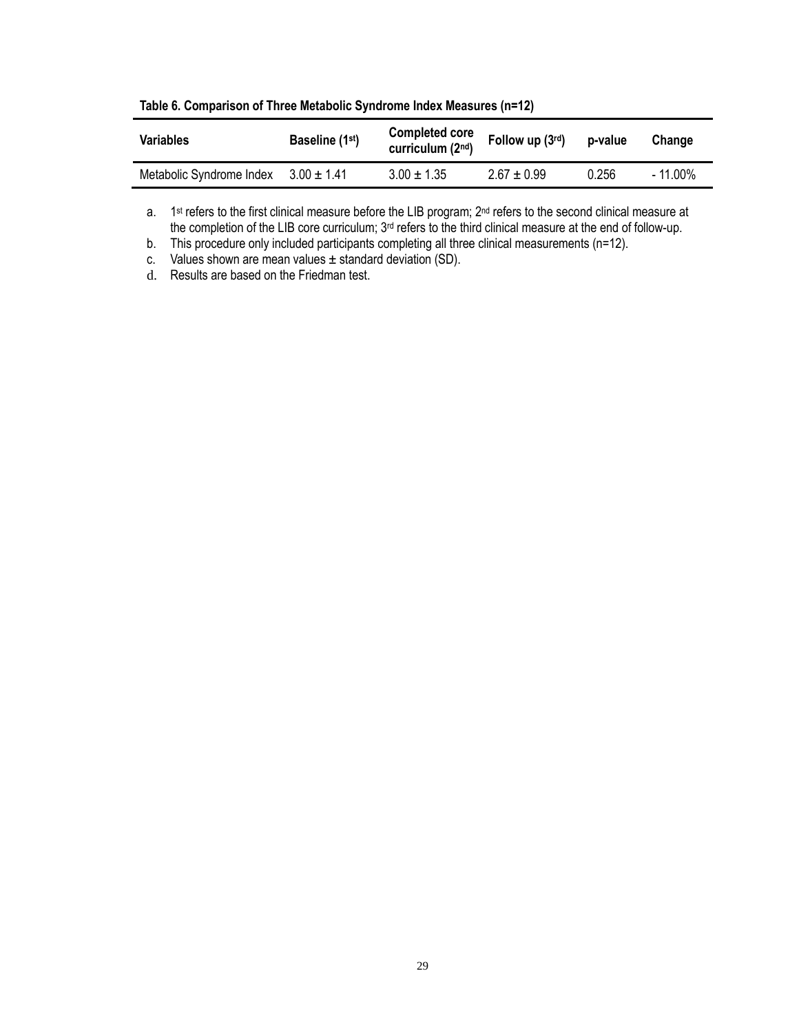**Table 6. Comparison of Three Metabolic Syndrome Index Measures (n=12)**

| Variables | Baseline (1st) | Completed core curriculum (2nd) | Follow up (3rd) | p-value | Change |
|---|---|---|---|---|---|
| Metabolic Syndrome Index | 3.00 ± 1.41 | 3.00 ± 1.35 | 2.67 ± 0.99 | 0.256 | - 11.00% |

a. 1st refers to the first clinical measure before the LIB program; 2nd refers to the second clinical measure at the completion of the LIB core curriculum; 3rd refers to the third clinical measure at the end of follow-up.
b. This procedure only included participants completing all three clinical measurements (n=12).
c. Values shown are mean values ± standard deviation (SD).
d. Results are based on the Friedman test.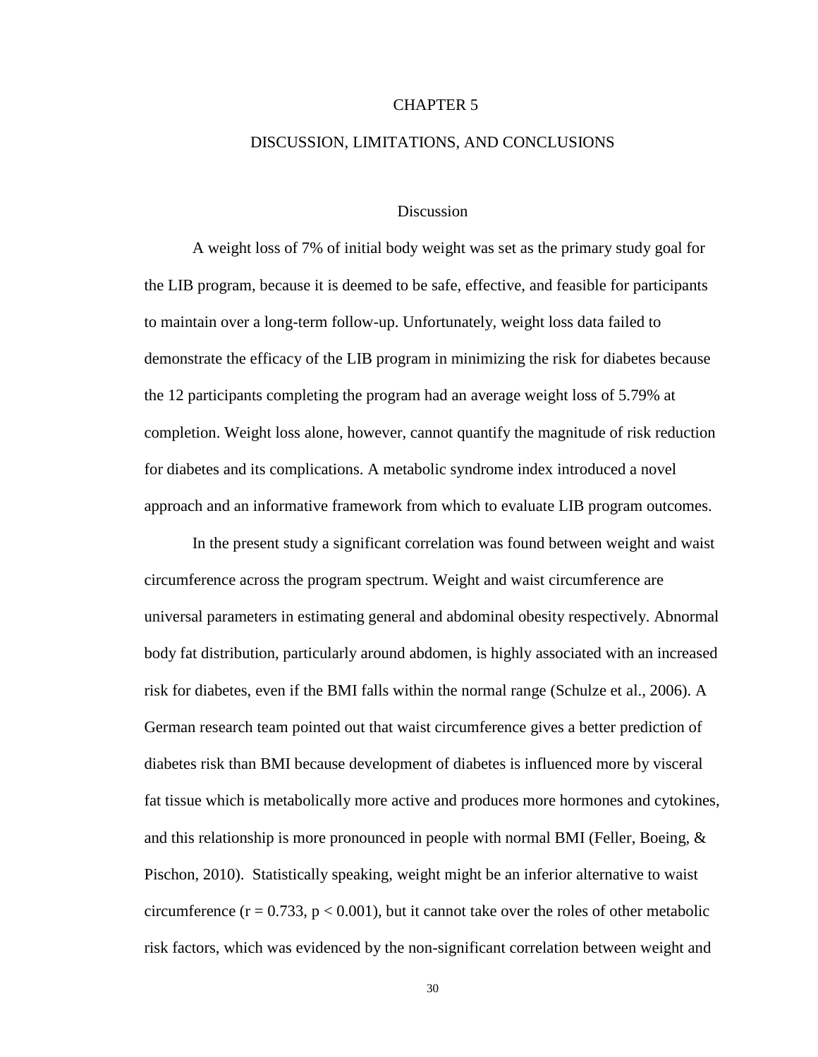# CHAPTER 5

# DISCUSSION, LIMITATIONS, AND CONCLUSIONS

## Discussion

A weight loss of 7% of initial body weight was set as the primary study goal for the LIB program, because it is deemed to be safe, effective, and feasible for participants to maintain over a long-term follow-up. Unfortunately, weight loss data failed to demonstrate the efficacy of the LIB program in minimizing the risk for diabetes because the 12 participants completing the program had an average weight loss of 5.79% at completion. Weight loss alone, however, cannot quantify the magnitude of risk reduction for diabetes and its complications. A metabolic syndrome index introduced a novel approach and an informative framework from which to evaluate LIB program outcomes.

In the present study a significant correlation was found between weight and waist circumference across the program spectrum. Weight and waist circumference are universal parameters in estimating general and abdominal obesity respectively. Abnormal body fat distribution, particularly around abdomen, is highly associated with an increased risk for diabetes, even if the BMI falls within the normal range (Schulze et al., 2006). A German research team pointed out that waist circumference gives a better prediction of diabetes risk than BMI because development of diabetes is influenced more by visceral fat tissue which is metabolically more active and produces more hormones and cytokines, and this relationship is more pronounced in people with normal BMI (Feller, Boeing, & Pischon, 2010). Statistically speaking, weight might be an inferior alternative to waist circumference ($r = 0.733$, $p < 0.001$), but it cannot take over the roles of other metabolic risk factors, which was evidenced by the non-significant correlation between weight and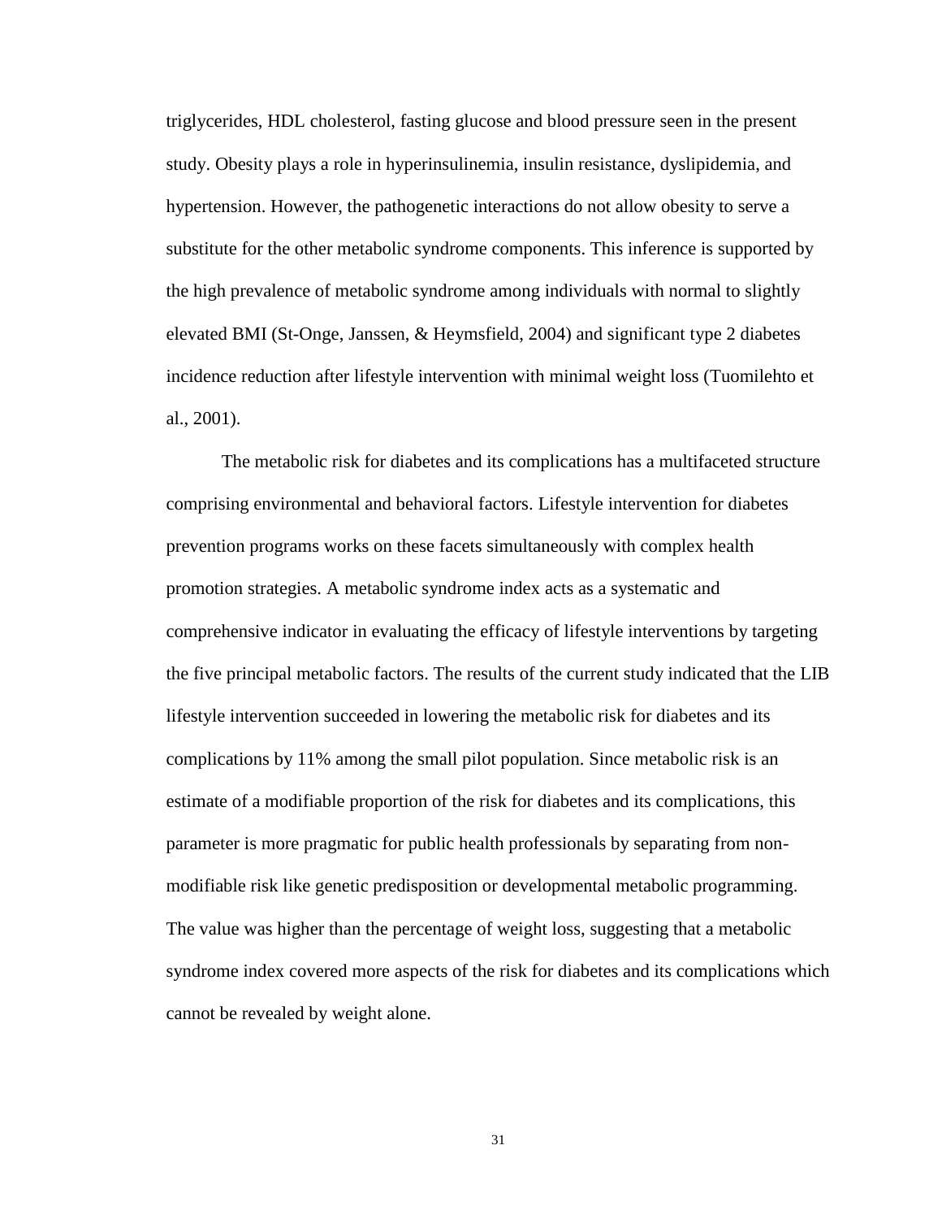triglycerides, HDL cholesterol, fasting glucose and blood pressure seen in the present study. Obesity plays a role in hyperinsulinemia, insulin resistance, dyslipidemia, and hypertension. However, the pathogenetic interactions do not allow obesity to serve a substitute for the other metabolic syndrome components. This inference is supported by the high prevalence of metabolic syndrome among individuals with normal to slightly elevated BMI (St-Onge, Janssen, & Heymsfield, 2004) and significant type 2 diabetes incidence reduction after lifestyle intervention with minimal weight loss (Tuomilehto et al., 2001).

The metabolic risk for diabetes and its complications has a multifaceted structure comprising environmental and behavioral factors. Lifestyle intervention for diabetes prevention programs works on these facets simultaneously with complex health promotion strategies. A metabolic syndrome index acts as a systematic and comprehensive indicator in evaluating the efficacy of lifestyle interventions by targeting the five principal metabolic factors. The results of the current study indicated that the LIB lifestyle intervention succeeded in lowering the metabolic risk for diabetes and its complications by 11% among the small pilot population. Since metabolic risk is an estimate of a modifiable proportion of the risk for diabetes and its complications, this parameter is more pragmatic for public health professionals by separating from non-modifiable risk like genetic predisposition or developmental metabolic programming. The value was higher than the percentage of weight loss, suggesting that a metabolic syndrome index covered more aspects of the risk for diabetes and its complications which cannot be revealed by weight alone.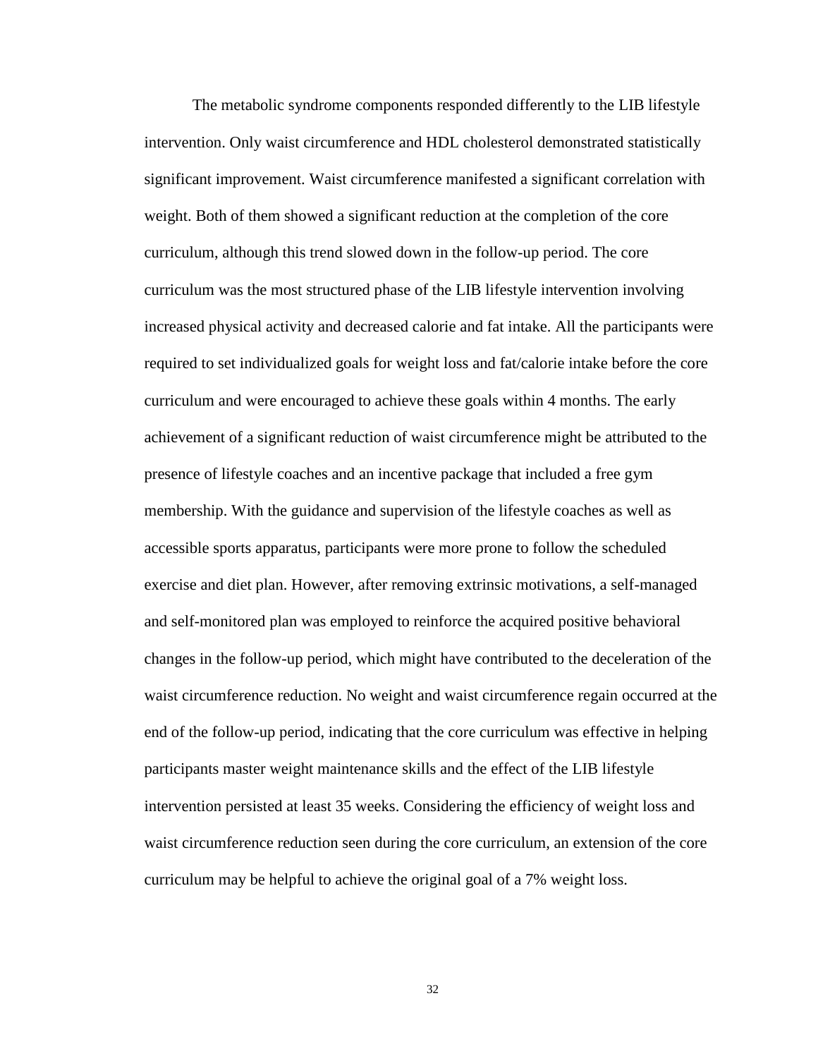The metabolic syndrome components responded differently to the LIB lifestyle intervention. Only waist circumference and HDL cholesterol demonstrated statistically significant improvement. Waist circumference manifested a significant correlation with weight. Both of them showed a significant reduction at the completion of the core curriculum, although this trend slowed down in the follow-up period. The core curriculum was the most structured phase of the LIB lifestyle intervention involving increased physical activity and decreased calorie and fat intake. All the participants were required to set individualized goals for weight loss and fat/calorie intake before the core curriculum and were encouraged to achieve these goals within 4 months. The early achievement of a significant reduction of waist circumference might be attributed to the presence of lifestyle coaches and an incentive package that included a free gym membership. With the guidance and supervision of the lifestyle coaches as well as accessible sports apparatus, participants were more prone to follow the scheduled exercise and diet plan. However, after removing extrinsic motivations, a self-managed and self-monitored plan was employed to reinforce the acquired positive behavioral changes in the follow-up period, which might have contributed to the deceleration of the waist circumference reduction. No weight and waist circumference regain occurred at the end of the follow-up period, indicating that the core curriculum was effective in helping participants master weight maintenance skills and the effect of the LIB lifestyle intervention persisted at least 35 weeks. Considering the efficiency of weight loss and waist circumference reduction seen during the core curriculum, an extension of the core curriculum may be helpful to achieve the original goal of a 7% weight loss.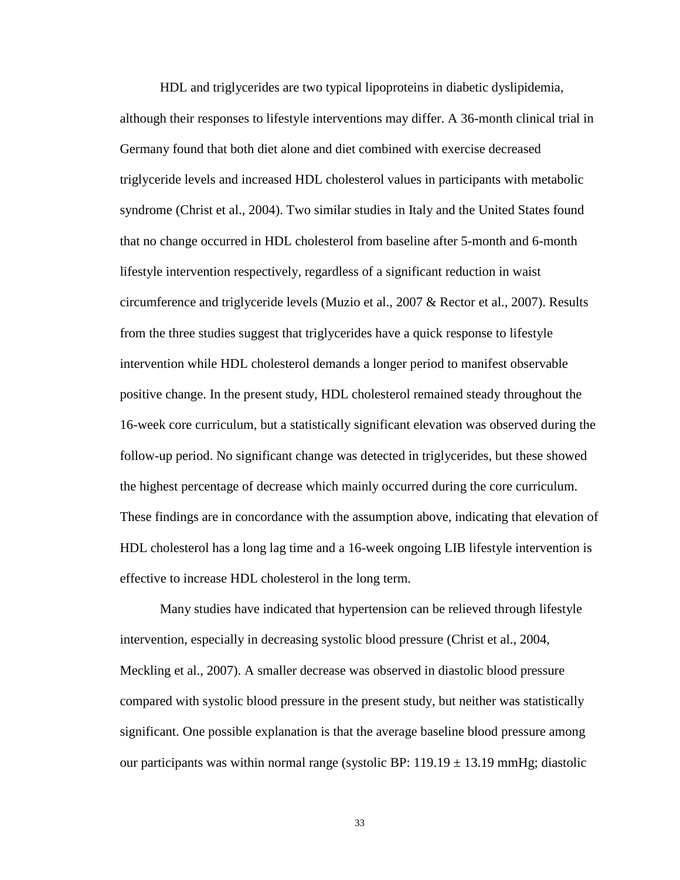HDL and triglycerides are two typical lipoproteins in diabetic dyslipidemia, although their responses to lifestyle interventions may differ. A 36-month clinical trial in Germany found that both diet alone and diet combined with exercise decreased triglyceride levels and increased HDL cholesterol values in participants with metabolic syndrome (Christ et al., 2004). Two similar studies in Italy and the United States found that no change occurred in HDL cholesterol from baseline after 5-month and 6-month lifestyle intervention respectively, regardless of a significant reduction in waist circumference and triglyceride levels (Muzio et al., 2007 & Rector et al., 2007). Results from the three studies suggest that triglycerides have a quick response to lifestyle intervention while HDL cholesterol demands a longer period to manifest observable positive change. In the present study, HDL cholesterol remained steady throughout the 16-week core curriculum, but a statistically significant elevation was observed during the follow-up period. No significant change was detected in triglycerides, but these showed the highest percentage of decrease which mainly occurred during the core curriculum. These findings are in concordance with the assumption above, indicating that elevation of HDL cholesterol has a long lag time and a 16-week ongoing LIB lifestyle intervention is effective to increase HDL cholesterol in the long term.

Many studies have indicated that hypertension can be relieved through lifestyle intervention, especially in decreasing systolic blood pressure (Christ et al., 2004, Meckling et al., 2007). A smaller decrease was observed in diastolic blood pressure compared with systolic blood pressure in the present study, but neither was statistically significant. One possible explanation is that the average baseline blood pressure among our participants was within normal range (systolic BP: $119.19 \pm 13.19$ mmHg; diastolic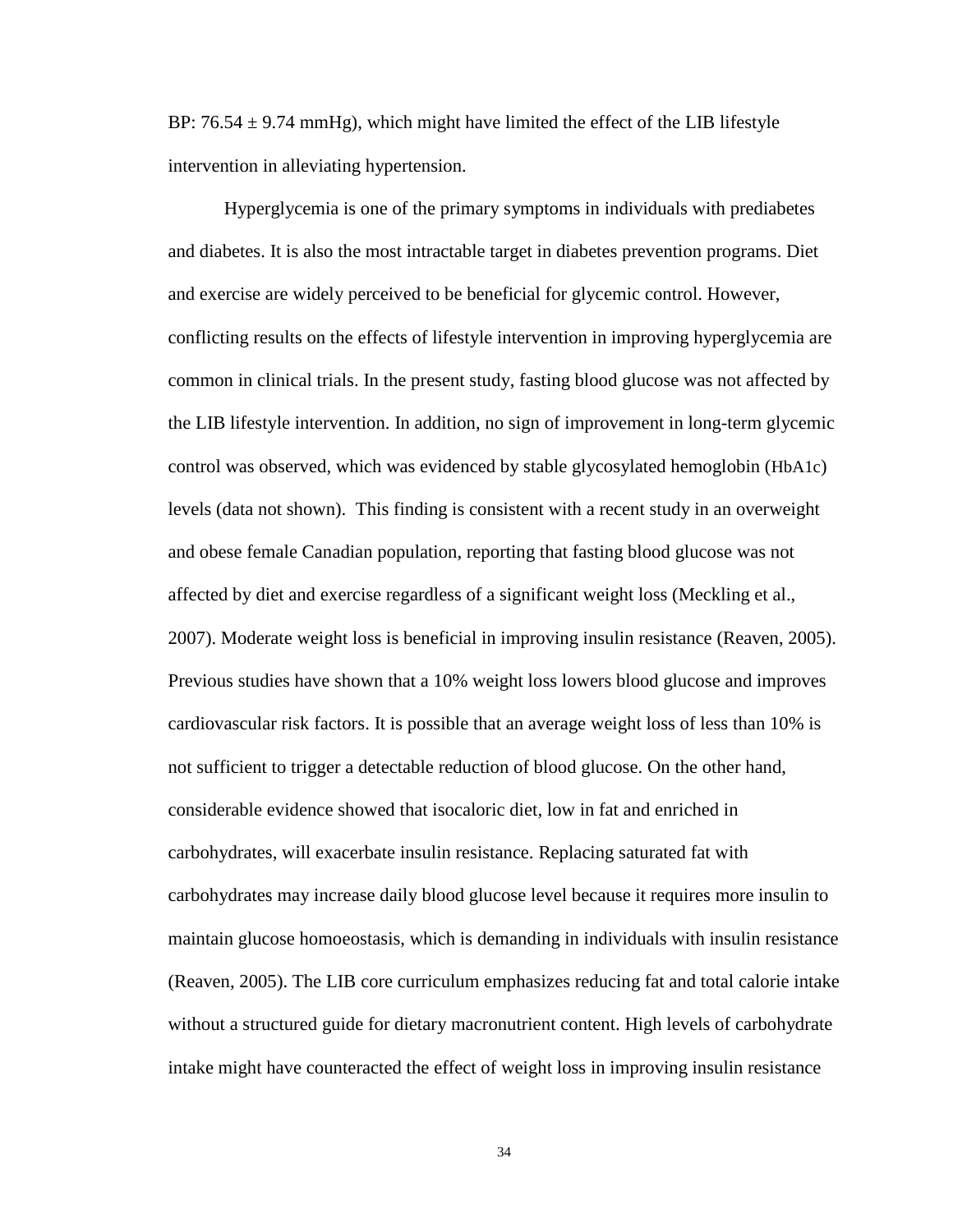BP: 76.54 ± 9.74 mmHg), which might have limited the effect of the LIB lifestyle intervention in alleviating hypertension.

Hyperglycemia is one of the primary symptoms in individuals with prediabetes and diabetes. It is also the most intractable target in diabetes prevention programs. Diet and exercise are widely perceived to be beneficial for glycemic control. However, conflicting results on the effects of lifestyle intervention in improving hyperglycemia are common in clinical trials. In the present study, fasting blood glucose was not affected by the LIB lifestyle intervention. In addition, no sign of improvement in long-term glycemic control was observed, which was evidenced by stable glycosylated hemoglobin (HbA1c) levels (data not shown). This finding is consistent with a recent study in an overweight and obese female Canadian population, reporting that fasting blood glucose was not affected by diet and exercise regardless of a significant weight loss (Meckling et al., 2007). Moderate weight loss is beneficial in improving insulin resistance (Reaven, 2005). Previous studies have shown that a 10% weight loss lowers blood glucose and improves cardiovascular risk factors. It is possible that an average weight loss of less than 10% is not sufficient to trigger a detectable reduction of blood glucose. On the other hand, considerable evidence showed that isocaloric diet, low in fat and enriched in carbohydrates, will exacerbate insulin resistance. Replacing saturated fat with carbohydrates may increase daily blood glucose level because it requires more insulin to maintain glucose homoeostasis, which is demanding in individuals with insulin resistance (Reaven, 2005). The LIB core curriculum emphasizes reducing fat and total calorie intake without a structured guide for dietary macronutrient content. High levels of carbohydrate intake might have counteracted the effect of weight loss in improving insulin resistance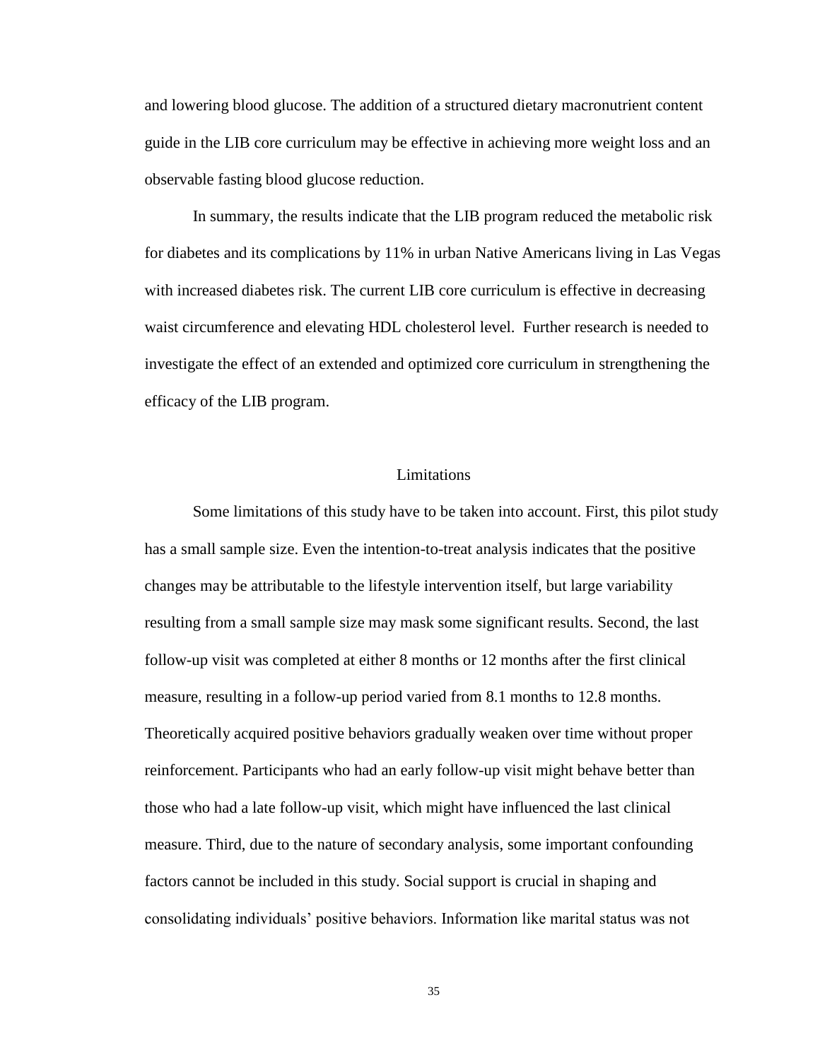and lowering blood glucose. The addition of a structured dietary macronutrient content guide in the LIB core curriculum may be effective in achieving more weight loss and an observable fasting blood glucose reduction.

In summary, the results indicate that the LIB program reduced the metabolic risk for diabetes and its complications by 11% in urban Native Americans living in Las Vegas with increased diabetes risk. The current LIB core curriculum is effective in decreasing waist circumference and elevating HDL cholesterol level. Further research is needed to investigate the effect of an extended and optimized core curriculum in strengthening the efficacy of the LIB program.

## Limitations

Some limitations of this study have to be taken into account. First, this pilot study has a small sample size. Even the intention-to-treat analysis indicates that the positive changes may be attributable to the lifestyle intervention itself, but large variability resulting from a small sample size may mask some significant results. Second, the last follow-up visit was completed at either 8 months or 12 months after the first clinical measure, resulting in a follow-up period varied from 8.1 months to 12.8 months. Theoretically acquired positive behaviors gradually weaken over time without proper reinforcement. Participants who had an early follow-up visit might behave better than those who had a late follow-up visit, which might have influenced the last clinical measure. Third, due to the nature of secondary analysis, some important confounding factors cannot be included in this study. Social support is crucial in shaping and consolidating individuals' positive behaviors. Information like marital status was not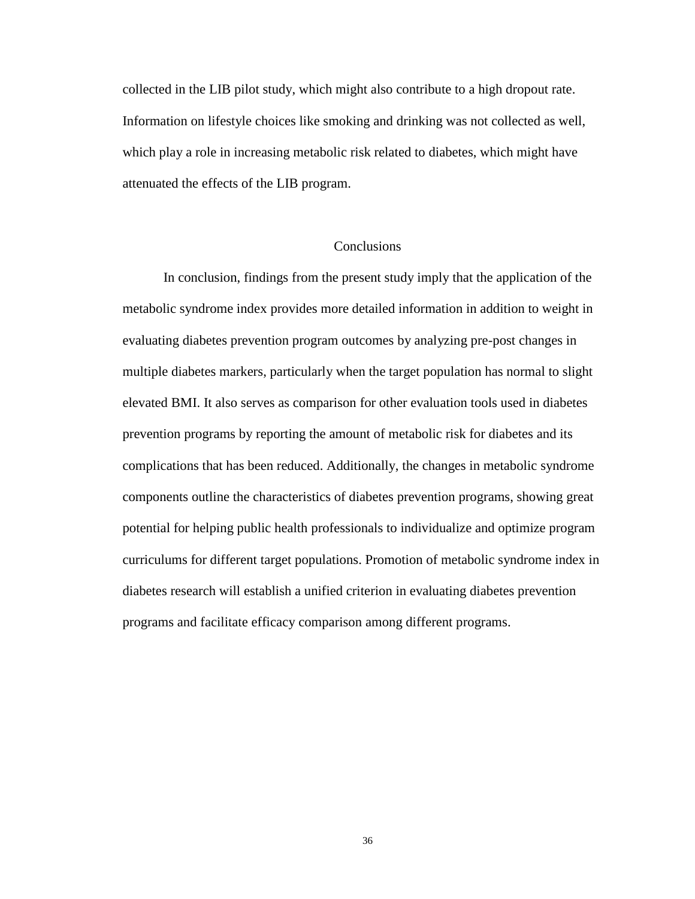collected in the LIB pilot study, which might also contribute to a high dropout rate. Information on lifestyle choices like smoking and drinking was not collected as well, which play a role in increasing metabolic risk related to diabetes, which might have attenuated the effects of the LIB program.

## Conclusions

In conclusion, findings from the present study imply that the application of the metabolic syndrome index provides more detailed information in addition to weight in evaluating diabetes prevention program outcomes by analyzing pre-post changes in multiple diabetes markers, particularly when the target population has normal to slight elevated BMI. It also serves as comparison for other evaluation tools used in diabetes prevention programs by reporting the amount of metabolic risk for diabetes and its complications that has been reduced. Additionally, the changes in metabolic syndrome components outline the characteristics of diabetes prevention programs, showing great potential for helping public health professionals to individualize and optimize program curriculums for different target populations. Promotion of metabolic syndrome index in diabetes research will establish a unified criterion in evaluating diabetes prevention programs and facilitate efficacy comparison among different programs.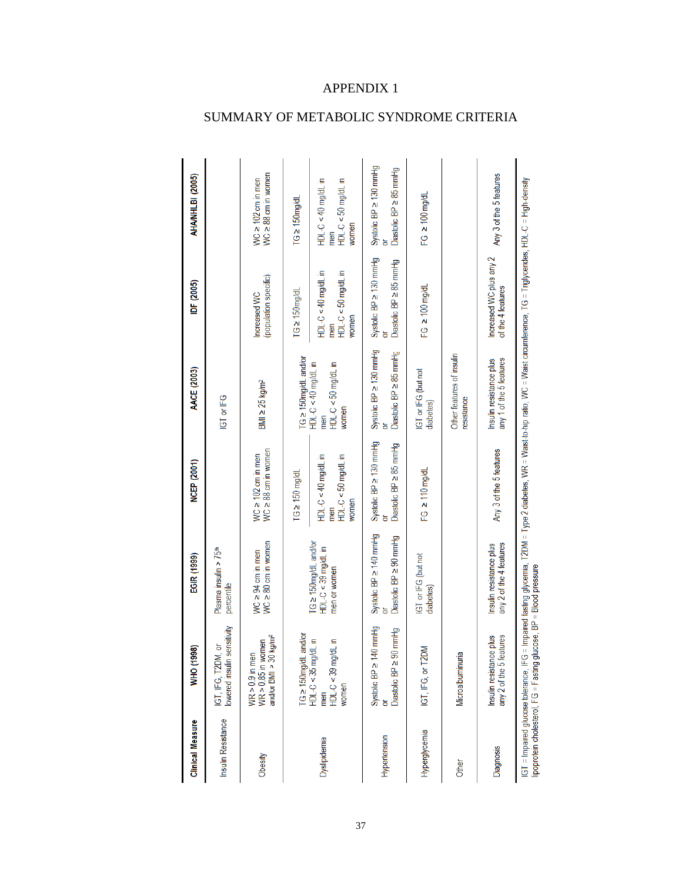# APPENDIX 1

# SUMMARY OF METABOLIC SYNDROME CRITERIA

| Clinical Measure | WHO (1998) | EGIR (1999) | NCEP (2001) | AACE (2003) | IDF (2005) | AHA/NHLBI (2005) |
|---|---|---|---|---|---|---|
| Insulin Resistance | IGT, IFG, T2DM, or lowered insulin sensitivity | Plasma insulin > 75th percentile | | IGT or IFG | | |
| Obesity | WR > 0.9 in men WR > 0.85 in women and/or BMI > 30 kg/m² | WC ≥ 94 cm in men WC ≥ 80 cm in women | WC ≥ 102 cm in men WC ≥ 88 cm in women | BMI ≥ 25 kg/m² | Increased WC (population specific) | WC ≥ 102 cm in men WC ≥ 88 cm in women |
| Dyslipidemia | TG ≥ 150mg/dL and/or HDL-C < 35 mg/dL in men HDL-C < 39 mg/dL in women | TG ≥ 150mg/dL and/or HDL-C < 39 mg/dL in men or women | TG ≥ 150 mg/dL<br>HDL-C < 40 mg/dL in men HDL-C < 50 mg/dL in women | TG ≥ 150mg/dL and/or HDL-C < 40 mg/dL in men HDL-C < 50 mg/dL in women | TG ≥ 150mg/dL<br>HDL-C < 40 mg/dL in men HDL-C < 50 mg/dL in women | TG ≥ 150mg/dL<br>HDL-C < 40 mg/dL in men HDL-C < 50 mg/dL in women |
| Hypertension | Systolic BP ≥ 140 mmHg or Diastolic BP ≥ 90 mmHg | Systolic BP ≥ 140 mmHg or Diastolic BP ≥ 90 mmHg | Systolic BP ≥ 130 mmHg or Diastolic BP ≥ 85 mmHg | Systolic BP ≥ 130 mmHg or Diastolic BP ≥ 85 mmHg | Systolic BP ≥ 130 mmHg or Diastolic BP ≥ 85 mmHg | Systolic BP ≥ 130 mmHg or Diastolic BP ≥ 85 mmHg |
| Hyperglycemia | IGT, IFG, or T2DM | IGT or IFG (but not diabetes) | FG ≥ 110 mg/dL | IGT or IFG (but not diabetes) | FG ≥ 100 mg/dL | FG ≥ 100 mg/dL |
| Other | Microalbuminuria | | | Other features of insulin resistance | | |
| Diagnosis | Insulin resistance plus any 2 of the 5 features | Insulin resistance plus any 2 of the 4 features | Any 3 of the 5 features | Insulin resistance plus any 1 of the 5 features | Increased WC plus any 2 of the 4 features | Any 3 of the 5 features |

IGT = Impaired glucose tolerance, IFG = Impaired fasting glycemia, T2DM = Type 2 diabetes, WR = Waist-to-hip ratio, WC = Waist circumference, TG = Triglycerides, HDL-C = High-density lipoprotein cholesterol, FG = Fasting glucose, BP = Blood pressure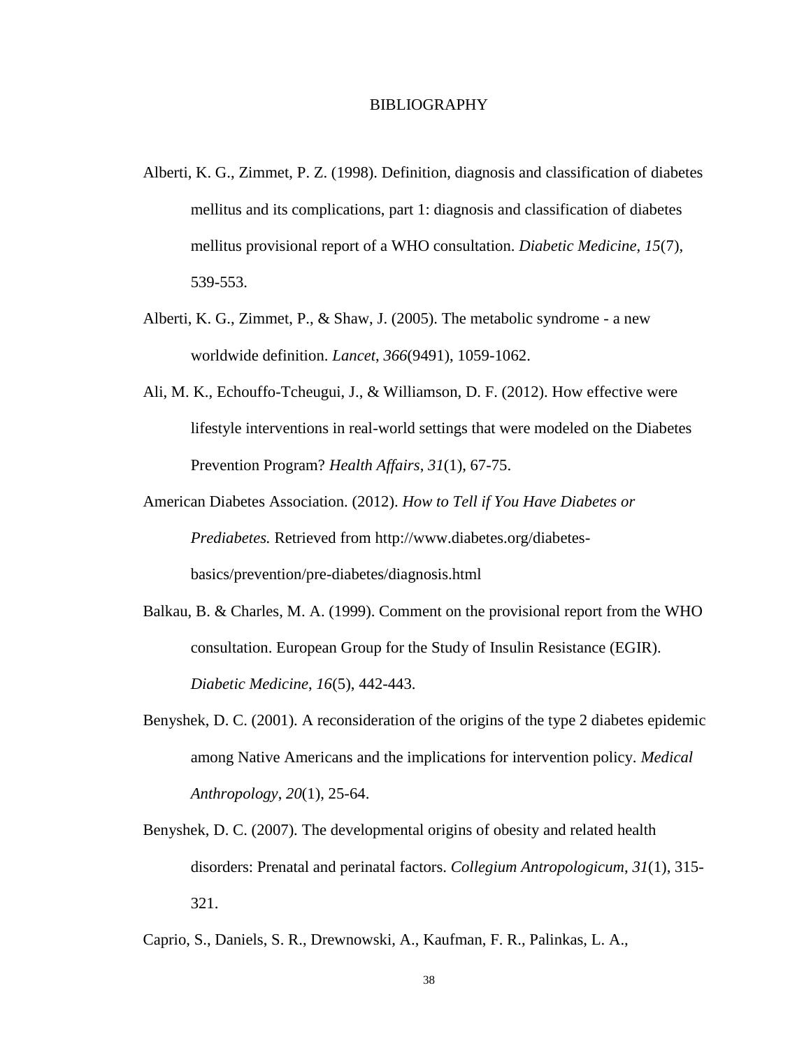# BIBLIOGRAPHY

Alberti, K. G., Zimmet, P. Z. (1998). Definition, diagnosis and classification of diabetes mellitus and its complications, part 1: diagnosis and classification of diabetes mellitus provisional report of a WHO consultation. *Diabetic Medicine*, *15*(7), 539-553.

Alberti, K. G., Zimmet, P., & Shaw, J. (2005). The metabolic syndrome - a new worldwide definition. *Lancet*, *366*(9491), 1059-1062.

Ali, M. K., Echouffo-Tcheugui, J., & Williamson, D. F. (2012). How effective were lifestyle interventions in real-world settings that were modeled on the Diabetes Prevention Program? *Health Affairs, 31*(1), 67-75.

American Diabetes Association. (2012). *How to Tell if You Have Diabetes or Prediabetes.* Retrieved from http://www.diabetes.org/diabetes-basics/prevention/pre-diabetes/diagnosis.html

Balkau, B. & Charles, M. A. (1999). Comment on the provisional report from the WHO consultation. European Group for the Study of Insulin Resistance (EGIR). *Diabetic Medicine*, *16*(5), 442-443.

Benyshek, D. C. (2001). A reconsideration of the origins of the type 2 diabetes epidemic among Native Americans and the implications for intervention policy. *Medical Anthropology*, *20*(1), 25-64.

Benyshek, D. C. (2007). The developmental origins of obesity and related health disorders: Prenatal and perinatal factors. *Collegium Antropologicum*, *31*(1), 315-321.

Caprio, S., Daniels, S. R., Drewnowski, A., Kaufman, F. R., Palinkas, L. A.,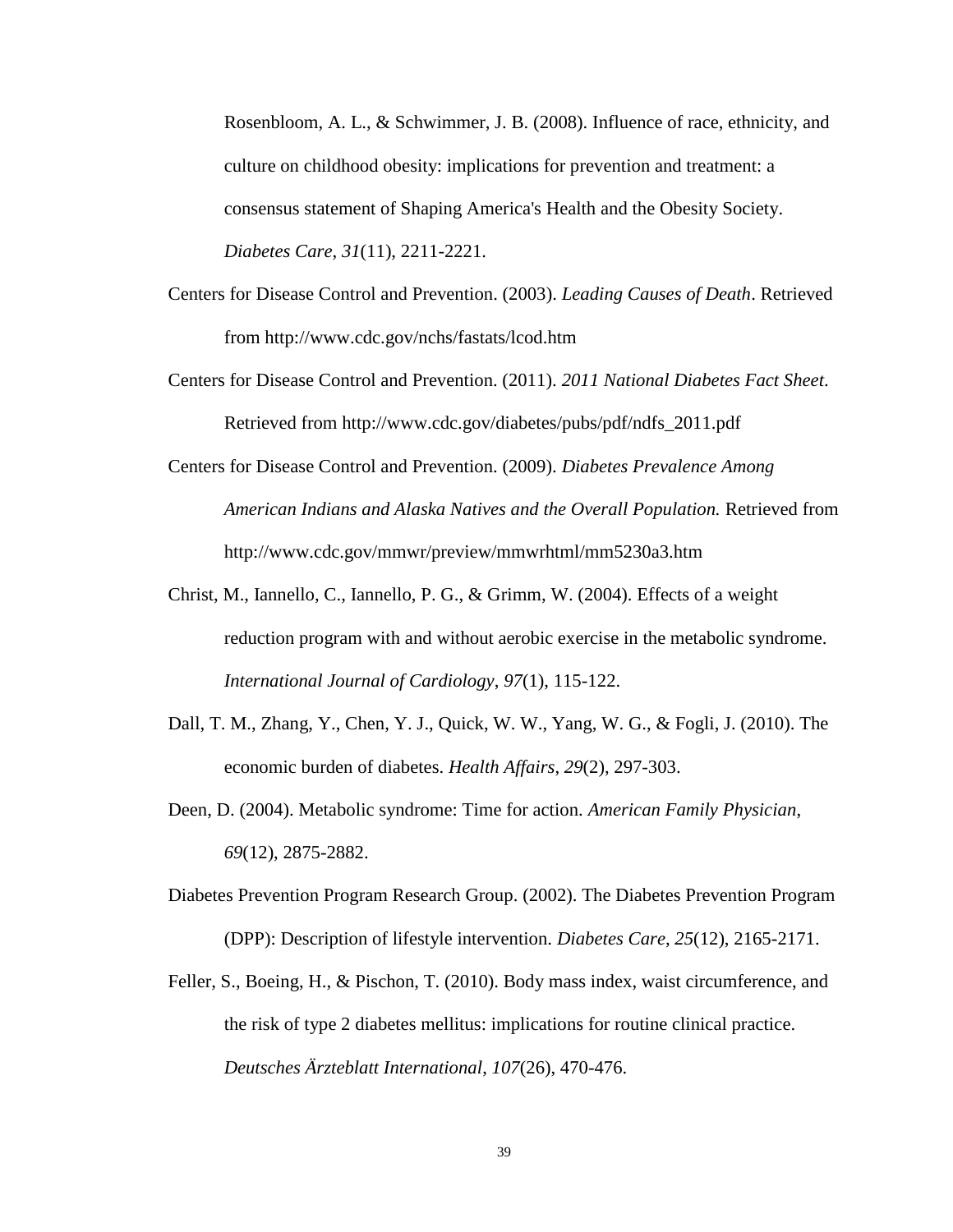Rosenbloom, A. L., & Schwimmer, J. B. (2008). Influence of race, ethnicity, and culture on childhood obesity: implications for prevention and treatment: a consensus statement of Shaping America's Health and the Obesity Society. *Diabetes Care*, *31*(11), 2211-2221.

Centers for Disease Control and Prevention. (2003). *Leading Causes of Death*. Retrieved from http://www.cdc.gov/nchs/fastats/lcod.htm

Centers for Disease Control and Prevention. (2011). *2011 National Diabetes Fact Sheet*. Retrieved from http://www.cdc.gov/diabetes/pubs/pdf/ndfs_2011.pdf

Centers for Disease Control and Prevention. (2009). *Diabetes Prevalence Among American Indians and Alaska Natives and the Overall Population.* Retrieved from http://www.cdc.gov/mmwr/preview/mmwrhtml/mm5230a3.htm

Christ, M., Iannello, C., Iannello, P. G., & Grimm, W. (2004). Effects of a weight reduction program with and without aerobic exercise in the metabolic syndrome. *International Journal of Cardiology*, *97*(1), 115-122.

Dall, T. M., Zhang, Y., Chen, Y. J., Quick, W. W., Yang, W. G., & Fogli, J. (2010). The economic burden of diabetes. *Health Affairs*, *29*(2), 297-303.

Deen, D. (2004). Metabolic syndrome: Time for action. *American Family Physician*, *69*(12), 2875-2882.

Diabetes Prevention Program Research Group. (2002). The Diabetes Prevention Program (DPP): Description of lifestyle intervention. *Diabetes Care*, *25*(12), 2165-2171.

Feller, S., Boeing, H., & Pischon, T. (2010). Body mass index, waist circumference, and the risk of type 2 diabetes mellitus: implications for routine clinical practice. *Deutsches Ärzteblatt International*, *107*(26), 470-476.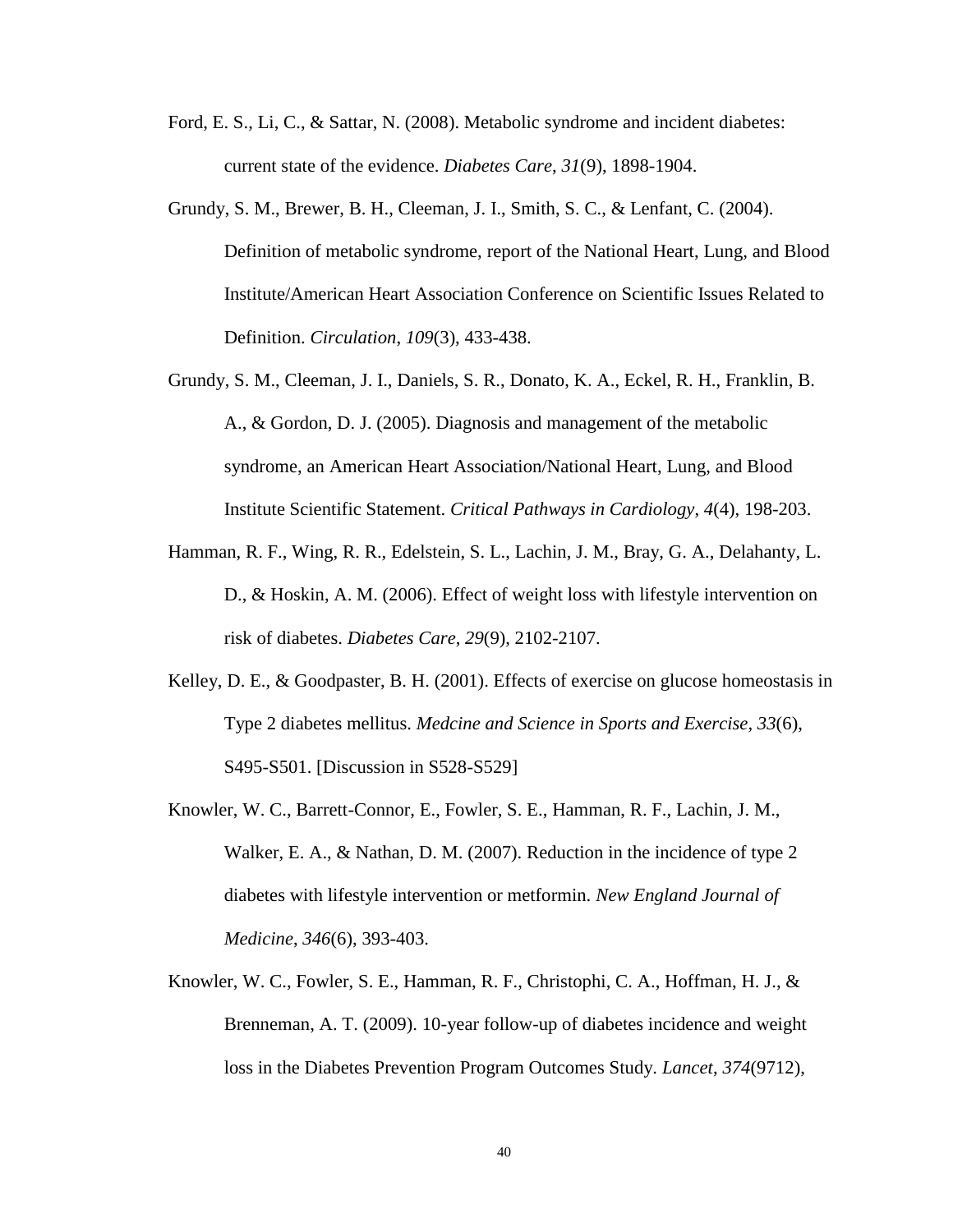Ford, E. S., Li, C., & Sattar, N. (2008). Metabolic syndrome and incident diabetes: current state of the evidence. *Diabetes Care*, *31*(9), 1898-1904.

Grundy, S. M., Brewer, B. H., Cleeman, J. I., Smith, S. C., & Lenfant, C. (2004). Definition of metabolic syndrome, report of the National Heart, Lung, and Blood Institute/American Heart Association Conference on Scientific Issues Related to Definition. *Circulation*, *109*(3), 433-438.

Grundy, S. M., Cleeman, J. I., Daniels, S. R., Donato, K. A., Eckel, R. H., Franklin, B. A., & Gordon, D. J. (2005). Diagnosis and management of the metabolic syndrome, an American Heart Association/National Heart, Lung, and Blood Institute Scientific Statement. *Critical Pathways in Cardiology*, *4*(4), 198-203.

Hamman, R. F., Wing, R. R., Edelstein, S. L., Lachin, J. M., Bray, G. A., Delahanty, L. D., & Hoskin, A. M. (2006). Effect of weight loss with lifestyle intervention on risk of diabetes. *Diabetes Care*, *29*(9), 2102-2107.

Kelley, D. E., & Goodpaster, B. H. (2001). Effects of exercise on glucose homeostasis in Type 2 diabetes mellitus. *Medcine and Science in Sports and Exercise*, *33*(6), S495-S501. [Discussion in S528-S529]

Knowler, W. C., Barrett-Connor, E., Fowler, S. E., Hamman, R. F., Lachin, J. M., Walker, E. A., & Nathan, D. M. (2007). Reduction in the incidence of type 2 diabetes with lifestyle intervention or metformin. *New England Journal of Medicine*, *346*(6), 393-403.

Knowler, W. C., Fowler, S. E., Hamman, R. F., Christophi, C. A., Hoffman, H. J., & Brenneman, A. T. (2009). 10-year follow-up of diabetes incidence and weight loss in the Diabetes Prevention Program Outcomes Study. *Lancet*, *374*(9712),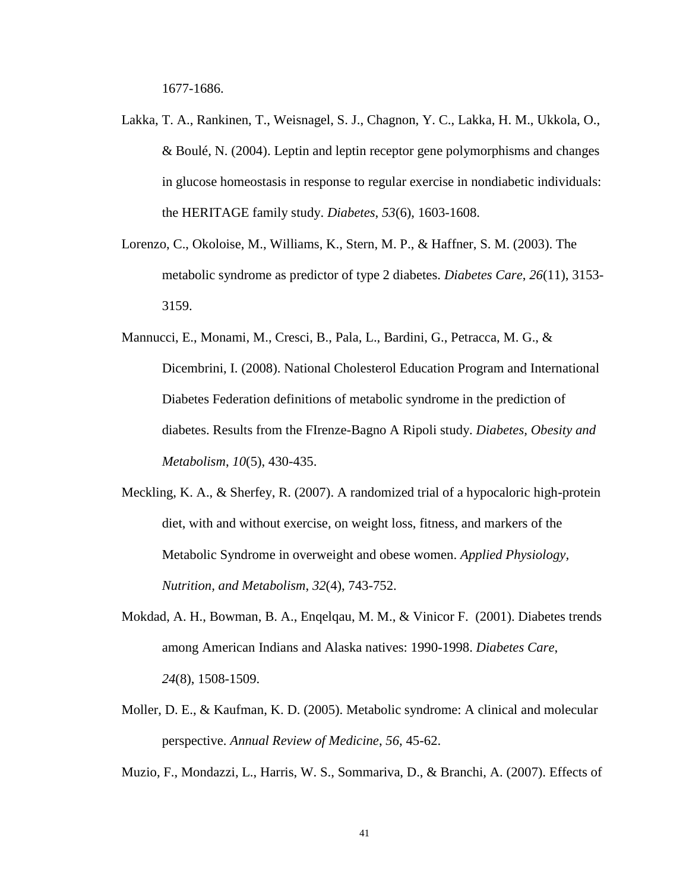1677-1686.

Lakka, T. A., Rankinen, T., Weisnagel, S. J., Chagnon, Y. C., Lakka, H. M., Ukkola, O., & Boulé, N. (2004). Leptin and leptin receptor gene polymorphisms and changes in glucose homeostasis in response to regular exercise in nondiabetic individuals: the HERITAGE family study. *Diabetes*, *53*(6), 1603-1608.

Lorenzo, C., Okoloise, M., Williams, K., Stern, M. P., & Haffner, S. M. (2003). The metabolic syndrome as predictor of type 2 diabetes. *Diabetes Care, 26*(11), 3153-3159.

Mannucci, E., Monami, M., Cresci, B., Pala, L., Bardini, G., Petracca, M. G., & Dicembrini, I. (2008). National Cholesterol Education Program and International Diabetes Federation definitions of metabolic syndrome in the prediction of diabetes. Results from the FIrenze-Bagno A Ripoli study. *Diabetes, Obesity and Metabolism*, *10*(5), 430-435.

Meckling, K. A., & Sherfey, R. (2007). A randomized trial of a hypocaloric high-protein diet, with and without exercise, on weight loss, fitness, and markers of the Metabolic Syndrome in overweight and obese women. *Applied Physiology, Nutrition, and Metabolism*, *32*(4), 743-752.

Mokdad, A. H., Bowman, B. A., Enqelqau, M. M., & Vinicor F. (2001). Diabetes trends among American Indians and Alaska natives: 1990-1998. *Diabetes Care*, *24*(8), 1508-1509.

Moller, D. E., & Kaufman, K. D. (2005). Metabolic syndrome: A clinical and molecular perspective. *Annual Review of Medicine*, *56*, 45-62.

Muzio, F., Mondazzi, L., Harris, W. S., Sommariva, D., & Branchi, A. (2007). Effects of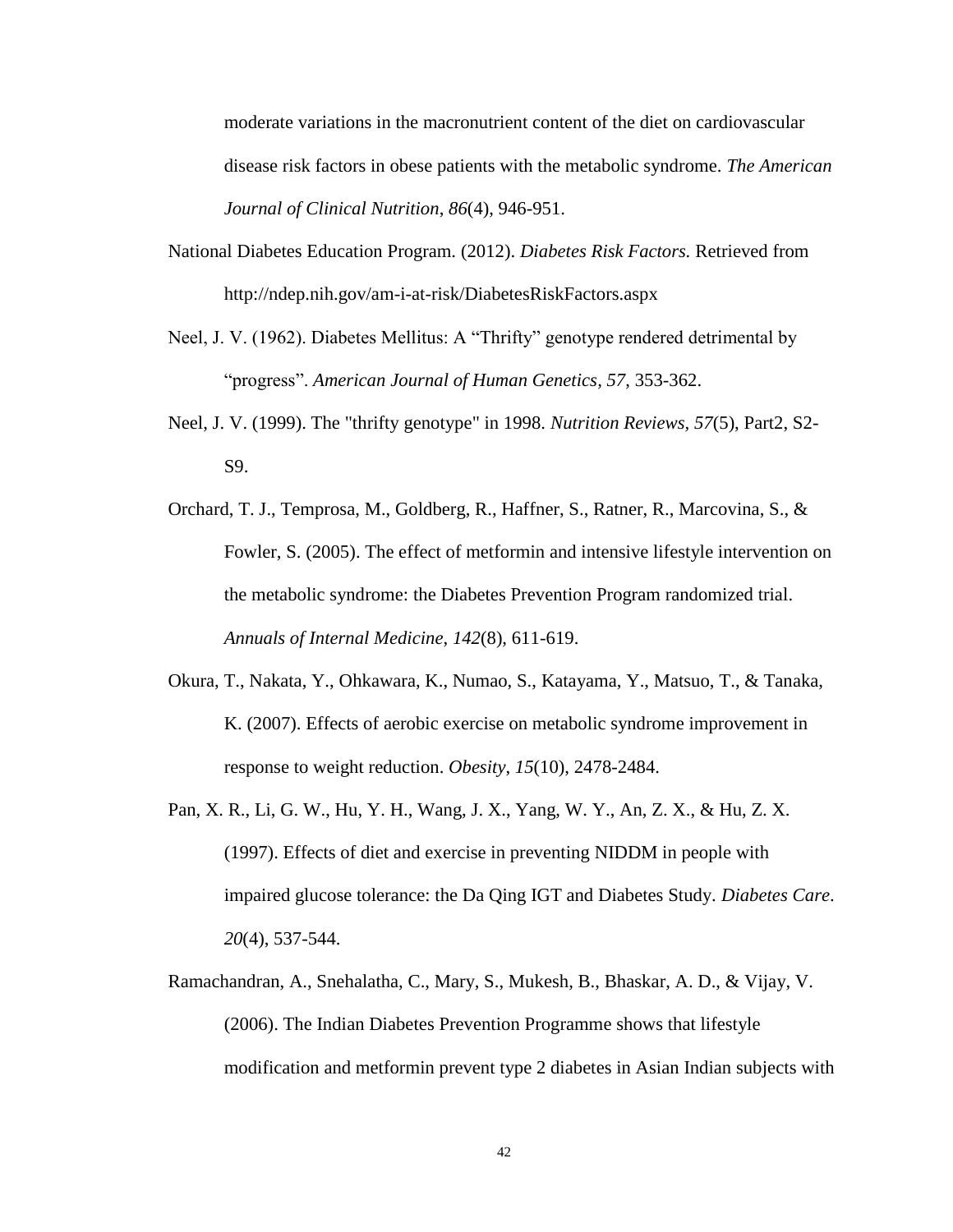moderate variations in the macronutrient content of the diet on cardiovascular disease risk factors in obese patients with the metabolic syndrome. *The American Journal of Clinical Nutrition*, *86*(4), 946-951.

National Diabetes Education Program. (2012). *Diabetes Risk Factors.* Retrieved from http://ndep.nih.gov/am-i-at-risk/DiabetesRiskFactors.aspx

Neel, J. V. (1962). Diabetes Mellitus: A "Thrifty" genotype rendered detrimental by "progress". *American Journal of Human Genetics, 57*, 353-362.

Neel, J. V. (1999). The "thrifty genotype" in 1998. *Nutrition Reviews, 57*(5), Part2, S2-S9.

Orchard, T. J., Temprosa, M., Goldberg, R., Haffner, S., Ratner, R., Marcovina, S., & Fowler, S. (2005). The effect of metformin and intensive lifestyle intervention on the metabolic syndrome: the Diabetes Prevention Program randomized trial. *Annuals of Internal Medicine, 142*(8), 611-619.

Okura, T., Nakata, Y., Ohkawara, K., Numao, S., Katayama, Y., Matsuo, T., & Tanaka, K. (2007). Effects of aerobic exercise on metabolic syndrome improvement in response to weight reduction. *Obesity*, *15*(10), 2478-2484.

Pan, X. R., Li, G. W., Hu, Y. H., Wang, J. X., Yang, W. Y., An, Z. X., & Hu, Z. X. (1997). Effects of diet and exercise in preventing NIDDM in people with impaired glucose tolerance: the Da Qing IGT and Diabetes Study. *Diabetes Care*. *20*(4), 537-544.

Ramachandran, A., Snehalatha, C., Mary, S., Mukesh, B., Bhaskar, A. D., & Vijay, V. (2006). The Indian Diabetes Prevention Programme shows that lifestyle modification and metformin prevent type 2 diabetes in Asian Indian subjects with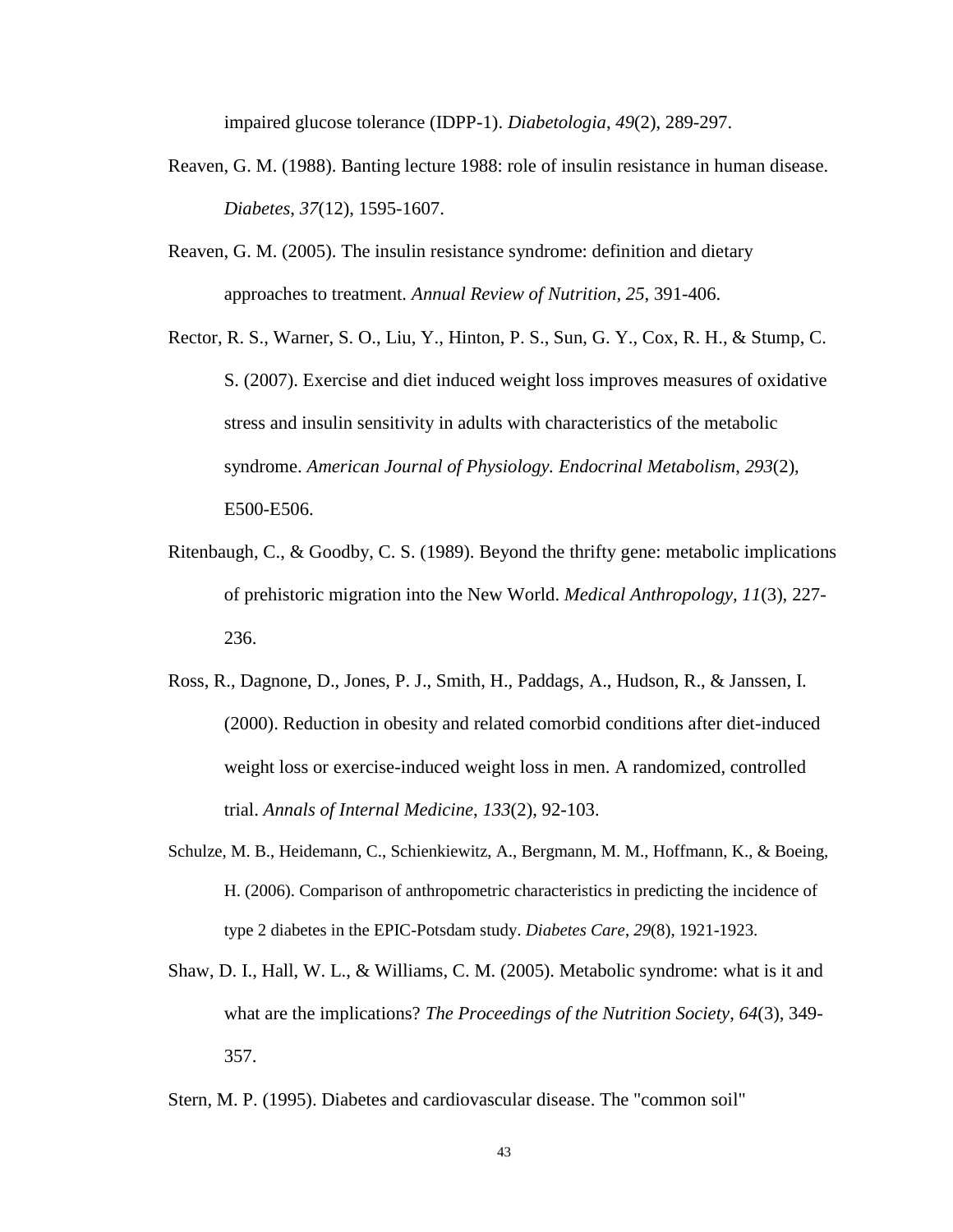impaired glucose tolerance (IDPP-1). *Diabetologia*, *49*(2), 289-297.

Reaven, G. M. (1988). Banting lecture 1988: role of insulin resistance in human disease. *Diabetes*, *37*(12), 1595-1607.

Reaven, G. M. (2005). The insulin resistance syndrome: definition and dietary approaches to treatment. *Annual Review of Nutrition*, *25*, 391-406.

Rector, R. S., Warner, S. O., Liu, Y., Hinton, P. S., Sun, G. Y., Cox, R. H., & Stump, C. S. (2007). Exercise and diet induced weight loss improves measures of oxidative stress and insulin sensitivity in adults with characteristics of the metabolic syndrome. *American Journal of Physiology. Endocrinal Metabolism*, *293*(2), E500-E506.

Ritenbaugh, C., & Goodby, C. S. (1989). Beyond the thrifty gene: metabolic implications of prehistoric migration into the New World. *Medical Anthropology*, *11*(3), 227-236.

Ross, R., Dagnone, D., Jones, P. J., Smith, H., Paddags, A., Hudson, R., & Janssen, I. (2000). Reduction in obesity and related comorbid conditions after diet-induced weight loss or exercise-induced weight loss in men. A randomized, controlled trial. *Annals of Internal Medicine*, *133*(2), 92-103.

Schulze, M. B., Heidemann, C., Schienkiewitz, A., Bergmann, M. M., Hoffmann, K., & Boeing, H. (2006). Comparison of anthropometric characteristics in predicting the incidence of type 2 diabetes in the EPIC-Potsdam study. *Diabetes Care*, *29*(8), 1921-1923.

Shaw, D. I., Hall, W. L., & Williams, C. M. (2005). Metabolic syndrome: what is it and what are the implications? *The Proceedings of the Nutrition Society*, *64*(3), 349-357.

Stern, M. P. (1995). Diabetes and cardiovascular disease. The "common soil"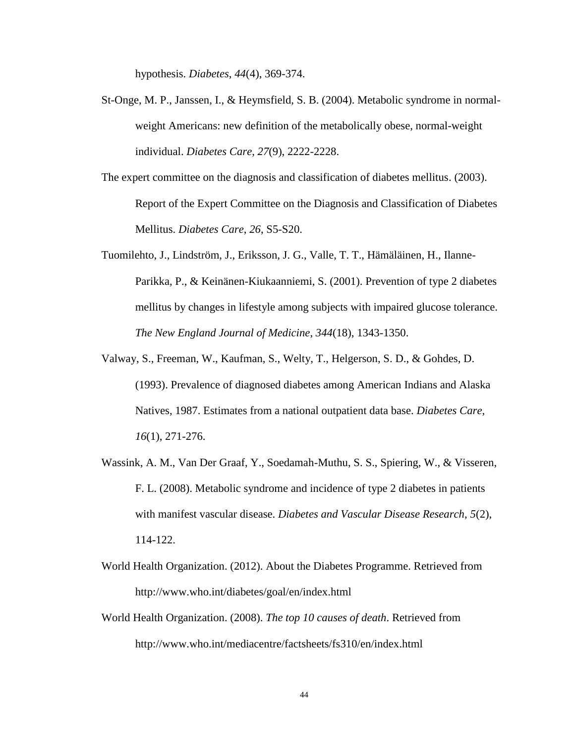hypothesis. *Diabetes*, *44*(4), 369-374.

St-Onge, M. P., Janssen, I., & Heymsfield, S. B. (2004). Metabolic syndrome in normal-weight Americans: new definition of the metabolically obese, normal-weight individual. *Diabetes Care*, *27*(9), 2222-2228.

The expert committee on the diagnosis and classification of diabetes mellitus. (2003). Report of the Expert Committee on the Diagnosis and Classification of Diabetes Mellitus. *Diabetes Care*, *26*, S5-S20.

Tuomilehto, J., Lindström, J., Eriksson, J. G., Valle, T. T., Hämäläinen, H., Ilanne-Parikka, P., & Keinänen-Kiukaanniemi, S. (2001). Prevention of type 2 diabetes mellitus by changes in lifestyle among subjects with impaired glucose tolerance. *The New England Journal of Medicine*, *344*(18), 1343-1350.

Valway, S., Freeman, W., Kaufman, S., Welty, T., Helgerson, S. D., & Gohdes, D. (1993). Prevalence of diagnosed diabetes among American Indians and Alaska Natives, 1987. Estimates from a national outpatient data base. *Diabetes Care*, *16*(1), 271-276.

Wassink, A. M., Van Der Graaf, Y., Soedamah-Muthu, S. S., Spiering, W., & Visseren, F. L. (2008). Metabolic syndrome and incidence of type 2 diabetes in patients with manifest vascular disease. *Diabetes and Vascular Disease Research*, *5*(2), 114-122.

World Health Organization. (2012). About the Diabetes Programme. Retrieved from http://www.who.int/diabetes/goal/en/index.html

World Health Organization. (2008). *The top 10 causes of death*. Retrieved from http://www.who.int/mediacentre/factsheets/fs310/en/index.html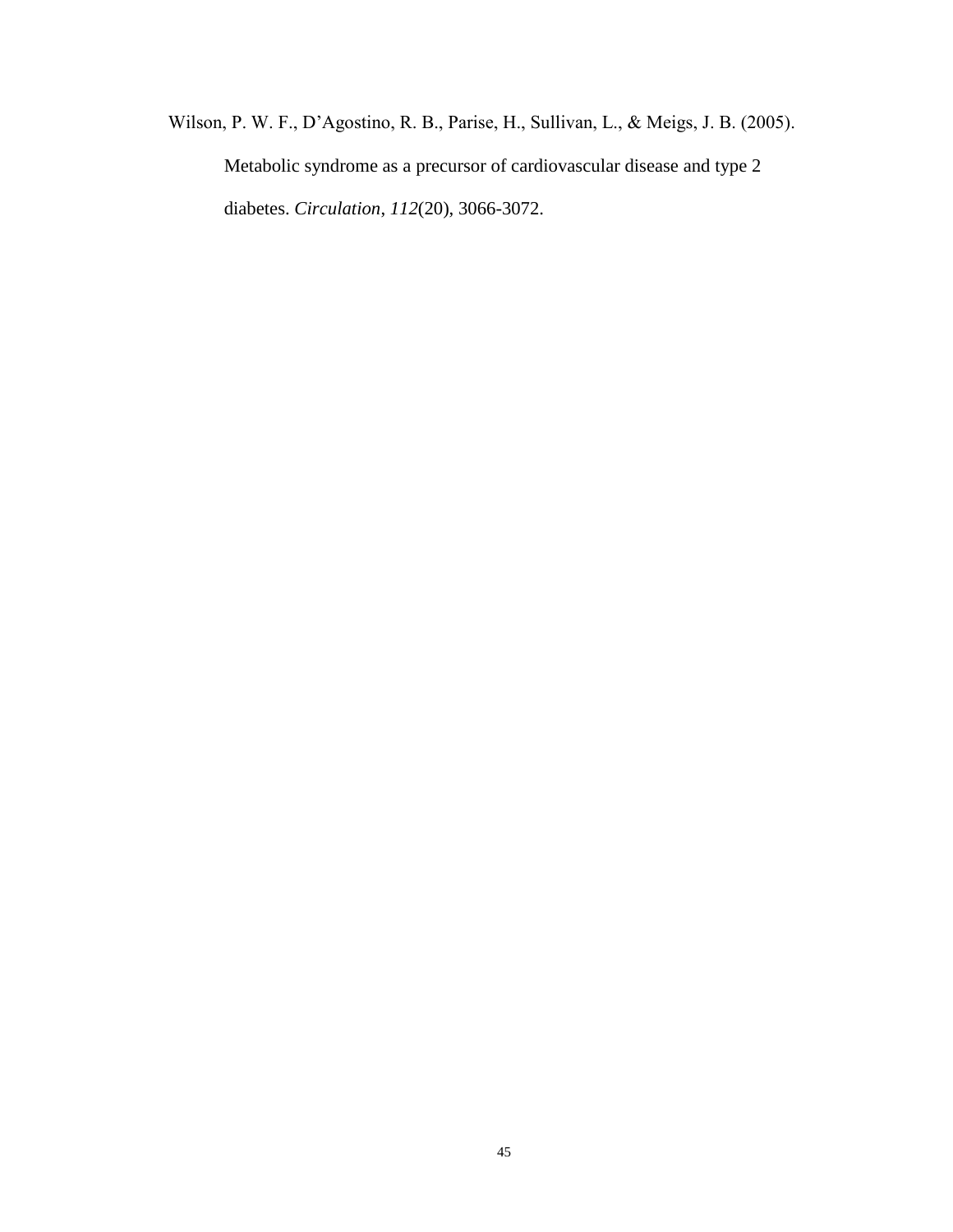Wilson, P. W. F., D'Agostino, R. B., Parise, H., Sullivan, L., & Meigs, J. B. (2005). Metabolic syndrome as a precursor of cardiovascular disease and type 2 diabetes. *Circulation*, *112*(20), 3066-3072.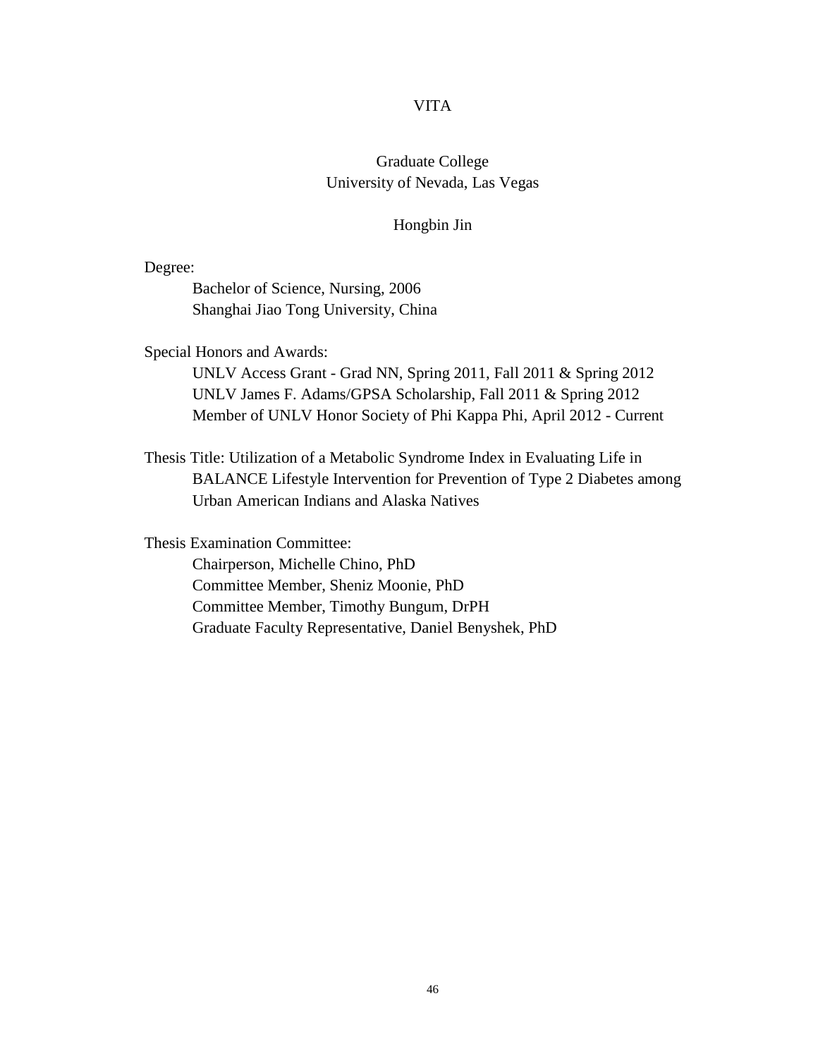# VITA

Graduate College
University of Nevada, Las Vegas

Hongbin Jin

Degree:

Bachelor of Science, Nursing, 2006
Shanghai Jiao Tong University, China

Special Honors and Awards:

UNLV Access Grant - Grad NN, Spring 2011, Fall 2011 & Spring 2012
UNLV James F. Adams/GPSA Scholarship, Fall 2011 & Spring 2012
Member of UNLV Honor Society of Phi Kappa Phi, April 2012 - Current

Thesis Title: Utilization of a Metabolic Syndrome Index in Evaluating Life in BALANCE Lifestyle Intervention for Prevention of Type 2 Diabetes among Urban American Indians and Alaska Natives

Thesis Examination Committee:

Chairperson, Michelle Chino, PhD
Committee Member, Sheniz Moonie, PhD
Committee Member, Timothy Bungum, DrPH
Graduate Faculty Representative, Daniel Benyshek, PhD